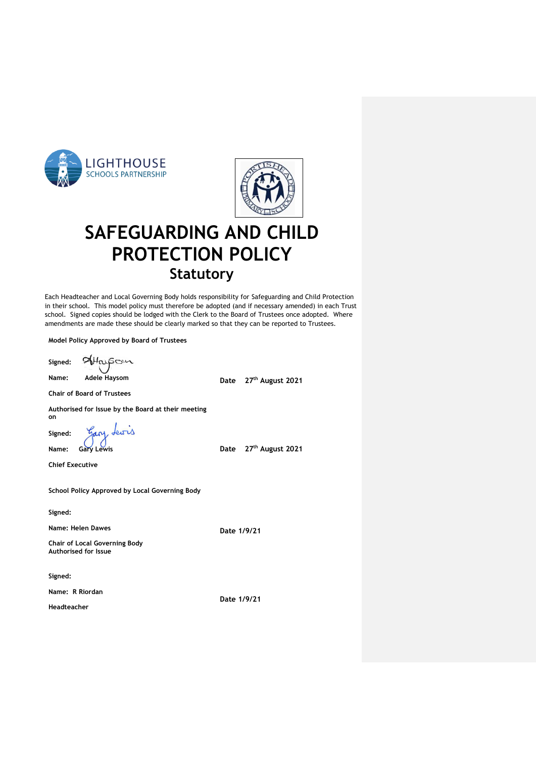LIGHTHOUSE SCHOOLS PARTNERSHIP

# SAFEGUARDING AND CHILD PROTECTION POLICY

## Statutory

Each Headteacher and Local Governing Body holds responsibility for Safeguarding and Child Protection in their school. This model policy must therefore be adopted (and if necessary amended) in each Trust school. Signed copies should be lodged with the Clerk to the Board of Trustees once adopted. Where amendments are made these should be clearly marked so that they can be reported to Trustees.

**Model Policy Approved by Board of Trustees**

**Signed:**

**Name:** Adele Haysom **Date** 27th August 2021

**Chair of Board of Trustees**

**Authorised for Issue by the Board at their meeting on**

**Signed:**

**Name:** Gary Lewis **Date** 27th August 2021

**Chief Executive**

**School Policy Approved by Local Governing Body**

**Signed:**

**Name: Helen Dawes** **Date 1/9/21**

**Chair of Local Governing Body Authorised for Issue**

**Signed:**

**Name: R Riordan** **Date 1/9/21**

**Headteacher**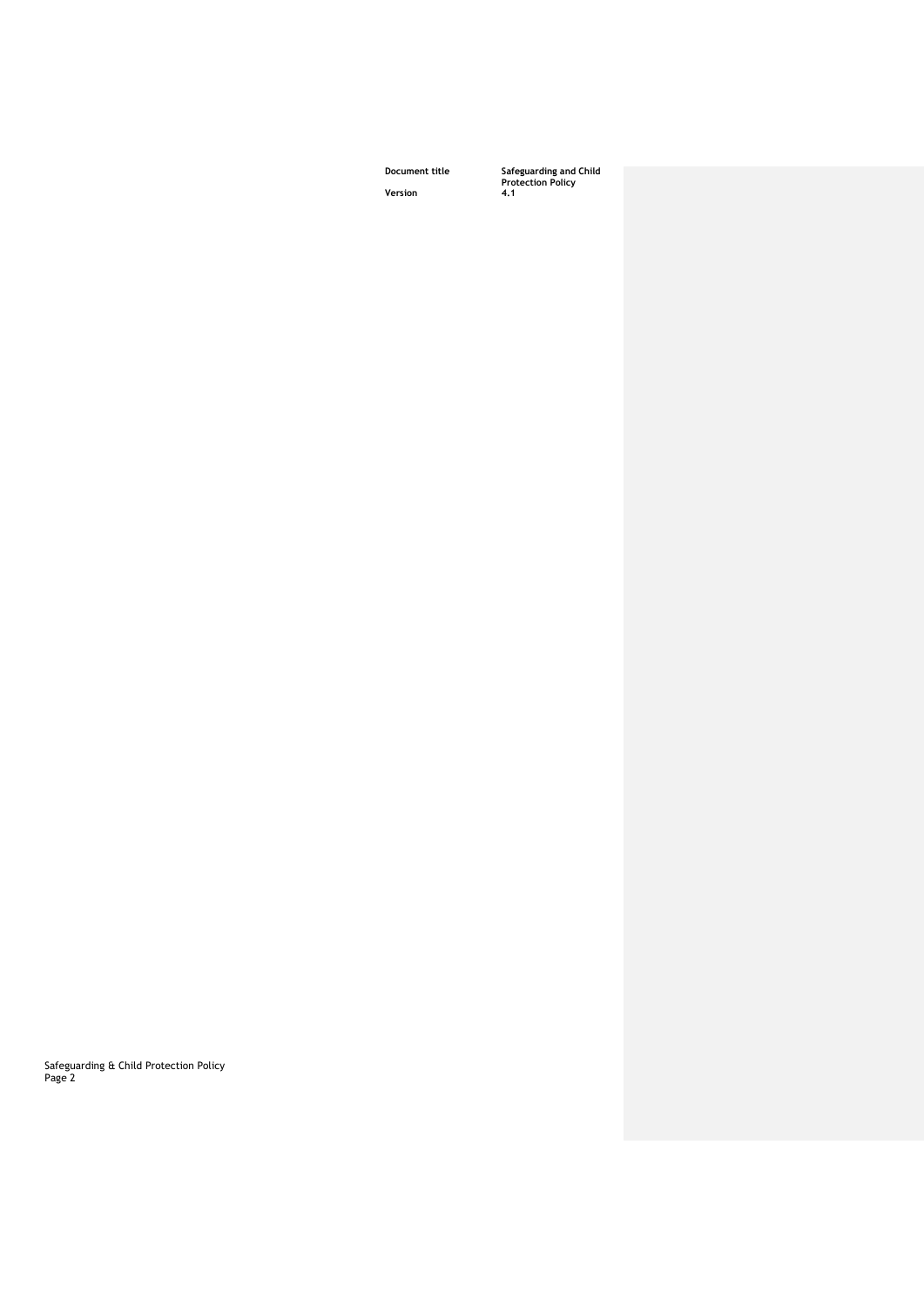| Document title | Safeguarding and Child Protection Policy |
| --- | --- |
| Version | 4.1 |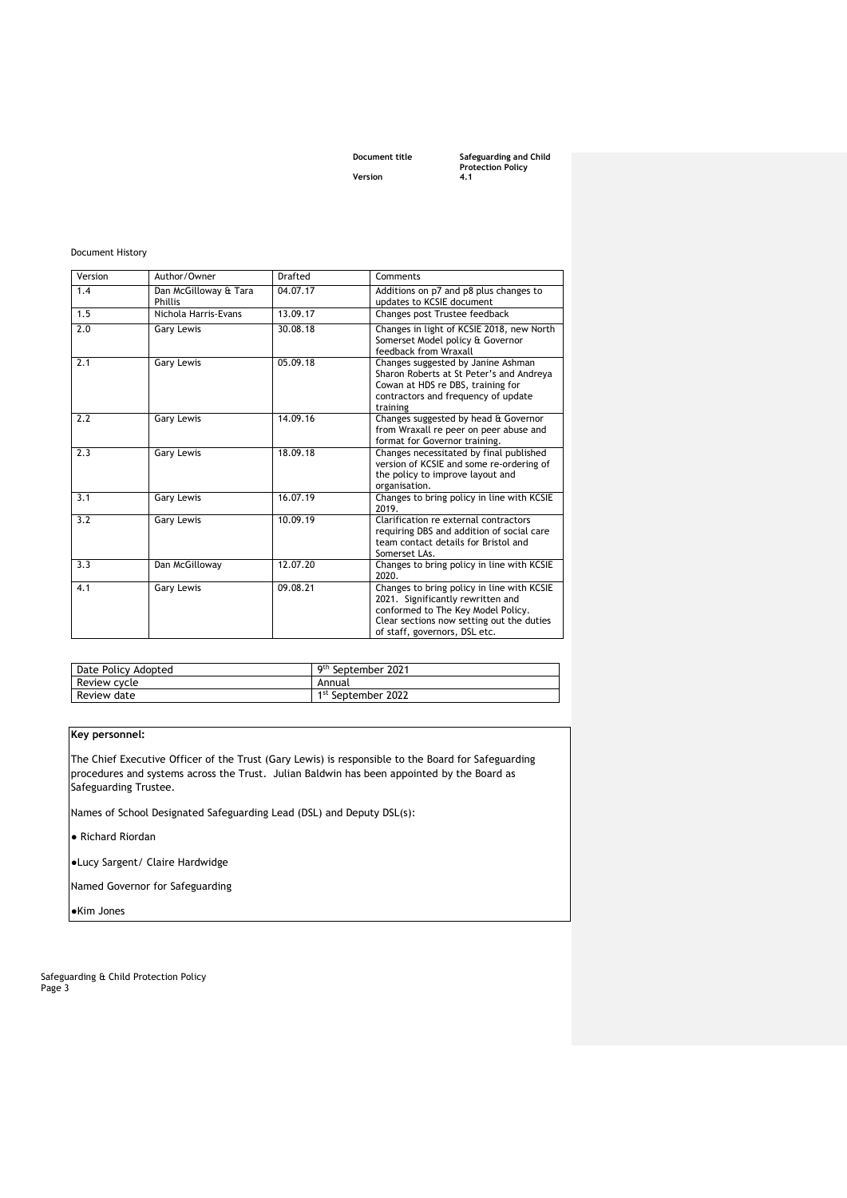| Document title | Safeguarding and Child Protection Policy |
| --- | --- |
| Version | 4.1 |

Document History

| Version | Author/Owner | Drafted | Comments |
| --- | --- | --- | --- |
| 1.4 | Dan McGilloway & Tara Phillis | 04.07.17 | Additions on p7 and p8 plus changes to updates to KCSIE document |
| 1.5 | Nichola Harris-Evans | 13.09.17 | Changes post Trustee feedback |
| 2.0 | Gary Lewis | 30.08.18 | Changes in light of KCSIE 2018, new North Somerset Model policy & Governor feedback from Wraxall |
| 2.1 | Gary Lewis | 05.09.18 | Changes suggested by Janine Ashman Sharon Roberts at St Peter's and Andreya Cowan at HDS re DBS, training for contractors and frequency of update training |
| 2.2 | Gary Lewis | 14.09.16 | Changes suggested by head & Governor from Wraxall re peer on peer abuse and format for Governor training. |
| 2.3 | Gary Lewis | 18.09.18 | Changes necessitated by final published version of KCSIE and some re-ordering of the policy to improve layout and organisation. |
| 3.1 | Gary Lewis | 16.07.19 | Changes to bring policy in line with KCSIE 2019. |
| 3.2 | Gary Lewis | 10.09.19 | Clarification re external contractors requiring DBS and addition of social care team contact details for Bristol and Somerset LAs. |
| 3.3 | Dan McGilloway | 12.07.20 | Changes to bring policy in line with KCSIE 2020. |
| 4.1 | Gary Lewis | 09.08.21 | Changes to bring policy in line with KCSIE 2021. Significantly rewritten and conformed to The Key Model Policy. Clear sections now setting out the duties of staff, governors, DSL etc. |

| Date Policy Adopted | 9th September 2021 |
| --- | --- |
| Review cycle | Annual |
| Review date | 1st September 2022 |

**Key personnel:**

The Chief Executive Officer of the Trust (Gary Lewis) is responsible to the Board for Safeguarding procedures and systems across the Trust. Julian Baldwin has been appointed by the Board as Safeguarding Trustee.

Names of School Designated Safeguarding Lead (DSL) and Deputy DSL(s):

- Richard Riordan
- Lucy Sargent/ Claire Hardwidge

Named Governor for Safeguarding

- Kim Jones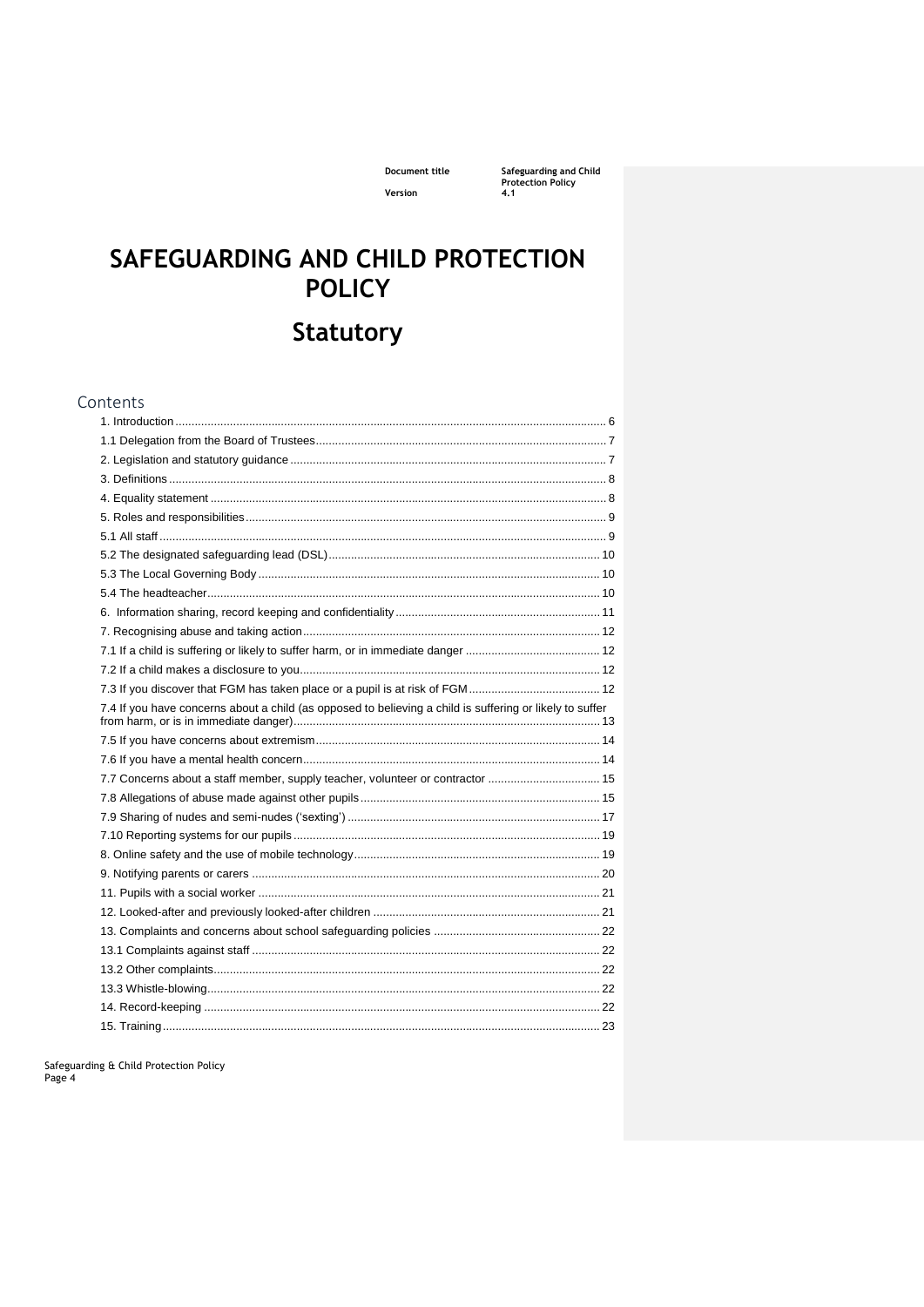# SAFEGUARDING AND CHILD PROTECTION POLICY

## Statutory

### Contents

1. Introduction ... 6
1.1 Delegation from the Board of Trustees ... 7
2. Legislation and statutory guidance ... 7
3. Definitions ... 8
4. Equality statement ... 8
5. Roles and responsibilities ... 9
5.1 All staff ... 9
5.2 The designated safeguarding lead (DSL) ... 10
5.3 The Local Governing Body ... 10
5.4 The headteacher ... 10
6. Information sharing, record keeping and confidentiality ... 11
7. Recognising abuse and taking action ... 12
7.1 If a child is suffering or likely to suffer harm, or in immediate danger ... 12
7.2 If a child makes a disclosure to you ... 12
7.3 If you discover that FGM has taken place or a pupil is at risk of FGM ... 12
7.4 If you have concerns about a child (as opposed to believing a child is suffering or likely to suffer from harm, or is in immediate danger) ... 13
7.5 If you have concerns about extremism ... 14
7.6 If you have a mental health concern ... 14
7.7 Concerns about a staff member, supply teacher, volunteer or contractor ... 15
7.8 Allegations of abuse made against other pupils ... 15
7.9 Sharing of nudes and semi-nudes ('sexting') ... 17
7.10 Reporting systems for our pupils ... 19
8. Online safety and the use of mobile technology ... 19
9. Notifying parents or carers ... 20
11. Pupils with a social worker ... 21
12. Looked-after and previously looked-after children ... 21
13. Complaints and concerns about school safeguarding policies ... 22
13.1 Complaints against staff ... 22
13.2 Other complaints ... 22
13.3 Whistle-blowing ... 22
14. Record-keeping ... 22
15. Training ... 23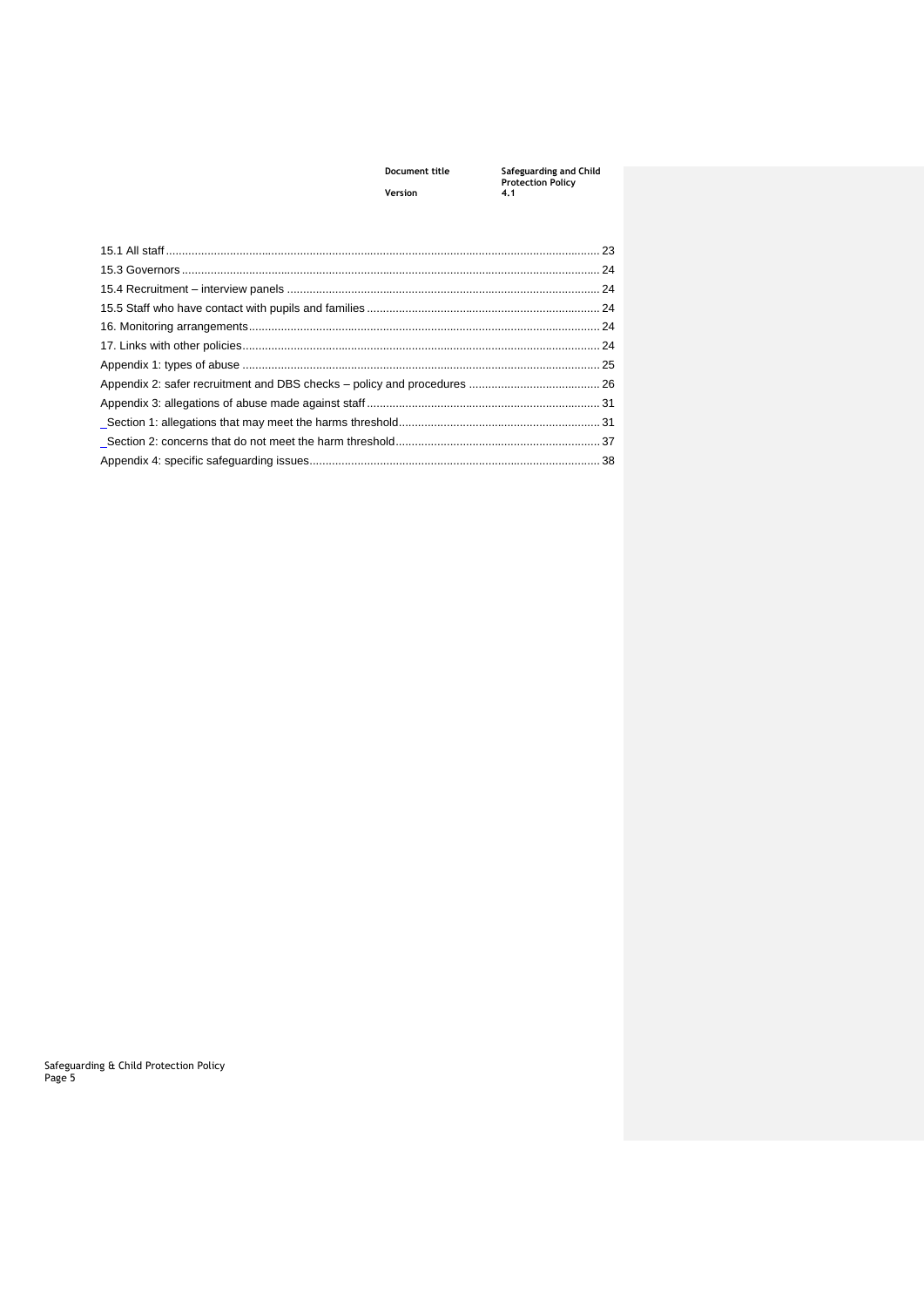15.1 All staff ........................................................................................................................ 23

15.3 Governors ...................................................................................................................... 24

15.4 Recruitment – interview panels ..................................................................................... 24

15.5 Staff who have contact with pupils and families ........................................................... 24

16. Monitoring arrangements ................................................................................................ 24

17. Links with other policies .................................................................................................. 24

Appendix 1: types of abuse ................................................................................................... 25

Appendix 2: safer recruitment and DBS checks – policy and procedures ............................. 26

Appendix 3: allegations of abuse made against staff ............................................................ 31

_Section 1: allegations that may meet the harms threshold ................................................. 31

_Section 2: concerns that do not meet the harm threshold ................................................... 37

Appendix 4: specific safeguarding issues .............................................................................. 38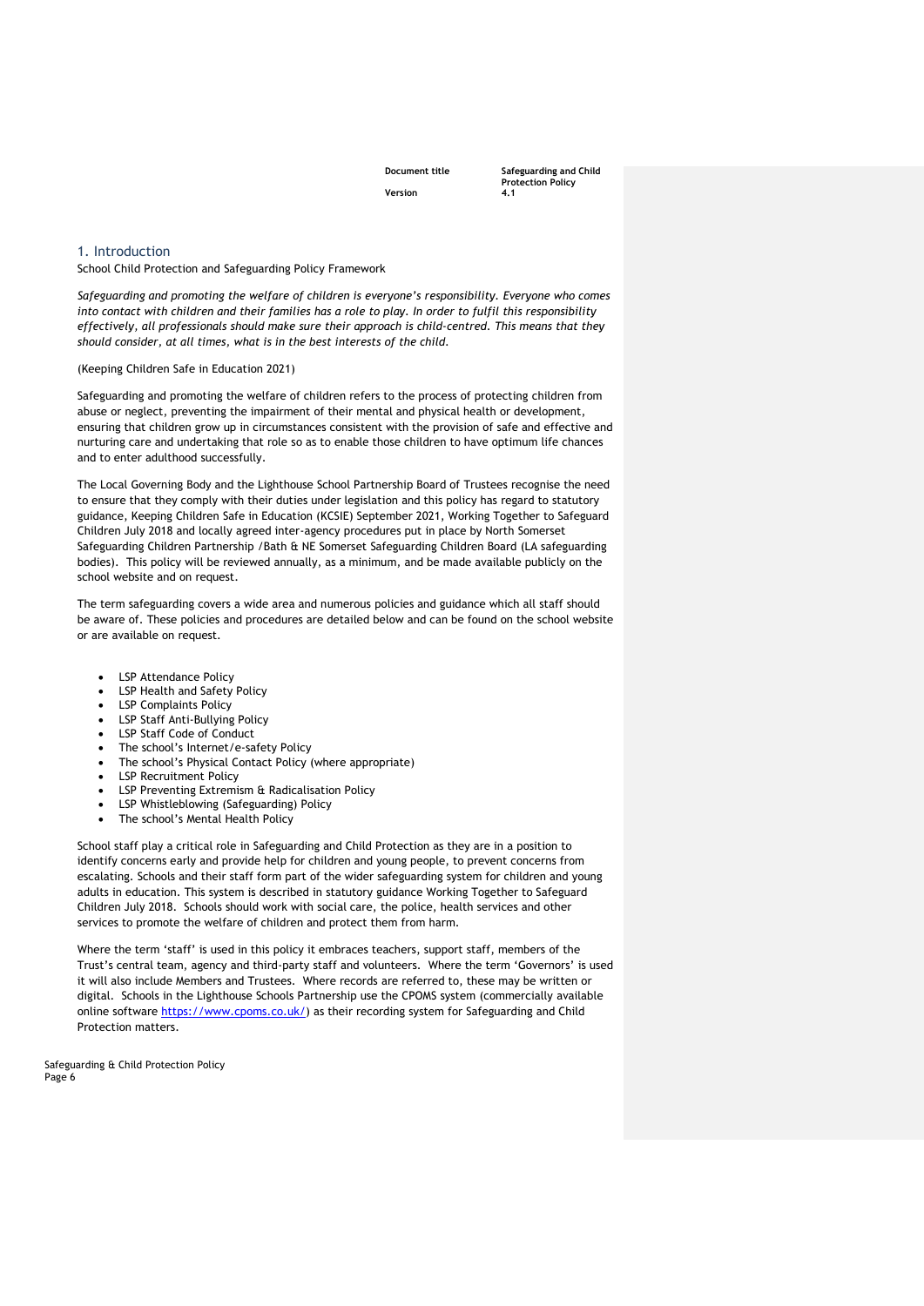## 1. Introduction

School Child Protection and Safeguarding Policy Framework

*Safeguarding and promoting the welfare of children is everyone's responsibility. Everyone who comes into contact with children and their families has a role to play. In order to fulfil this responsibility effectively, all professionals should make sure their approach is child-centred. This means that they should consider, at all times, what is in the best interests of the child.*

(Keeping Children Safe in Education 2021)

Safeguarding and promoting the welfare of children refers to the process of protecting children from abuse or neglect, preventing the impairment of their mental and physical health or development, ensuring that children grow up in circumstances consistent with the provision of safe and effective and nurturing care and undertaking that role so as to enable those children to have optimum life chances and to enter adulthood successfully.

The Local Governing Body and the Lighthouse School Partnership Board of Trustees recognise the need to ensure that they comply with their duties under legislation and this policy has regard to statutory guidance, Keeping Children Safe in Education (KCSIE) September 2021, Working Together to Safeguard Children July 2018 and locally agreed inter-agency procedures put in place by North Somerset Safeguarding Children Partnership /Bath & NE Somerset Safeguarding Children Board (LA safeguarding bodies). This policy will be reviewed annually, as a minimum, and be made available publicly on the school website and on request.

The term safeguarding covers a wide area and numerous policies and guidance which all staff should be aware of. These policies and procedures are detailed below and can be found on the school website or are available on request.

- LSP Attendance Policy
- LSP Health and Safety Policy
- LSP Complaints Policy
- LSP Staff Anti-Bullying Policy
- LSP Staff Code of Conduct
- The school's Internet/e-safety Policy
- The school's Physical Contact Policy (where appropriate)
- LSP Recruitment Policy
- LSP Preventing Extremism & Radicalisation Policy
- LSP Whistleblowing (Safeguarding) Policy
- The school's Mental Health Policy

School staff play a critical role in Safeguarding and Child Protection as they are in a position to identify concerns early and provide help for children and young people, to prevent concerns from escalating. Schools and their staff form part of the wider safeguarding system for children and young adults in education. This system is described in statutory guidance Working Together to Safeguard Children July 2018. Schools should work with social care, the police, health services and other services to promote the welfare of children and protect them from harm.

Where the term 'staff' is used in this policy it embraces teachers, support staff, members of the Trust's central team, agency and third-party staff and volunteers. Where the term 'Governors' is used it will also include Members and Trustees. Where records are referred to, these may be written or digital. Schools in the Lighthouse Schools Partnership use the CPOMS system (commercially available online software https://www.cpoms.co.uk/) as their recording system for Safeguarding and Child Protection matters.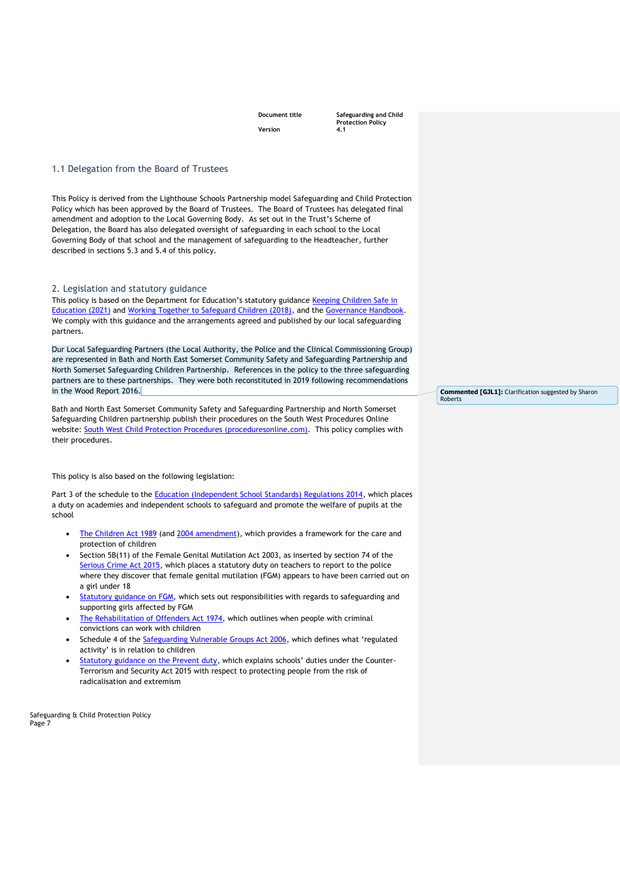## 1.1 Delegation from the Board of Trustees

This Policy is derived from the Lighthouse Schools Partnership model Safeguarding and Child Protection Policy which has been approved by the Board of Trustees. The Board of Trustees has delegated final amendment and adoption to the Local Governing Body. As set out in the Trust's Scheme of Delegation, the Board has also delegated oversight of safeguarding in each school to the Local Governing Body of that school and the management of safeguarding to the Headteacher, further described in sections 5.3 and 5.4 of this policy.

## 2. Legislation and statutory guidance

This policy is based on the Department for Education's statutory guidance Keeping Children Safe in Education (2021) and Working Together to Safeguard Children (2018), and the Governance Handbook. We comply with this guidance and the arrangements agreed and published by our local safeguarding partners.

Our Local Safeguarding Partners (the Local Authority, the Police and the Clinical Commissioning Group) are represented in Bath and North East Somerset Community Safety and Safeguarding Partnership and North Somerset Safeguarding Children Partnership. References in the policy to the three safeguarding partners are to these partnerships. They were both reconstituted in 2019 following recommendations in the Wood Report 2016.

Bath and North East Somerset Community Safety and Safeguarding Partnership and North Somerset Safeguarding Children partnership publish their procedures on the South West Procedures Online website: South West Child Protection Procedures (proceduresonline.com). This policy complies with their procedures.

This policy is also based on the following legislation:

Part 3 of the schedule to the Education (Independent School Standards) Regulations 2014, which places a duty on academies and independent schools to safeguard and promote the welfare of pupils at the school

- The Children Act 1989 (and 2004 amendment), which provides a framework for the care and protection of children
- Section 5B(11) of the Female Genital Mutilation Act 2003, as inserted by section 74 of the Serious Crime Act 2015, which places a statutory duty on teachers to report to the police where they discover that female genital mutilation (FGM) appears to have been carried out on a girl under 18
- Statutory guidance on FGM, which sets out responsibilities with regards to safeguarding and supporting girls affected by FGM
- The Rehabilitation of Offenders Act 1974, which outlines when people with criminal convictions can work with children
- Schedule 4 of the Safeguarding Vulnerable Groups Act 2006, which defines what 'regulated activity' is in relation to children
- Statutory guidance on the Prevent duty, which explains schools' duties under the Counter-Terrorism and Security Act 2015 with respect to protecting people from the risk of radicalisation and extremism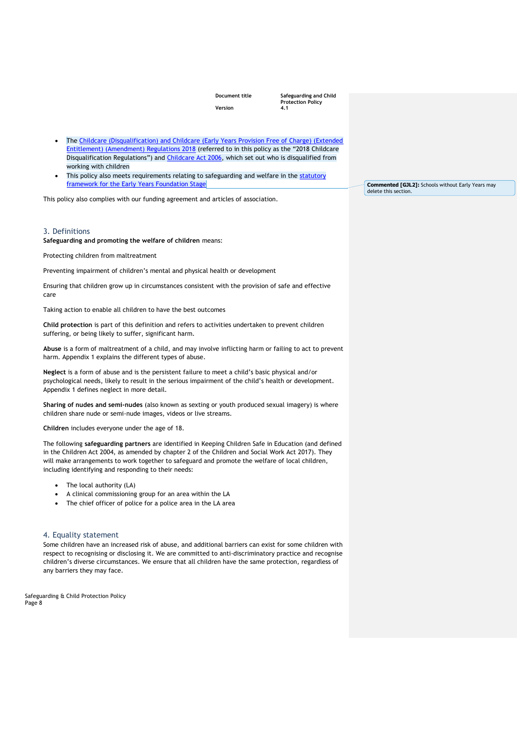- The Childcare (Disqualification) and Childcare (Early Years Provision Free of Charge) (Extended Entitlement) (Amendment) Regulations 2018 (referred to in this policy as the "2018 Childcare Disqualification Regulations") and Childcare Act 2006, which set out who is disqualified from working with children
- This policy also meets requirements relating to safeguarding and welfare in the statutory framework for the Early Years Foundation Stage

This policy also complies with our funding agreement and articles of association.

## 3. Definitions

**Safeguarding and promoting the welfare of children** means:

Protecting children from maltreatment

Preventing impairment of children's mental and physical health or development

Ensuring that children grow up in circumstances consistent with the provision of safe and effective care

Taking action to enable all children to have the best outcomes

**Child protection** is part of this definition and refers to activities undertaken to prevent children suffering, or being likely to suffer, significant harm.

**Abuse** is a form of maltreatment of a child, and may involve inflicting harm or failing to act to prevent harm. Appendix 1 explains the different types of abuse.

**Neglect** is a form of abuse and is the persistent failure to meet a child's basic physical and/or psychological needs, likely to result in the serious impairment of the child's health or development. Appendix 1 defines neglect in more detail.

**Sharing of nudes and semi-nudes** (also known as sexting or youth produced sexual imagery) is where children share nude or semi-nude images, videos or live streams.

**Children** includes everyone under the age of 18.

The following **safeguarding partners** are identified in Keeping Children Safe in Education (and defined in the Children Act 2004, as amended by chapter 2 of the Children and Social Work Act 2017). They will make arrangements to work together to safeguard and promote the welfare of local children, including identifying and responding to their needs:

- The local authority (LA)
- A clinical commissioning group for an area within the LA
- The chief officer of police for a police area in the LA area

## 4. Equality statement

Some children have an increased risk of abuse, and additional barriers can exist for some children with respect to recognising or disclosing it. We are committed to anti-discriminatory practice and recognise children's diverse circumstances. We ensure that all children have the same protection, regardless of any barriers they may face.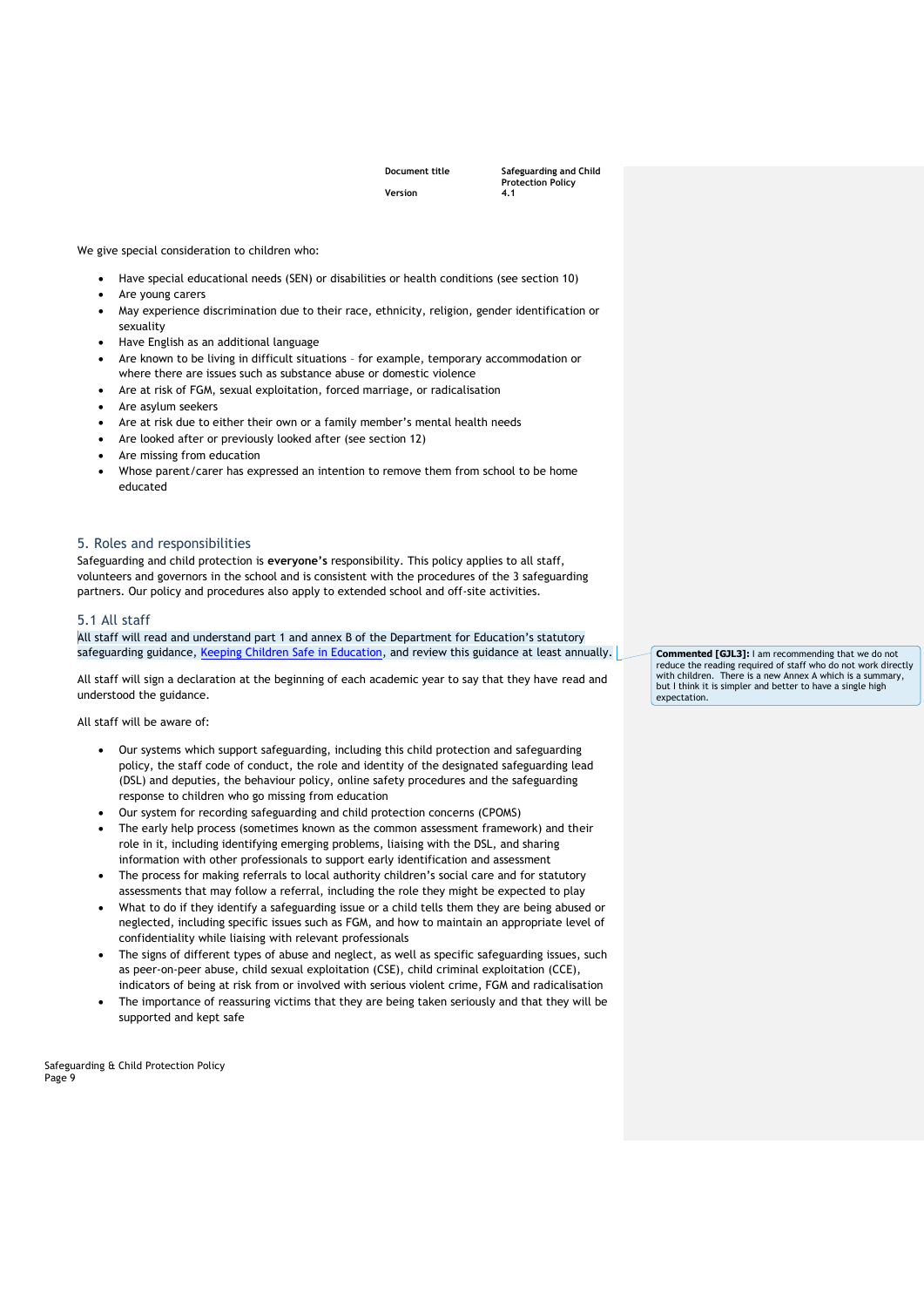We give special consideration to children who:

- Have special educational needs (SEN) or disabilities or health conditions (see section 10)
- Are young carers
- May experience discrimination due to their race, ethnicity, religion, gender identification or sexuality
- Have English as an additional language
- Are known to be living in difficult situations – for example, temporary accommodation or where there are issues such as substance abuse or domestic violence
- Are at risk of FGM, sexual exploitation, forced marriage, or radicalisation
- Are asylum seekers
- Are at risk due to either their own or a family member's mental health needs
- Are looked after or previously looked after (see section 12)
- Are missing from education
- Whose parent/carer has expressed an intention to remove them from school to be home educated

## 5. Roles and responsibilities

Safeguarding and child protection is **everyone's** responsibility. This policy applies to all staff, volunteers and governors in the school and is consistent with the procedures of the 3 safeguarding partners. Our policy and procedures also apply to extended school and off-site activities.

### 5.1 All staff

All staff will read and understand part 1 and annex B of the Department for Education's statutory safeguarding guidance, Keeping Children Safe in Education, and review this guidance at least annually.

**Commented [GJL3]:** I am recommending that we do not reduce the reading required of staff who do not work directly with children. There is a new Annex A which is a summary, but I think it is simpler and better to have a single high expectation.

All staff will sign a declaration at the beginning of each academic year to say that they have read and understood the guidance.

All staff will be aware of:

- Our systems which support safeguarding, including this child protection and safeguarding policy, the staff code of conduct, the role and identity of the designated safeguarding lead (DSL) and deputies, the behaviour policy, online safety procedures and the safeguarding response to children who go missing from education
- Our system for recording safeguarding and child protection concerns (CPOMS)
- The early help process (sometimes known as the common assessment framework) and their role in it, including identifying emerging problems, liaising with the DSL, and sharing information with other professionals to support early identification and assessment
- The process for making referrals to local authority children's social care and for statutory assessments that may follow a referral, including the role they might be expected to play
- What to do if they identify a safeguarding issue or a child tells them they are being abused or neglected, including specific issues such as FGM, and how to maintain an appropriate level of confidentiality while liaising with relevant professionals
- The signs of different types of abuse and neglect, as well as specific safeguarding issues, such as peer-on-peer abuse, child sexual exploitation (CSE), child criminal exploitation (CCE), indicators of being at risk from or involved with serious violent crime, FGM and radicalisation
- The importance of reassuring victims that they are being taken seriously and that they will be supported and kept safe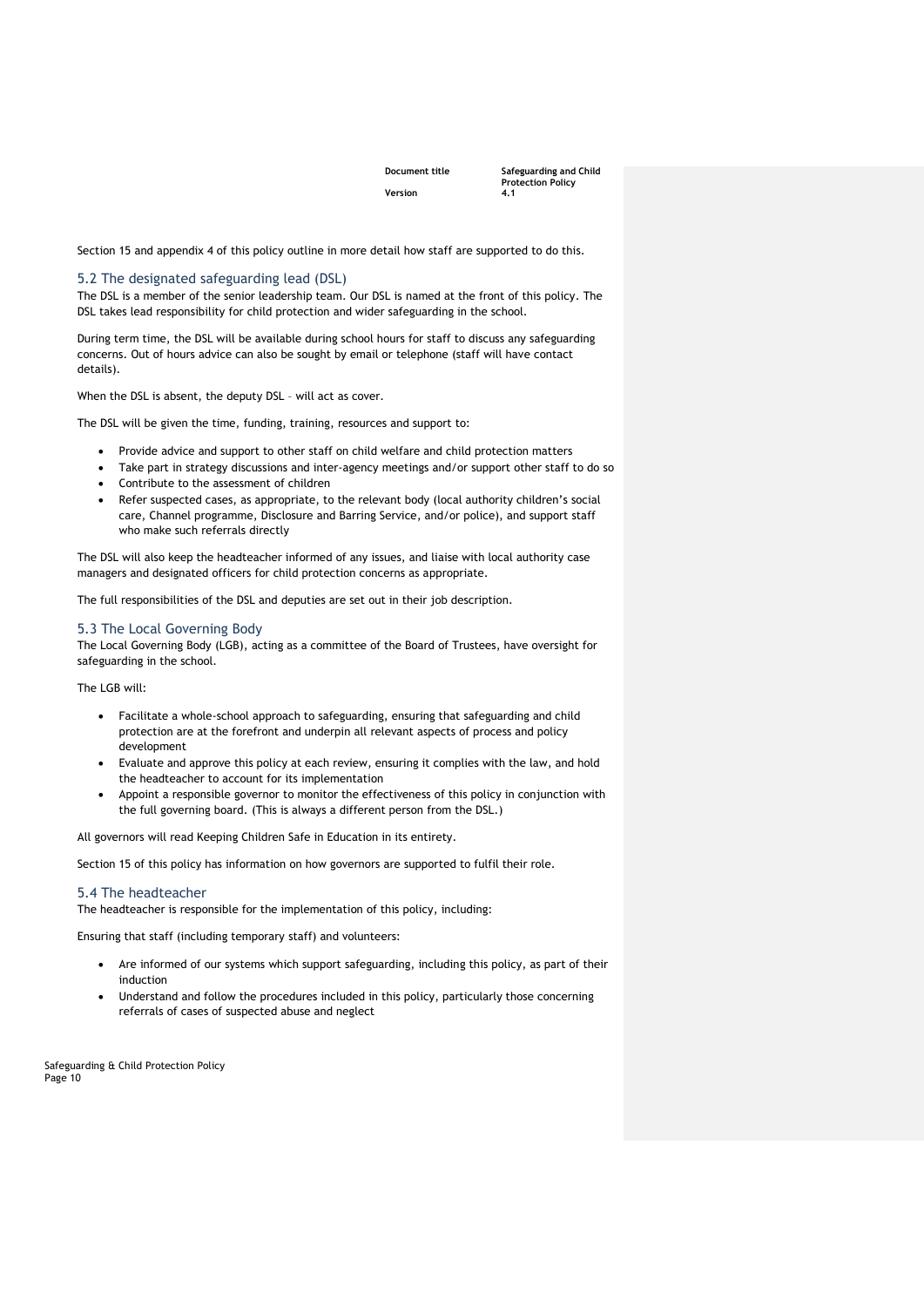Section 15 and appendix 4 of this policy outline in more detail how staff are supported to do this.

### 5.2 The designated safeguarding lead (DSL)

The DSL is a member of the senior leadership team. Our DSL is named at the front of this policy. The DSL takes lead responsibility for child protection and wider safeguarding in the school.

During term time, the DSL will be available during school hours for staff to discuss any safeguarding concerns. Out of hours advice can also be sought by email or telephone (staff will have contact details).

When the DSL is absent, the deputy DSL – will act as cover.

The DSL will be given the time, funding, training, resources and support to:

- Provide advice and support to other staff on child welfare and child protection matters
- Take part in strategy discussions and inter-agency meetings and/or support other staff to do so
- Contribute to the assessment of children
- Refer suspected cases, as appropriate, to the relevant body (local authority children's social care, Channel programme, Disclosure and Barring Service, and/or police), and support staff who make such referrals directly

The DSL will also keep the headteacher informed of any issues, and liaise with local authority case managers and designated officers for child protection concerns as appropriate.

The full responsibilities of the DSL and deputies are set out in their job description.

### 5.3 The Local Governing Body

The Local Governing Body (LGB), acting as a committee of the Board of Trustees, have oversight for safeguarding in the school.

The LGB will:

- Facilitate a whole-school approach to safeguarding, ensuring that safeguarding and child protection are at the forefront and underpin all relevant aspects of process and policy development
- Evaluate and approve this policy at each review, ensuring it complies with the law, and hold the headteacher to account for its implementation
- Appoint a responsible governor to monitor the effectiveness of this policy in conjunction with the full governing board. (This is always a different person from the DSL.)

All governors will read Keeping Children Safe in Education in its entirety.

Section 15 of this policy has information on how governors are supported to fulfil their role.

### 5.4 The headteacher

The headteacher is responsible for the implementation of this policy, including:

Ensuring that staff (including temporary staff) and volunteers:

- Are informed of our systems which support safeguarding, including this policy, as part of their induction
- Understand and follow the procedures included in this policy, particularly those concerning referrals of cases of suspected abuse and neglect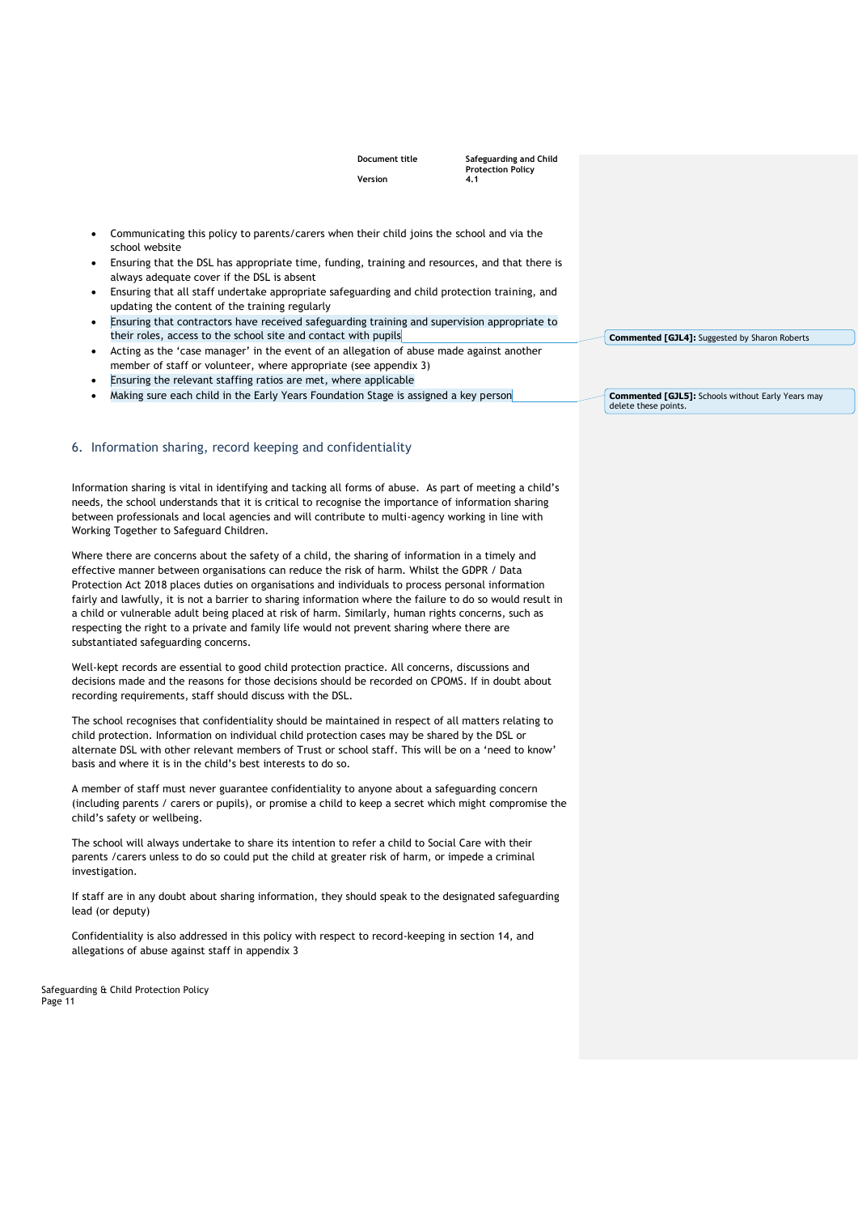- Communicating this policy to parents/carers when their child joins the school and via the school website
- Ensuring that the DSL has appropriate time, funding, training and resources, and that there is always adequate cover if the DSL is absent
- Ensuring that all staff undertake appropriate safeguarding and child protection training, and updating the content of the training regularly
- Ensuring that contractors have received safeguarding training and supervision appropriate to their roles, access to the school site and contact with pupils
- Acting as the 'case manager' in the event of an allegation of abuse made against another member of staff or volunteer, where appropriate (see appendix 3)
- Ensuring the relevant staffing ratios are met, where applicable
- Making sure each child in the Early Years Foundation Stage is assigned a key person

**Commented [GJL4]:** Suggested by Sharon Roberts

**Commented [GJL5]:** Schools without Early Years may delete these points.

## 6. Information sharing, record keeping and confidentiality

Information sharing is vital in identifying and tacking all forms of abuse. As part of meeting a child's needs, the school understands that it is critical to recognise the importance of information sharing between professionals and local agencies and will contribute to multi-agency working in line with Working Together to Safeguard Children.

Where there are concerns about the safety of a child, the sharing of information in a timely and effective manner between organisations can reduce the risk of harm. Whilst the GDPR / Data Protection Act 2018 places duties on organisations and individuals to process personal information fairly and lawfully, it is not a barrier to sharing information where the failure to do so would result in a child or vulnerable adult being placed at risk of harm. Similarly, human rights concerns, such as respecting the right to a private and family life would not prevent sharing where there are substantiated safeguarding concerns.

Well-kept records are essential to good child protection practice. All concerns, discussions and decisions made and the reasons for those decisions should be recorded on CPOMS. If in doubt about recording requirements, staff should discuss with the DSL.

The school recognises that confidentiality should be maintained in respect of all matters relating to child protection. Information on individual child protection cases may be shared by the DSL or alternate DSL with other relevant members of Trust or school staff. This will be on a 'need to know' basis and where it is in the child's best interests to do so.

A member of staff must never guarantee confidentiality to anyone about a safeguarding concern (including parents / carers or pupils), or promise a child to keep a secret which might compromise the child's safety or wellbeing.

The school will always undertake to share its intention to refer a child to Social Care with their parents /carers unless to do so could put the child at greater risk of harm, or impede a criminal investigation.

If staff are in any doubt about sharing information, they should speak to the designated safeguarding lead (or deputy)

Confidentiality is also addressed in this policy with respect to record-keeping in section 14, and allegations of abuse against staff in appendix 3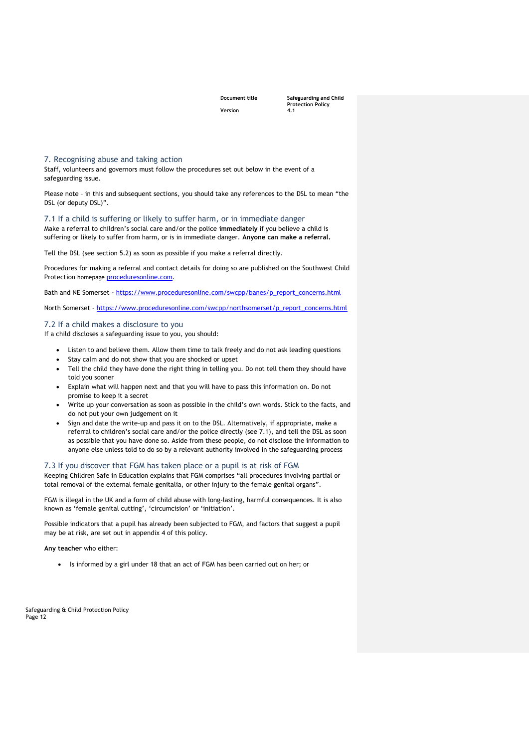## 7. Recognising abuse and taking action

Staff, volunteers and governors must follow the procedures set out below in the event of a safeguarding issue.

Please note – in this and subsequent sections, you should take any references to the DSL to mean "the DSL (or deputy DSL)".

### 7.1 If a child is suffering or likely to suffer harm, or in immediate danger

Make a referral to children's social care and/or the police **immediately** if you believe a child is suffering or likely to suffer from harm, or is in immediate danger. **Anyone can make a referral.**

Tell the DSL (see section 5.2) as soon as possible if you make a referral directly.

Procedures for making a referral and contact details for doing so are published on the Southwest Child Protection homepage [proceduresonline.com](proceduresonline.com).

Bath and NE Somerset - https://www.proceduresonline.com/swcpp/banes/p_report_concerns.html

North Somerset - https://www.proceduresonline.com/swcpp/northsomerset/p_report_concerns.html

### 7.2 If a child makes a disclosure to you

If a child discloses a safeguarding issue to you, you should:

- Listen to and believe them. Allow them time to talk freely and do not ask leading questions
- Stay calm and do not show that you are shocked or upset
- Tell the child they have done the right thing in telling you. Do not tell them they should have told you sooner
- Explain what will happen next and that you will have to pass this information on. Do not promise to keep it a secret
- Write up your conversation as soon as possible in the child's own words. Stick to the facts, and do not put your own judgement on it
- Sign and date the write-up and pass it on to the DSL. Alternatively, if appropriate, make a referral to children's social care and/or the police directly (see 7.1), and tell the DSL as soon as possible that you have done so. Aside from these people, do not disclose the information to anyone else unless told to do so by a relevant authority involved in the safeguarding process

### 7.3 If you discover that FGM has taken place or a pupil is at risk of FGM

Keeping Children Safe in Education explains that FGM comprises "all procedures involving partial or total removal of the external female genitalia, or other injury to the female genital organs".

FGM is illegal in the UK and a form of child abuse with long-lasting, harmful consequences. It is also known as 'female genital cutting', 'circumcision' or 'initiation'.

Possible indicators that a pupil has already been subjected to FGM, and factors that suggest a pupil may be at risk, are set out in appendix 4 of this policy.

**Any teacher** who either:

- Is informed by a girl under 18 that an act of FGM has been carried out on her; or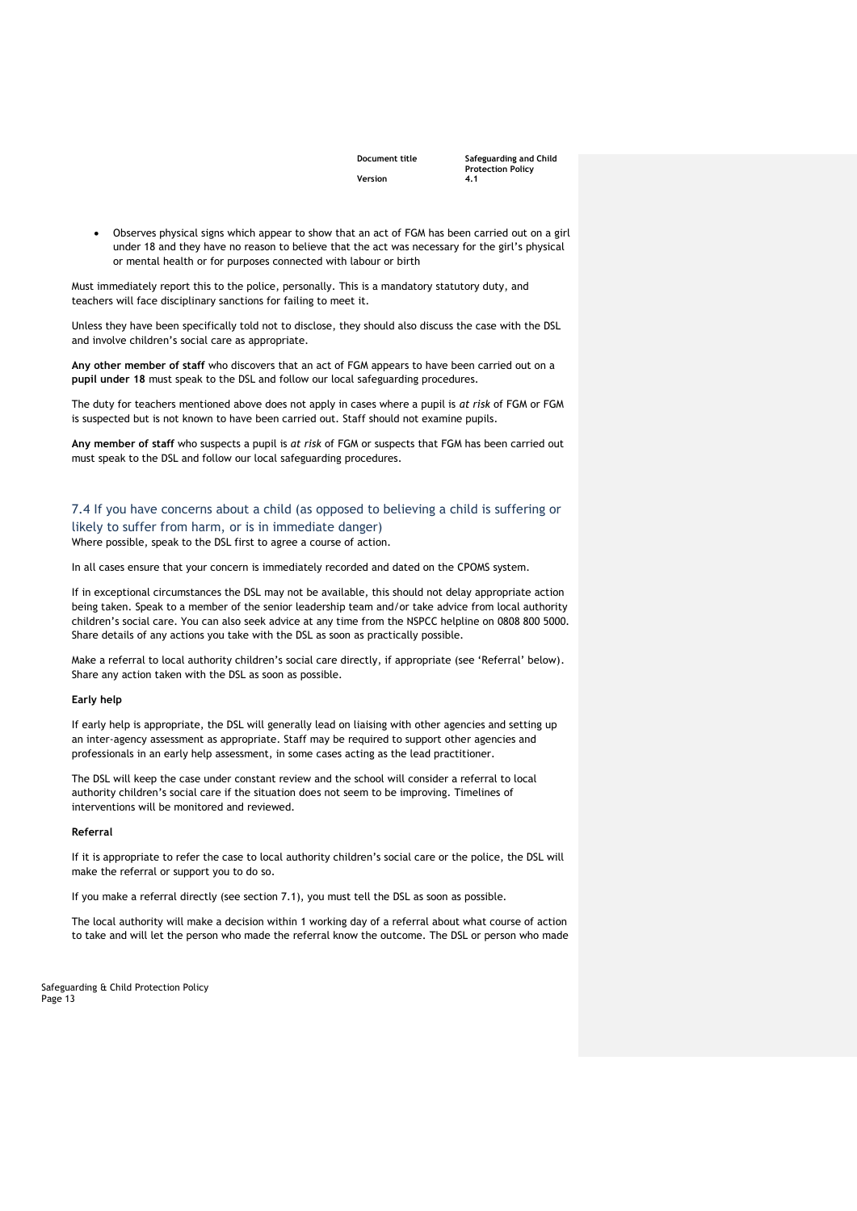- Observes physical signs which appear to show that an act of FGM has been carried out on a girl under 18 and they have no reason to believe that the act was necessary for the girl's physical or mental health or for purposes connected with labour or birth

Must immediately report this to the police, personally. This is a mandatory statutory duty, and teachers will face disciplinary sanctions for failing to meet it.

Unless they have been specifically told not to disclose, they should also discuss the case with the DSL and involve children's social care as appropriate.

**Any other member of staff** who discovers that an act of FGM appears to have been carried out on a **pupil under 18** must speak to the DSL and follow our local safeguarding procedures.

The duty for teachers mentioned above does not apply in cases where a pupil is *at risk* of FGM or FGM is suspected but is not known to have been carried out. Staff should not examine pupils.

**Any member of staff** who suspects a pupil is *at risk* of FGM or suspects that FGM has been carried out must speak to the DSL and follow our local safeguarding procedures.

## 7.4 If you have concerns about a child (as opposed to believing a child is suffering or likely to suffer from harm, or is in immediate danger)

Where possible, speak to the DSL first to agree a course of action.

In all cases ensure that your concern is immediately recorded and dated on the CPOMS system.

If in exceptional circumstances the DSL may not be available, this should not delay appropriate action being taken. Speak to a member of the senior leadership team and/or take advice from local authority children's social care. You can also seek advice at any time from the NSPCC helpline on 0808 800 5000. Share details of any actions you take with the DSL as soon as practically possible.

Make a referral to local authority children's social care directly, if appropriate (see 'Referral' below). Share any action taken with the DSL as soon as possible.

**Early help**

If early help is appropriate, the DSL will generally lead on liaising with other agencies and setting up an inter-agency assessment as appropriate. Staff may be required to support other agencies and professionals in an early help assessment, in some cases acting as the lead practitioner.

The DSL will keep the case under constant review and the school will consider a referral to local authority children's social care if the situation does not seem to be improving. Timelines of interventions will be monitored and reviewed.

**Referral**

If it is appropriate to refer the case to local authority children's social care or the police, the DSL will make the referral or support you to do so.

If you make a referral directly (see section 7.1), you must tell the DSL as soon as possible.

The local authority will make a decision within 1 working day of a referral about what course of action to take and will let the person who made the referral know the outcome. The DSL or person who made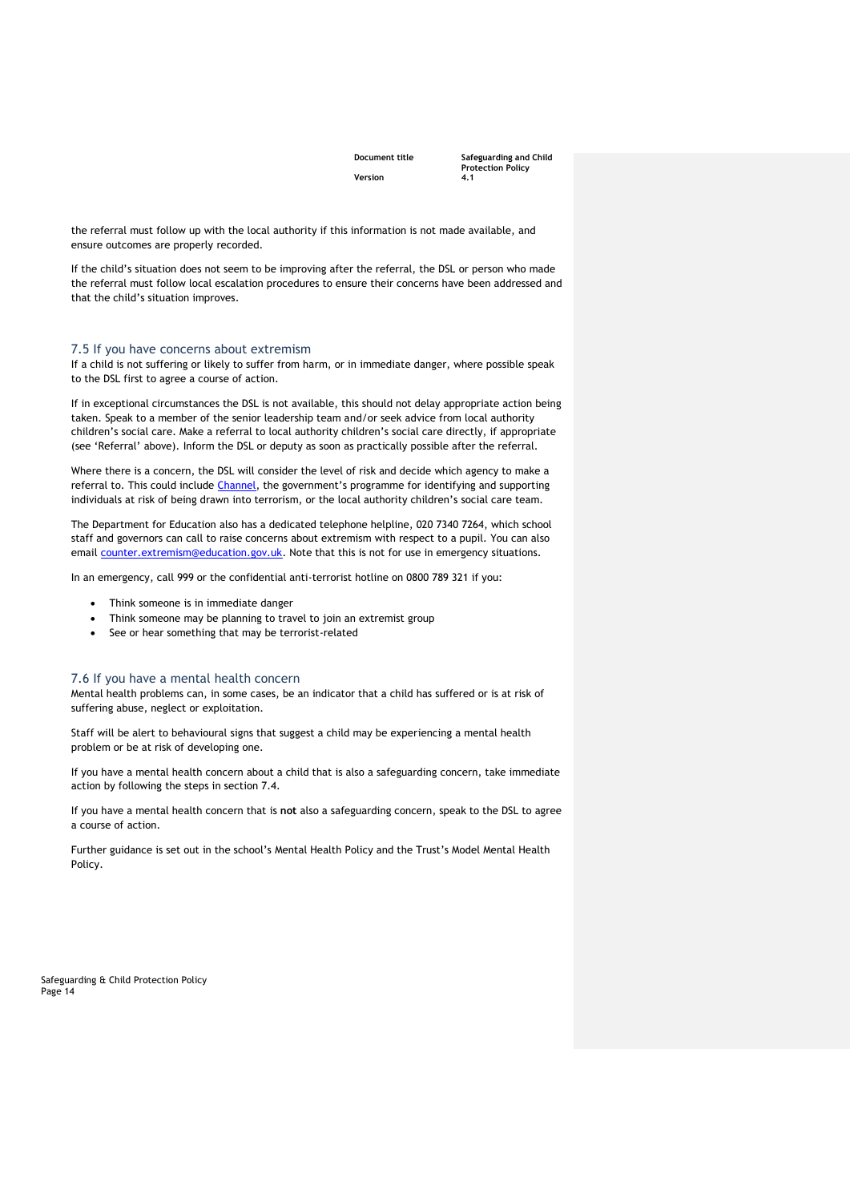the referral must follow up with the local authority if this information is not made available, and ensure outcomes are properly recorded.

If the child's situation does not seem to be improving after the referral, the DSL or person who made the referral must follow local escalation procedures to ensure their concerns have been addressed and that the child's situation improves.

### 7.5 If you have concerns about extremism

If a child is not suffering or likely to suffer from harm, or in immediate danger, where possible speak to the DSL first to agree a course of action.

If in exceptional circumstances the DSL is not available, this should not delay appropriate action being taken. Speak to a member of the senior leadership team and/or seek advice from local authority children's social care. Make a referral to local authority children's social care directly, if appropriate (see 'Referral' above). Inform the DSL or deputy as soon as practically possible after the referral.

Where there is a concern, the DSL will consider the level of risk and decide which agency to make a referral to. This could include Channel, the government's programme for identifying and supporting individuals at risk of being drawn into terrorism, or the local authority children's social care team.

The Department for Education also has a dedicated telephone helpline, 020 7340 7264, which school staff and governors can call to raise concerns about extremism with respect to a pupil. You can also email counter.extremism@education.gov.uk. Note that this is not for use in emergency situations.

In an emergency, call 999 or the confidential anti-terrorist hotline on 0800 789 321 if you:

- Think someone is in immediate danger
- Think someone may be planning to travel to join an extremist group
- See or hear something that may be terrorist-related

### 7.6 If you have a mental health concern

Mental health problems can, in some cases, be an indicator that a child has suffered or is at risk of suffering abuse, neglect or exploitation.

Staff will be alert to behavioural signs that suggest a child may be experiencing a mental health problem or be at risk of developing one.

If you have a mental health concern about a child that is also a safeguarding concern, take immediate action by following the steps in section 7.4.

If you have a mental health concern that is **not** also a safeguarding concern, speak to the DSL to agree a course of action.

Further guidance is set out in the school's Mental Health Policy and the Trust's Model Mental Health Policy.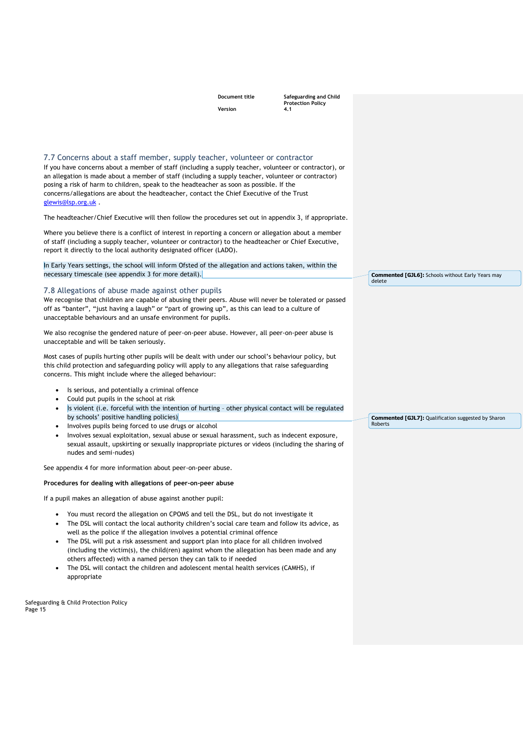## 7.7 Concerns about a staff member, supply teacher, volunteer or contractor

If you have concerns about a member of staff (including a supply teacher, volunteer or contractor), or an allegation is made about a member of staff (including a supply teacher, volunteer or contractor) posing a risk of harm to children, speak to the headteacher as soon as possible. If the concerns/allegations are about the headteacher, contact the Chief Executive of the Trust glewis@lsp.org.uk .

The headteacher/Chief Executive will then follow the procedures set out in appendix 3, if appropriate.

Where you believe there is a conflict of interest in reporting a concern or allegation about a member of staff (including a supply teacher, volunteer or contractor) to the headteacher or Chief Executive, report it directly to the local authority designated officer (LADO).

In Early Years settings, the school will inform Ofsted of the allegation and actions taken, within the necessary timescale (see appendix 3 for more detail).

**Commented [GJL6]:** Schools without Early Years may delete

## 7.8 Allegations of abuse made against other pupils

We recognise that children are capable of abusing their peers. Abuse will never be tolerated or passed off as "banter", "just having a laugh" or "part of growing up", as this can lead to a culture of unacceptable behaviours and an unsafe environment for pupils.

We also recognise the gendered nature of peer-on-peer abuse. However, all peer-on-peer abuse is unacceptable and will be taken seriously.

Most cases of pupils hurting other pupils will be dealt with under our school's behaviour policy, but this child protection and safeguarding policy will apply to any allegations that raise safeguarding concerns. This might include where the alleged behaviour:

- Is serious, and potentially a criminal offence
- Could put pupils in the school at risk
- Is violent (i.e. forceful with the intention of hurting – other physical contact will be regulated by schools' positive handling policies)
- Involves pupils being forced to use drugs or alcohol
- Involves sexual exploitation, sexual abuse or sexual harassment, such as indecent exposure, sexual assault, upskirting or sexually inappropriate pictures or videos (including the sharing of nudes and semi-nudes)

**Commented [GJL7]:** Qualification suggested by Sharon Roberts

See appendix 4 for more information about peer-on-peer abuse.

**Procedures for dealing with allegations of peer-on-peer abuse**

If a pupil makes an allegation of abuse against another pupil:

- You must record the allegation on CPOMS and tell the DSL, but do not investigate it
- The DSL will contact the local authority children's social care team and follow its advice, as well as the police if the allegation involves a potential criminal offence
- The DSL will put a risk assessment and support plan into place for all children involved (including the victim(s), the child(ren) against whom the allegation has been made and any others affected) with a named person they can talk to if needed
- The DSL will contact the children and adolescent mental health services (CAMHS), if appropriate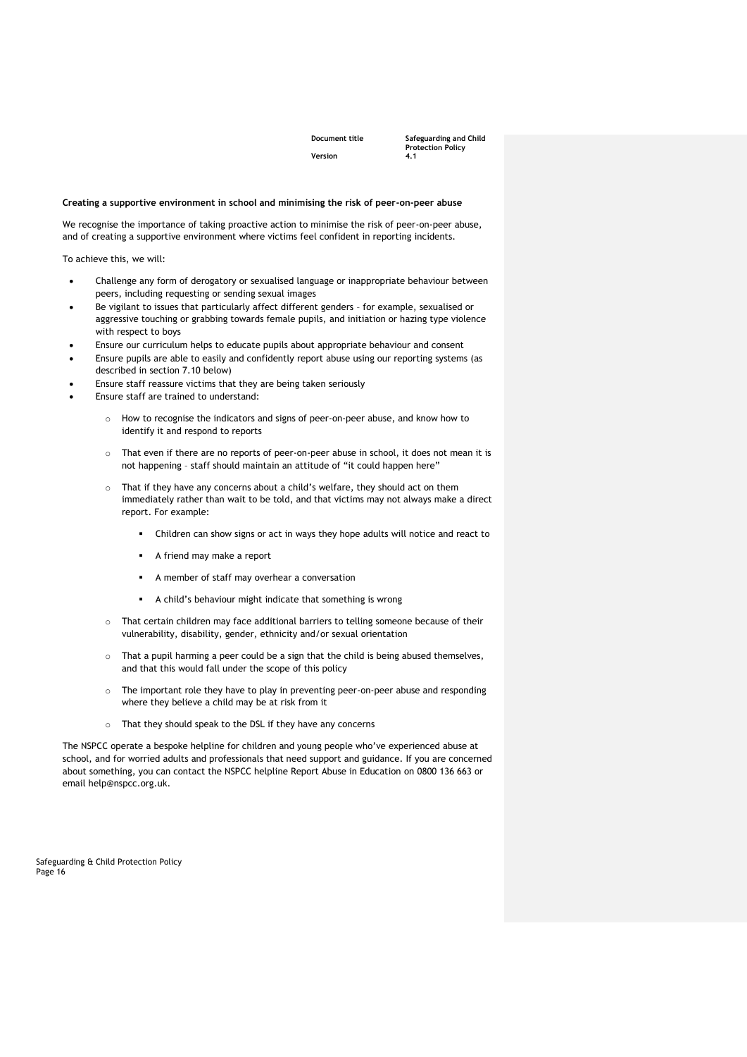**Creating a supportive environment in school and minimising the risk of peer-on-peer abuse**

We recognise the importance of taking proactive action to minimise the risk of peer-on-peer abuse, and of creating a supportive environment where victims feel confident in reporting incidents.

To achieve this, we will:

- Challenge any form of derogatory or sexualised language or inappropriate behaviour between peers, including requesting or sending sexual images
- Be vigilant to issues that particularly affect different genders – for example, sexualised or aggressive touching or grabbing towards female pupils, and initiation or hazing type violence with respect to boys
- Ensure our curriculum helps to educate pupils about appropriate behaviour and consent
- Ensure pupils are able to easily and confidently report abuse using our reporting systems (as described in section 7.10 below)
- Ensure staff reassure victims that they are being taken seriously
- Ensure staff are trained to understand:
    - How to recognise the indicators and signs of peer-on-peer abuse, and know how to identify it and respond to reports
    - That even if there are no reports of peer-on-peer abuse in school, it does not mean it is not happening – staff should maintain an attitude of "it could happen here"
    - That if they have any concerns about a child's welfare, they should act on them immediately rather than wait to be told, and that victims may not always make a direct report. For example:
        - Children can show signs or act in ways they hope adults will notice and react to
        - A friend may make a report
        - A member of staff may overhear a conversation
        - A child's behaviour might indicate that something is wrong
    - That certain children may face additional barriers to telling someone because of their vulnerability, disability, gender, ethnicity and/or sexual orientation
    - That a pupil harming a peer could be a sign that the child is being abused themselves, and that this would fall under the scope of this policy
    - The important role they have to play in preventing peer-on-peer abuse and responding where they believe a child may be at risk from it
    - That they should speak to the DSL if they have any concerns

The NSPCC operate a bespoke helpline for children and young people who've experienced abuse at school, and for worried adults and professionals that need support and guidance. If you are concerned about something, you can contact the NSPCC helpline Report Abuse in Education on 0800 136 663 or email help@nspcc.org.uk.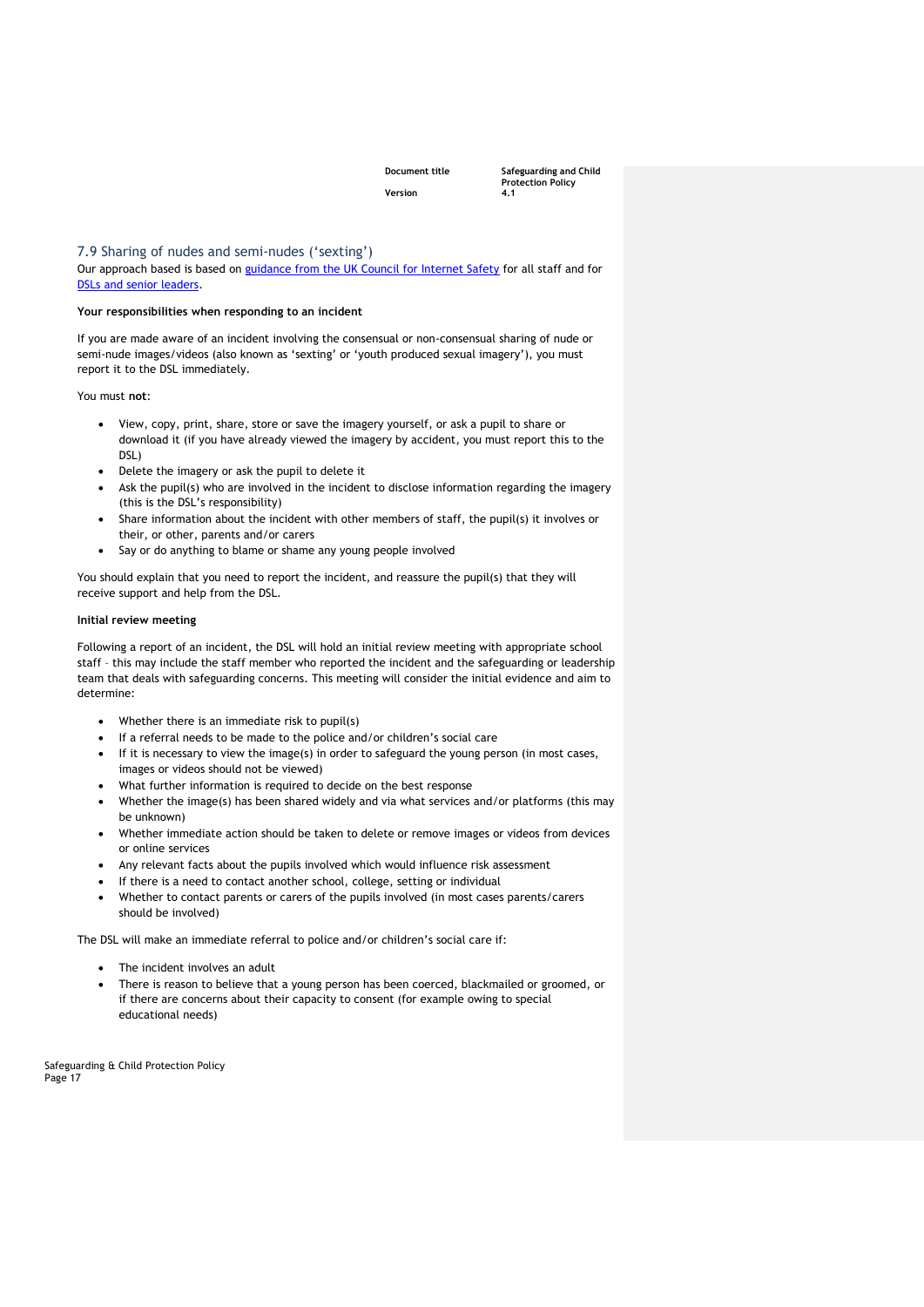## 7.9 Sharing of nudes and semi-nudes ('sexting')

Our approach based is based on guidance from the UK Council for Internet Safety for all staff and for DSLs and senior leaders.

**Your responsibilities when responding to an incident**

If you are made aware of an incident involving the consensual or non-consensual sharing of nude or semi-nude images/videos (also known as 'sexting' or 'youth produced sexual imagery'), you must report it to the DSL immediately.

You must **not**:

- View, copy, print, share, store or save the imagery yourself, or ask a pupil to share or download it (if you have already viewed the imagery by accident, you must report this to the DSL)
- Delete the imagery or ask the pupil to delete it
- Ask the pupil(s) who are involved in the incident to disclose information regarding the imagery (this is the DSL's responsibility)
- Share information about the incident with other members of staff, the pupil(s) it involves or their, or other, parents and/or carers
- Say or do anything to blame or shame any young people involved

You should explain that you need to report the incident, and reassure the pupil(s) that they will receive support and help from the DSL.

**Initial review meeting**

Following a report of an incident, the DSL will hold an initial review meeting with appropriate school staff – this may include the staff member who reported the incident and the safeguarding or leadership team that deals with safeguarding concerns. This meeting will consider the initial evidence and aim to determine:

- Whether there is an immediate risk to pupil(s)
- If a referral needs to be made to the police and/or children's social care
- If it is necessary to view the image(s) in order to safeguard the young person (in most cases, images or videos should not be viewed)
- What further information is required to decide on the best response
- Whether the image(s) has been shared widely and via what services and/or platforms (this may be unknown)
- Whether immediate action should be taken to delete or remove images or videos from devices or online services
- Any relevant facts about the pupils involved which would influence risk assessment
- If there is a need to contact another school, college, setting or individual
- Whether to contact parents or carers of the pupils involved (in most cases parents/carers should be involved)

The DSL will make an immediate referral to police and/or children's social care if:

- The incident involves an adult
- There is reason to believe that a young person has been coerced, blackmailed or groomed, or if there are concerns about their capacity to consent (for example owing to special educational needs)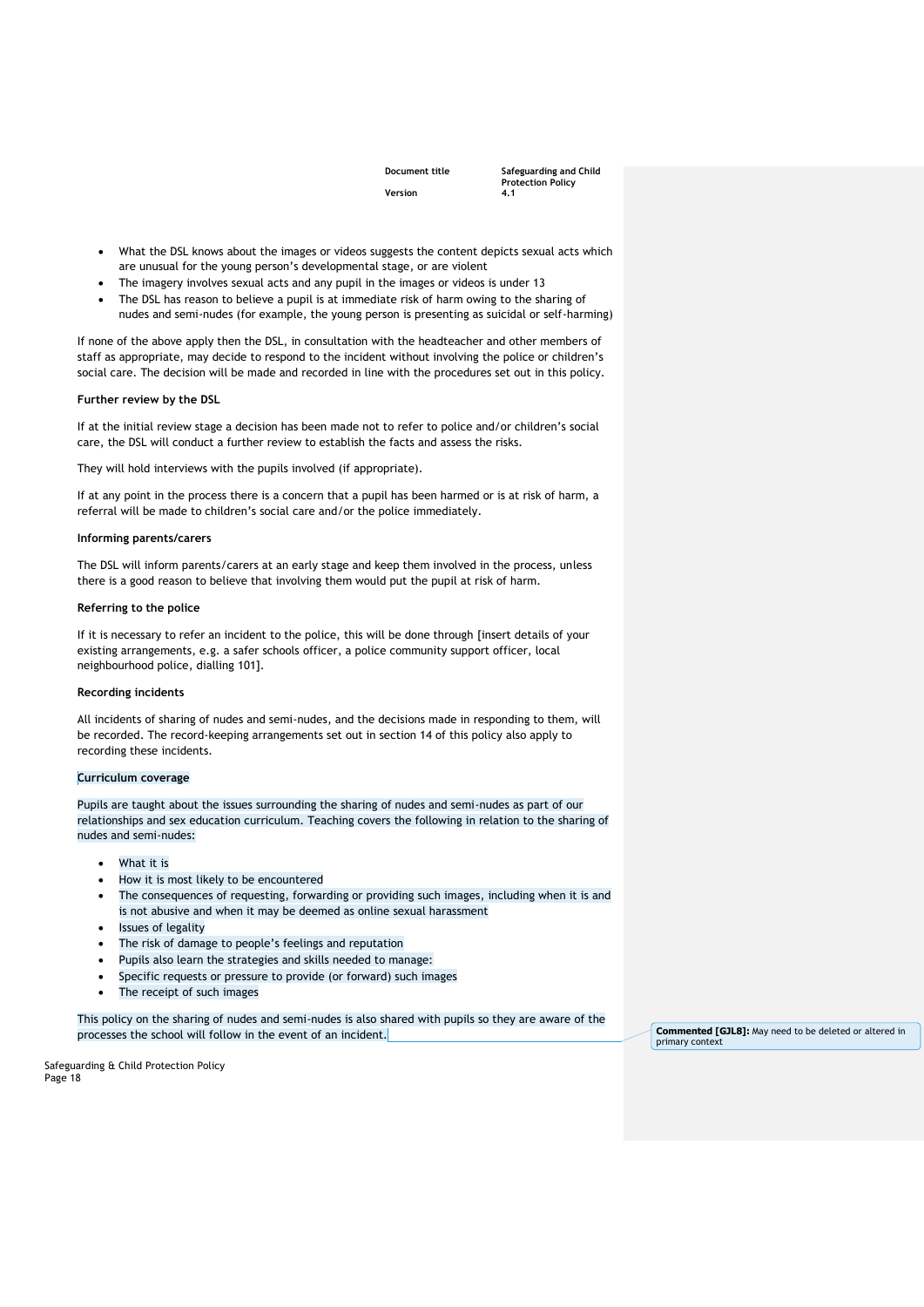- What the DSL knows about the images or videos suggests the content depicts sexual acts which are unusual for the young person's developmental stage, or are violent
- The imagery involves sexual acts and any pupil in the images or videos is under 13
- The DSL has reason to believe a pupil is at immediate risk of harm owing to the sharing of nudes and semi-nudes (for example, the young person is presenting as suicidal or self-harming)

If none of the above apply then the DSL, in consultation with the headteacher and other members of staff as appropriate, may decide to respond to the incident without involving the police or children's social care. The decision will be made and recorded in line with the procedures set out in this policy.

**Further review by the DSL**

If at the initial review stage a decision has been made not to refer to police and/or children's social care, the DSL will conduct a further review to establish the facts and assess the risks.

They will hold interviews with the pupils involved (if appropriate).

If at any point in the process there is a concern that a pupil has been harmed or is at risk of harm, a referral will be made to children's social care and/or the police immediately.

**Informing parents/carers**

The DSL will inform parents/carers at an early stage and keep them involved in the process, unless there is a good reason to believe that involving them would put the pupil at risk of harm.

**Referring to the police**

If it is necessary to refer an incident to the police, this will be done through [insert details of your existing arrangements, e.g. a safer schools officer, a police community support officer, local neighbourhood police, dialling 101].

**Recording incidents**

All incidents of sharing of nudes and semi-nudes, and the decisions made in responding to them, will be recorded. The record-keeping arrangements set out in section 14 of this policy also apply to recording these incidents.

**Curriculum coverage**

Pupils are taught about the issues surrounding the sharing of nudes and semi-nudes as part of our relationships and sex education curriculum. Teaching covers the following in relation to the sharing of nudes and semi-nudes:

- What it is
- How it is most likely to be encountered
- The consequences of requesting, forwarding or providing such images, including when it is and is not abusive and when it may be deemed as online sexual harassment
- Issues of legality
- The risk of damage to people's feelings and reputation
- Pupils also learn the strategies and skills needed to manage:
- Specific requests or pressure to provide (or forward) such images
- The receipt of such images

This policy on the sharing of nudes and semi-nudes is also shared with pupils so they are aware of the processes the school will follow in the event of an incident.

**Commented [GJL8]:** May need to be deleted or altered in primary context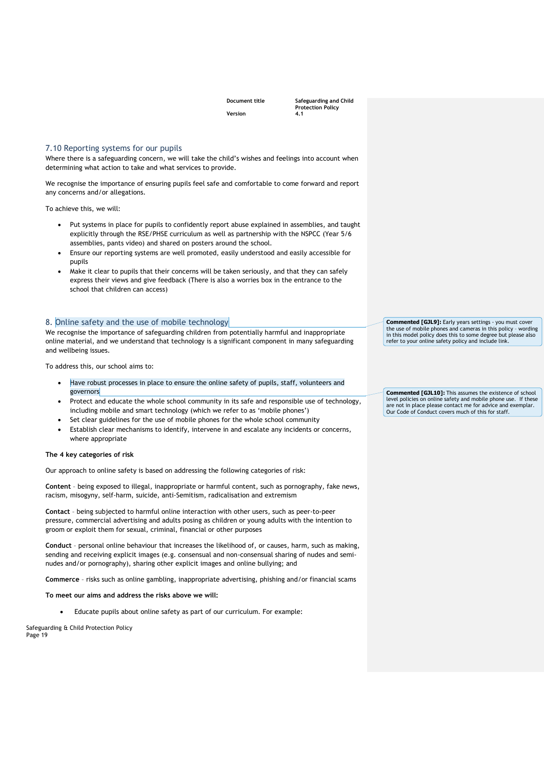## 7.10 Reporting systems for our pupils

Where there is a safeguarding concern, we will take the child's wishes and feelings into account when determining what action to take and what services to provide.

We recognise the importance of ensuring pupils feel safe and comfortable to come forward and report any concerns and/or allegations.

To achieve this, we will:

- Put systems in place for pupils to confidently report abuse explained in assemblies, and taught explicitly through the RSE/PHSE curriculum as well as partnership with the NSPCC (Year 5/6 assemblies, pants video) and shared on posters around the school.
- Ensure our reporting systems are well promoted, easily understood and easily accessible for pupils
- Make it clear to pupils that their concerns will be taken seriously, and that they can safely express their views and give feedback (There is also a worries box in the entrance to the school that children can access)

## 8. Online safety and the use of mobile technology

**Commented [GJL9]:** Early years settings - you must cover the use of mobile phones and cameras in this policy - wording in this model policy does this to some degree but please also refer to your online safety policy and include link.

We recognise the importance of safeguarding children from potentially harmful and inappropriate online material, and we understand that technology is a significant component in many safeguarding and wellbeing issues.

To address this, our school aims to:

- Have robust processes in place to ensure the online safety of pupils, staff, volunteers and governors
- Protect and educate the whole school community in its safe and responsible use of technology, including mobile and smart technology (which we refer to as 'mobile phones')
- Set clear guidelines for the use of mobile phones for the whole school community
- Establish clear mechanisms to identify, intervene in and escalate any incidents or concerns, where appropriate

**Commented [GJL10]:** This assumes the existence of school level policies on online safety and mobile phone use. If these are not in place please contact me for advice and exemplar. Our Code of Conduct covers much of this for staff.

**The 4 key categories of risk**

Our approach to online safety is based on addressing the following categories of risk:

**Content** – being exposed to illegal, inappropriate or harmful content, such as pornography, fake news, racism, misogyny, self-harm, suicide, anti-Semitism, radicalisation and extremism

**Contact** – being subjected to harmful online interaction with other users, such as peer-to-peer pressure, commercial advertising and adults posing as children or young adults with the intention to groom or exploit them for sexual, criminal, financial or other purposes

**Conduct** – personal online behaviour that increases the likelihood of, or causes, harm, such as making, sending and receiving explicit images (e.g. consensual and non-consensual sharing of nudes and semi-nudes and/or pornography), sharing other explicit images and online bullying; and

**Commerce** – risks such as online gambling, inappropriate advertising, phishing and/or financial scams

**To meet our aims and address the risks above we will:**

- Educate pupils about online safety as part of our curriculum. For example: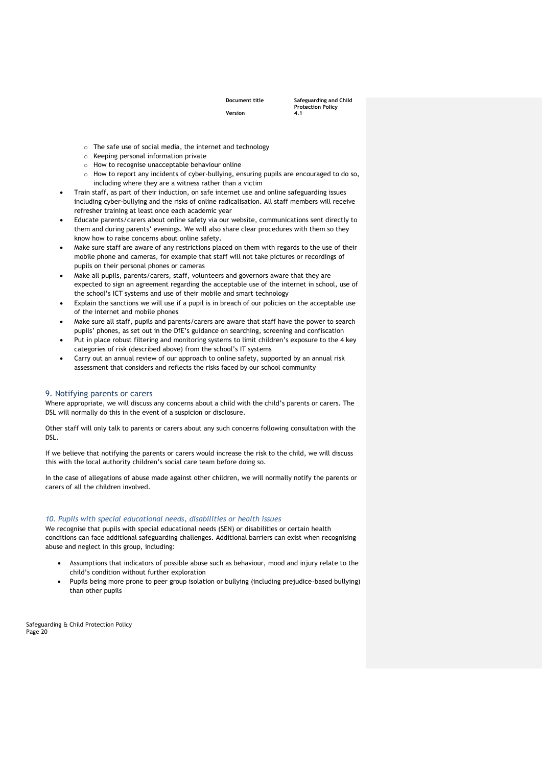- The safe use of social media, the internet and technology
  - Keeping personal information private
  - How to recognise unacceptable behaviour online
  - How to report any incidents of cyber-bullying, ensuring pupils are encouraged to do so, including where they are a witness rather than a victim
- Train staff, as part of their induction, on safe internet use and online safeguarding issues including cyber-bullying and the risks of online radicalisation. All staff members will receive refresher training at least once each academic year
- Educate parents/carers about online safety via our website, communications sent directly to them and during parents' evenings. We will also share clear procedures with them so they know how to raise concerns about online safety.
- Make sure staff are aware of any restrictions placed on them with regards to the use of their mobile phone and cameras, for example that staff will not take pictures or recordings of pupils on their personal phones or cameras
- Make all pupils, parents/carers, staff, volunteers and governors aware that they are expected to sign an agreement regarding the acceptable use of the internet in school, use of the school's ICT systems and use of their mobile and smart technology
- Explain the sanctions we will use if a pupil is in breach of our policies on the acceptable use of the internet and mobile phones
- Make sure all staff, pupils and parents/carers are aware that staff have the power to search pupils' phones, as set out in the DfE's guidance on searching, screening and confiscation
- Put in place robust filtering and monitoring systems to limit children's exposure to the 4 key categories of risk (described above) from the school's IT systems
- Carry out an annual review of our approach to online safety, supported by an annual risk assessment that considers and reflects the risks faced by our school community

## 9. Notifying parents or carers

Where appropriate, we will discuss any concerns about a child with the child's parents or carers. The DSL will normally do this in the event of a suspicion or disclosure.

Other staff will only talk to parents or carers about any such concerns following consultation with the DSL.

If we believe that notifying the parents or carers would increase the risk to the child, we will discuss this with the local authority children's social care team before doing so.

In the case of allegations of abuse made against other children, we will normally notify the parents or carers of all the children involved.

## *10. Pupils with special educational needs, disabilities or health issues*

We recognise that pupils with special educational needs (SEN) or disabilities or certain health conditions can face additional safeguarding challenges. Additional barriers can exist when recognising abuse and neglect in this group, including:

- Assumptions that indicators of possible abuse such as behaviour, mood and injury relate to the child's condition without further exploration
- Pupils being more prone to peer group isolation or bullying (including prejudice-based bullying) than other pupils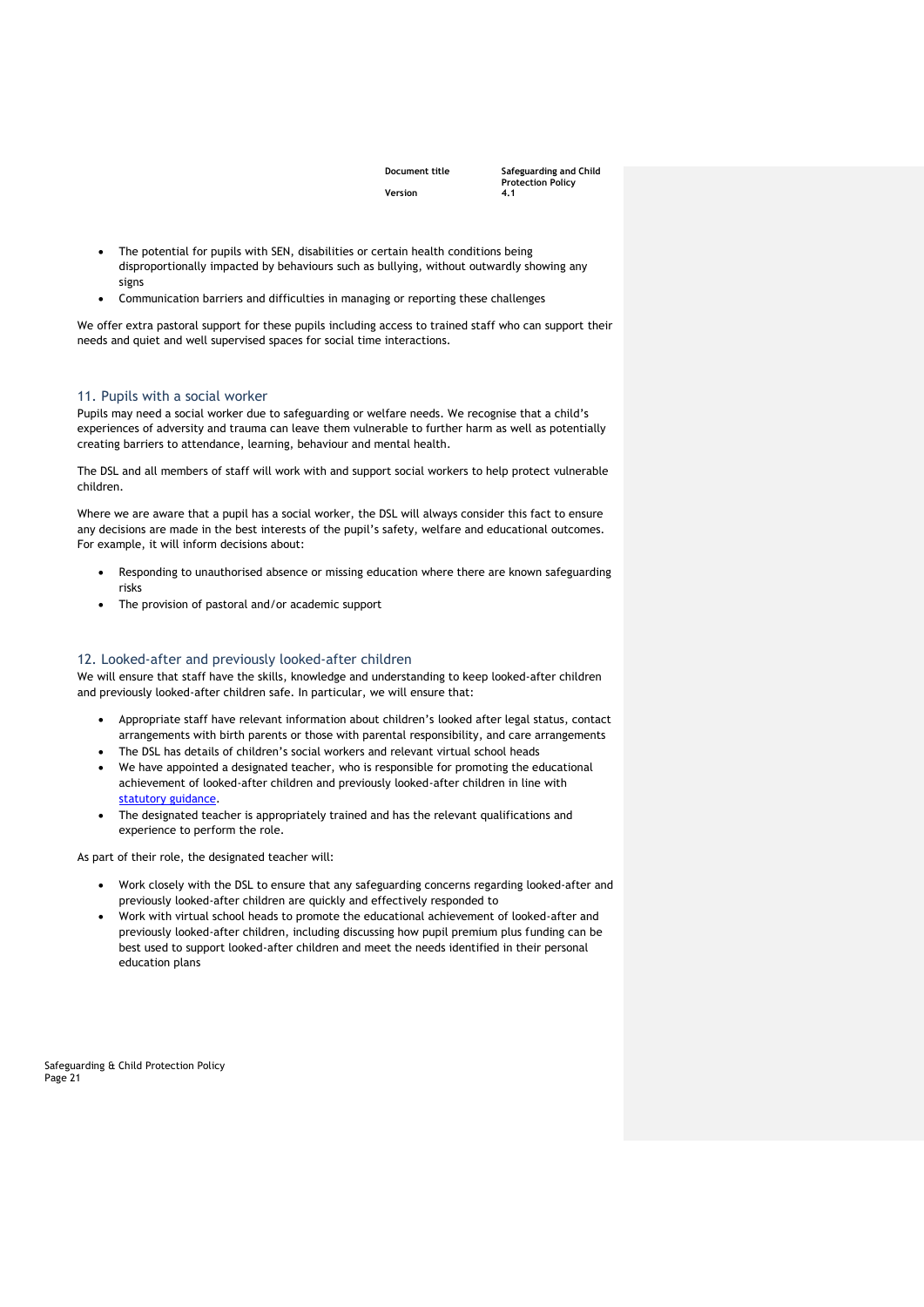- The potential for pupils with SEN, disabilities or certain health conditions being disproportionally impacted by behaviours such as bullying, without outwardly showing any signs
- Communication barriers and difficulties in managing or reporting these challenges

We offer extra pastoral support for these pupils including access to trained staff who can support their needs and quiet and well supervised spaces for social time interactions.

## 11. Pupils with a social worker

Pupils may need a social worker due to safeguarding or welfare needs. We recognise that a child's experiences of adversity and trauma can leave them vulnerable to further harm as well as potentially creating barriers to attendance, learning, behaviour and mental health.

The DSL and all members of staff will work with and support social workers to help protect vulnerable children.

Where we are aware that a pupil has a social worker, the DSL will always consider this fact to ensure any decisions are made in the best interests of the pupil's safety, welfare and educational outcomes. For example, it will inform decisions about:

- Responding to unauthorised absence or missing education where there are known safeguarding risks
- The provision of pastoral and/or academic support

## 12. Looked-after and previously looked-after children

We will ensure that staff have the skills, knowledge and understanding to keep looked-after children and previously looked-after children safe. In particular, we will ensure that:

- Appropriate staff have relevant information about children's looked after legal status, contact arrangements with birth parents or those with parental responsibility, and care arrangements
- The DSL has details of children's social workers and relevant virtual school heads
- We have appointed a designated teacher, who is responsible for promoting the educational achievement of looked-after children and previously looked-after children in line with statutory guidance.
- The designated teacher is appropriately trained and has the relevant qualifications and experience to perform the role.

As part of their role, the designated teacher will:

- Work closely with the DSL to ensure that any safeguarding concerns regarding looked-after and previously looked-after children are quickly and effectively responded to
- Work with virtual school heads to promote the educational achievement of looked-after and previously looked-after children, including discussing how pupil premium plus funding can be best used to support looked-after children and meet the needs identified in their personal education plans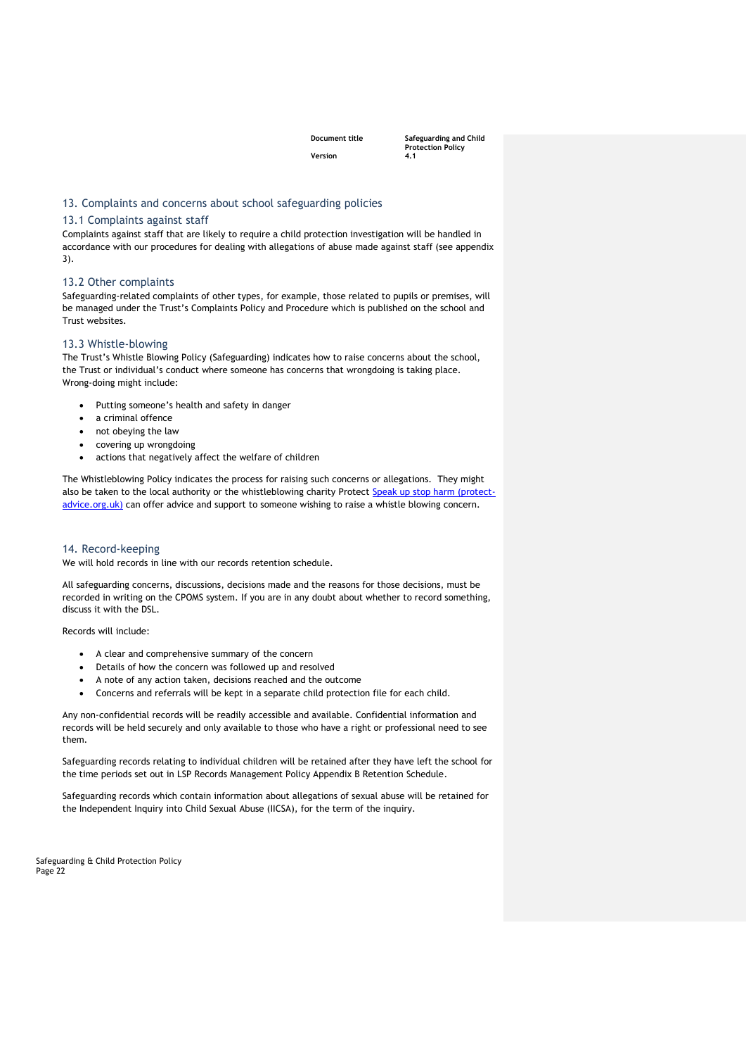## 13. Complaints and concerns about school safeguarding policies

### 13.1 Complaints against staff

Complaints against staff that are likely to require a child protection investigation will be handled in accordance with our procedures for dealing with allegations of abuse made against staff (see appendix 3).

### 13.2 Other complaints

Safeguarding-related complaints of other types, for example, those related to pupils or premises, will be managed under the Trust's Complaints Policy and Procedure which is published on the school and Trust websites.

### 13.3 Whistle-blowing

The Trust's Whistle Blowing Policy (Safeguarding) indicates how to raise concerns about the school, the Trust or individual's conduct where someone has concerns that wrongdoing is taking place. Wrong-doing might include:

- Putting someone's health and safety in danger
- a criminal offence
- not obeying the law
- covering up wrongdoing
- actions that negatively affect the welfare of children

The Whistleblowing Policy indicates the process for raising such concerns or allegations. They might also be taken to the local authority or the whistleblowing charity Protect [Speak up stop harm (protect-advice.org.uk)](protect-advice.org.uk) can offer advice and support to someone wishing to raise a whistle blowing concern.

## 14. Record-keeping

We will hold records in line with our records retention schedule.

All safeguarding concerns, discussions, decisions made and the reasons for those decisions, must be recorded in writing on the CPOMS system. If you are in any doubt about whether to record something, discuss it with the DSL.

Records will include:

- A clear and comprehensive summary of the concern
- Details of how the concern was followed up and resolved
- A note of any action taken, decisions reached and the outcome
- Concerns and referrals will be kept in a separate child protection file for each child.

Any non-confidential records will be readily accessible and available. Confidential information and records will be held securely and only available to those who have a right or professional need to see them.

Safeguarding records relating to individual children will be retained after they have left the school for the time periods set out in LSP Records Management Policy Appendix B Retention Schedule.

Safeguarding records which contain information about allegations of sexual abuse will be retained for the Independent Inquiry into Child Sexual Abuse (IICSA), for the term of the inquiry.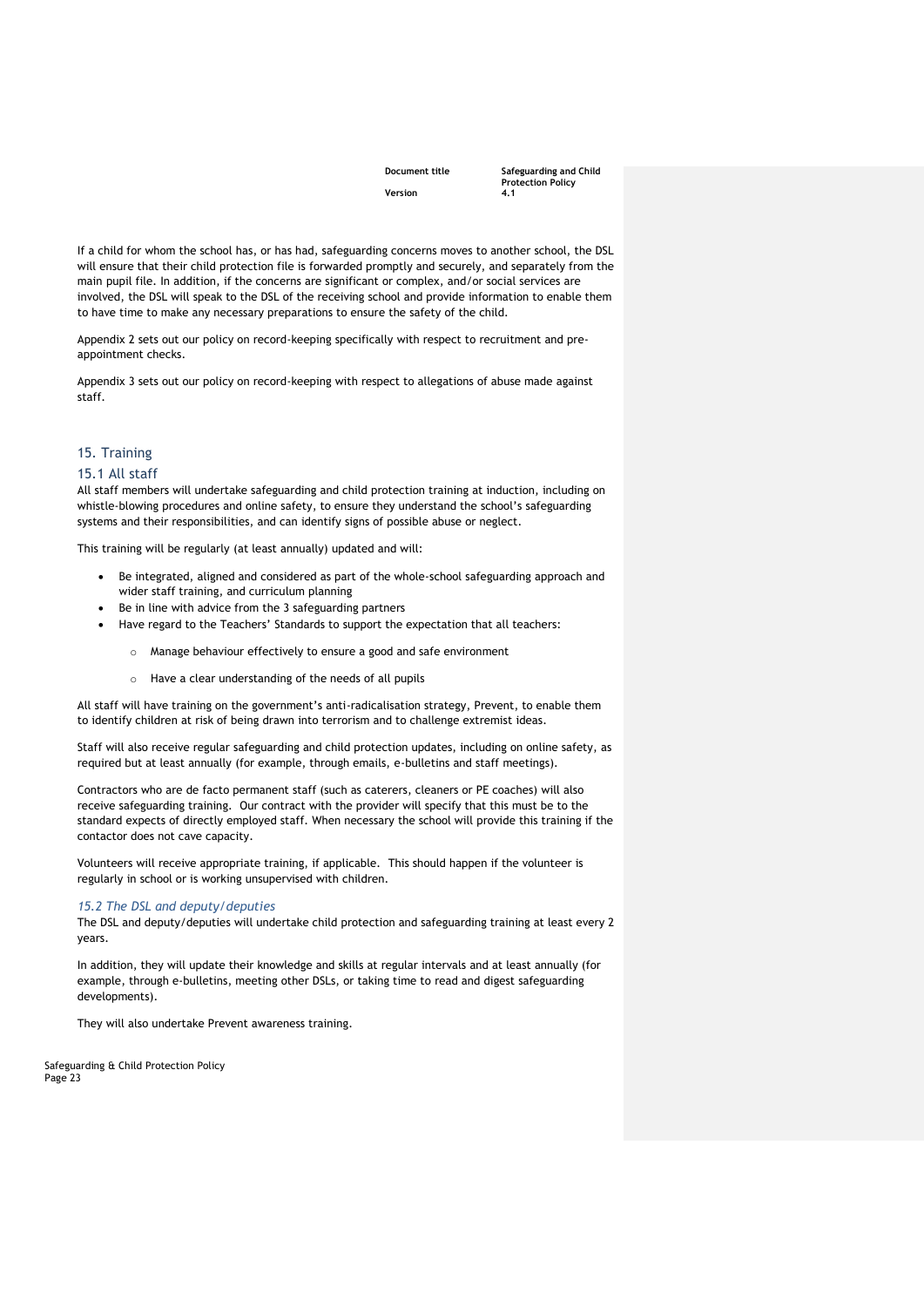If a child for whom the school has, or has had, safeguarding concerns moves to another school, the DSL will ensure that their child protection file is forwarded promptly and securely, and separately from the main pupil file. In addition, if the concerns are significant or complex, and/or social services are involved, the DSL will speak to the DSL of the receiving school and provide information to enable them to have time to make any necessary preparations to ensure the safety of the child.

Appendix 2 sets out our policy on record-keeping specifically with respect to recruitment and pre-appointment checks.

Appendix 3 sets out our policy on record-keeping with respect to allegations of abuse made against staff.

## 15. Training

### 15.1 All staff

All staff members will undertake safeguarding and child protection training at induction, including on whistle-blowing procedures and online safety, to ensure they understand the school's safeguarding systems and their responsibilities, and can identify signs of possible abuse or neglect.

This training will be regularly (at least annually) updated and will:

- Be integrated, aligned and considered as part of the whole-school safeguarding approach and wider staff training, and curriculum planning
- Be in line with advice from the 3 safeguarding partners
- Have regard to the Teachers' Standards to support the expectation that all teachers:
    - Manage behaviour effectively to ensure a good and safe environment
    - Have a clear understanding of the needs of all pupils

All staff will have training on the government's anti-radicalisation strategy, Prevent, to enable them to identify children at risk of being drawn into terrorism and to challenge extremist ideas.

Staff will also receive regular safeguarding and child protection updates, including on online safety, as required but at least annually (for example, through emails, e-bulletins and staff meetings).

Contractors who are de facto permanent staff (such as caterers, cleaners or PE coaches) will also receive safeguarding training. Our contract with the provider will specify that this must be to the standard expects of directly employed staff. When necessary the school will provide this training if the contactor does not cave capacity.

Volunteers will receive appropriate training, if applicable. This should happen if the volunteer is regularly in school or is working unsupervised with children.

### *15.2 The DSL and deputy/deputies*

The DSL and deputy/deputies will undertake child protection and safeguarding training at least every 2 years.

In addition, they will update their knowledge and skills at regular intervals and at least annually (for example, through e-bulletins, meeting other DSLs, or taking time to read and digest safeguarding developments).

They will also undertake Prevent awareness training.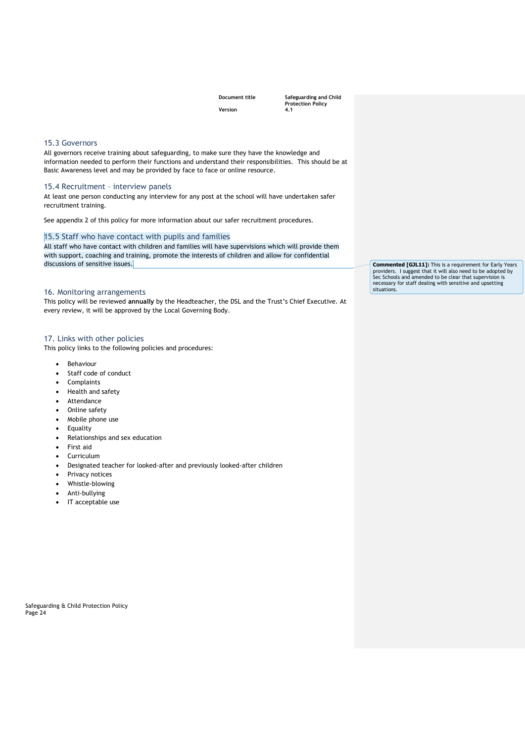### 15.3 Governors

All governors receive training about safeguarding, to make sure they have the knowledge and information needed to perform their functions and understand their responsibilities. This should be at Basic Awareness level and may be provided by face to face or online resource.

### 15.4 Recruitment – interview panels

At least one person conducting any interview for any post at the school will have undertaken safer recruitment training.

See appendix 2 of this policy for more information about our safer recruitment procedures.

### 15.5 Staff who have contact with pupils and families

All staff who have contact with children and families will have supervisions which will provide them with support, coaching and training, promote the interests of children and allow for confidential discussions of sensitive issues.

**Commented [GJL11]:** This is a requirement for Early Years providers. I suggest that it will also need to be adopted by Sec Schools and amended to be clear that supervision is necessary for staff dealing with sensitive and upsetting situations.

## 16. Monitoring arrangements

This policy will be reviewed **annually** by the Headteacher, the DSL and the Trust's Chief Executive. At every review, it will be approved by the Local Governing Body.

## 17. Links with other policies

This policy links to the following policies and procedures:

- Behaviour
- Staff code of conduct
- Complaints
- Health and safety
- Attendance
- Online safety
- Mobile phone use
- Equality
- Relationships and sex education
- First aid
- Curriculum
- Designated teacher for looked-after and previously looked-after children
- Privacy notices
- Whistle-blowing
- Anti-bullying
- IT acceptable use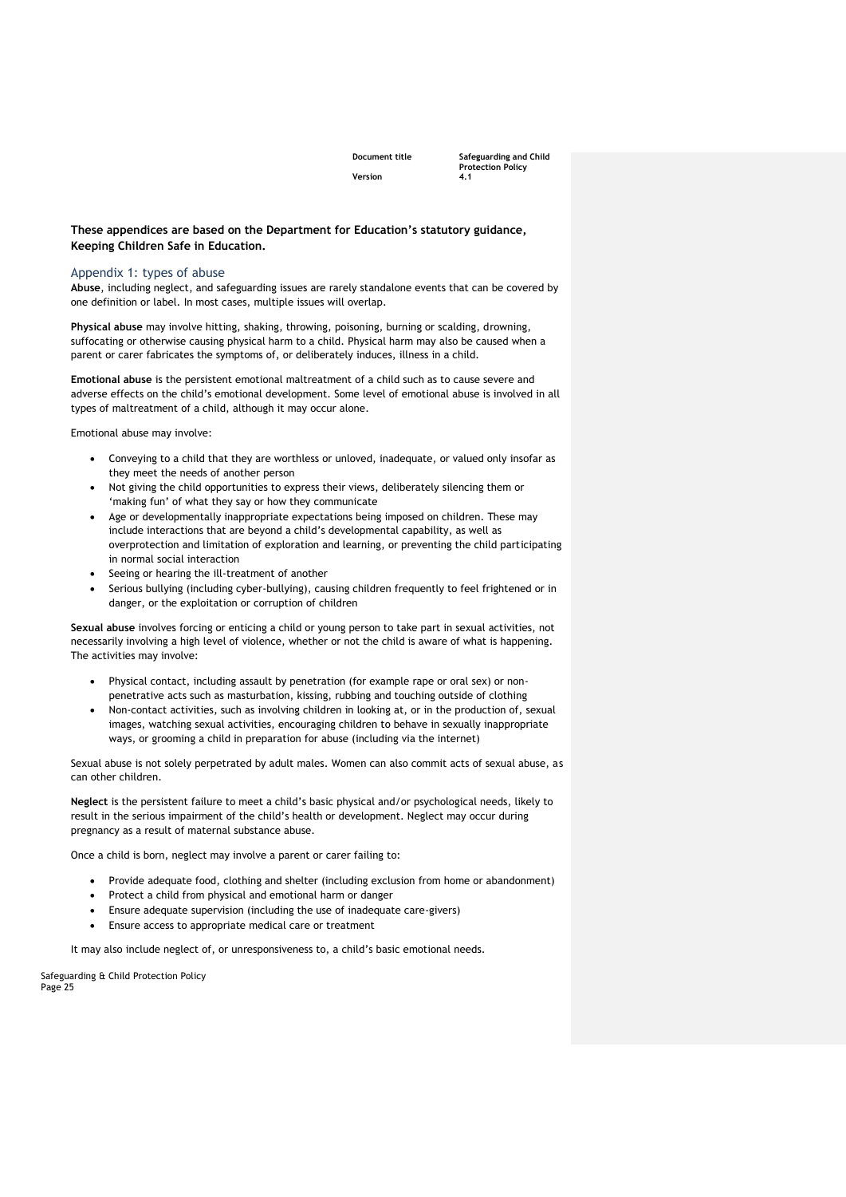**These appendices are based on the Department for Education's statutory guidance, Keeping Children Safe in Education.**

## Appendix 1: types of abuse

**Abuse**, including neglect, and safeguarding issues are rarely standalone events that can be covered by one definition or label. In most cases, multiple issues will overlap.

**Physical abuse** may involve hitting, shaking, throwing, poisoning, burning or scalding, drowning, suffocating or otherwise causing physical harm to a child. Physical harm may also be caused when a parent or carer fabricates the symptoms of, or deliberately induces, illness in a child.

**Emotional abuse** is the persistent emotional maltreatment of a child such as to cause severe and adverse effects on the child's emotional development. Some level of emotional abuse is involved in all types of maltreatment of a child, although it may occur alone.

Emotional abuse may involve:

- Conveying to a child that they are worthless or unloved, inadequate, or valued only insofar as they meet the needs of another person
- Not giving the child opportunities to express their views, deliberately silencing them or 'making fun' of what they say or how they communicate
- Age or developmentally inappropriate expectations being imposed on children. These may include interactions that are beyond a child's developmental capability, as well as overprotection and limitation of exploration and learning, or preventing the child participating in normal social interaction
- Seeing or hearing the ill-treatment of another
- Serious bullying (including cyber-bullying), causing children frequently to feel frightened or in danger, or the exploitation or corruption of children

**Sexual abuse** involves forcing or enticing a child or young person to take part in sexual activities, not necessarily involving a high level of violence, whether or not the child is aware of what is happening. The activities may involve:

- Physical contact, including assault by penetration (for example rape or oral sex) or non-penetrative acts such as masturbation, kissing, rubbing and touching outside of clothing
- Non-contact activities, such as involving children in looking at, or in the production of, sexual images, watching sexual activities, encouraging children to behave in sexually inappropriate ways, or grooming a child in preparation for abuse (including via the internet)

Sexual abuse is not solely perpetrated by adult males. Women can also commit acts of sexual abuse, as can other children.

**Neglect** is the persistent failure to meet a child's basic physical and/or psychological needs, likely to result in the serious impairment of the child's health or development. Neglect may occur during pregnancy as a result of maternal substance abuse.

Once a child is born, neglect may involve a parent or carer failing to:

- Provide adequate food, clothing and shelter (including exclusion from home or abandonment)
- Protect a child from physical and emotional harm or danger
- Ensure adequate supervision (including the use of inadequate care-givers)
- Ensure access to appropriate medical care or treatment

It may also include neglect of, or unresponsiveness to, a child's basic emotional needs.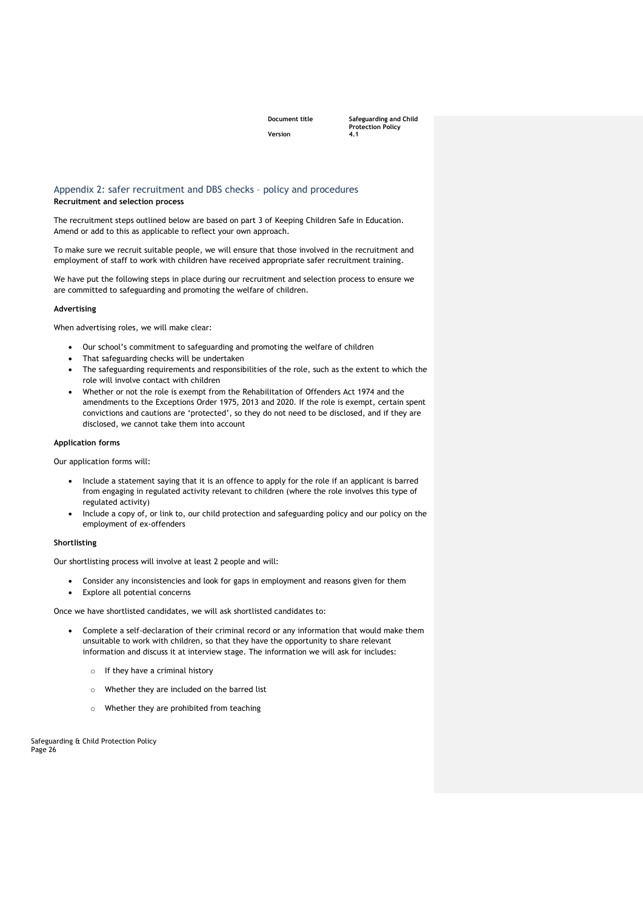## Appendix 2: safer recruitment and DBS checks – policy and procedures

**Recruitment and selection process**

The recruitment steps outlined below are based on part 3 of Keeping Children Safe in Education. Amend or add to this as applicable to reflect your own approach.

To make sure we recruit suitable people, we will ensure that those involved in the recruitment and employment of staff to work with children have received appropriate safer recruitment training.

We have put the following steps in place during our recruitment and selection process to ensure we are committed to safeguarding and promoting the welfare of children.

**Advertising**

When advertising roles, we will make clear:

- Our school's commitment to safeguarding and promoting the welfare of children
- That safeguarding checks will be undertaken
- The safeguarding requirements and responsibilities of the role, such as the extent to which the role will involve contact with children
- Whether or not the role is exempt from the Rehabilitation of Offenders Act 1974 and the amendments to the Exceptions Order 1975, 2013 and 2020. If the role is exempt, certain spent convictions and cautions are 'protected', so they do not need to be disclosed, and if they are disclosed, we cannot take them into account

**Application forms**

Our application forms will:

- Include a statement saying that it is an offence to apply for the role if an applicant is barred from engaging in regulated activity relevant to children (where the role involves this type of regulated activity)
- Include a copy of, or link to, our child protection and safeguarding policy and our policy on the employment of ex-offenders

**Shortlisting**

Our shortlisting process will involve at least 2 people and will:

- Consider any inconsistencies and look for gaps in employment and reasons given for them
- Explore all potential concerns

Once we have shortlisted candidates, we will ask shortlisted candidates to:

- Complete a self-declaration of their criminal record or any information that would make them unsuitable to work with children, so that they have the opportunity to share relevant information and discuss it at interview stage. The information we will ask for includes:
    - If they have a criminal history
    - Whether they are included on the barred list
    - Whether they are prohibited from teaching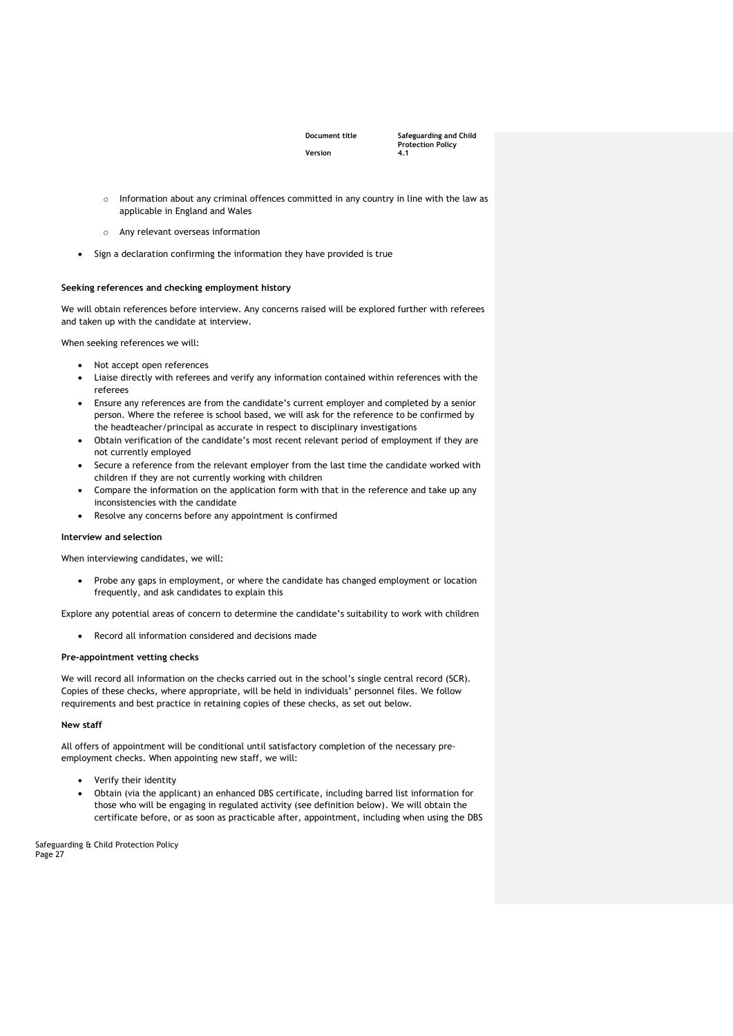- Information about any criminal offences committed in any country in line with the law as applicable in England and Wales
    - Any relevant overseas information
- Sign a declaration confirming the information they have provided is true

**Seeking references and checking employment history**

We will obtain references before interview. Any concerns raised will be explored further with referees and taken up with the candidate at interview.

When seeking references we will:

- Not accept open references
- Liaise directly with referees and verify any information contained within references with the referees
- Ensure any references are from the candidate's current employer and completed by a senior person. Where the referee is school based, we will ask for the reference to be confirmed by the headteacher/principal as accurate in respect to disciplinary investigations
- Obtain verification of the candidate's most recent relevant period of employment if they are not currently employed
- Secure a reference from the relevant employer from the last time the candidate worked with children if they are not currently working with children
- Compare the information on the application form with that in the reference and take up any inconsistencies with the candidate
- Resolve any concerns before any appointment is confirmed

**Interview and selection**

When interviewing candidates, we will:

- Probe any gaps in employment, or where the candidate has changed employment or location frequently, and ask candidates to explain this

Explore any potential areas of concern to determine the candidate's suitability to work with children

- Record all information considered and decisions made

**Pre-appointment vetting checks**

We will record all information on the checks carried out in the school's single central record (SCR). Copies of these checks, where appropriate, will be held in individuals' personnel files. We follow requirements and best practice in retaining copies of these checks, as set out below.

**New staff**

All offers of appointment will be conditional until satisfactory completion of the necessary pre-employment checks. When appointing new staff, we will:

- Verify their identity
- Obtain (via the applicant) an enhanced DBS certificate, including barred list information for those who will be engaging in regulated activity (see definition below). We will obtain the certificate before, or as soon as practicable after, appointment, including when using the DBS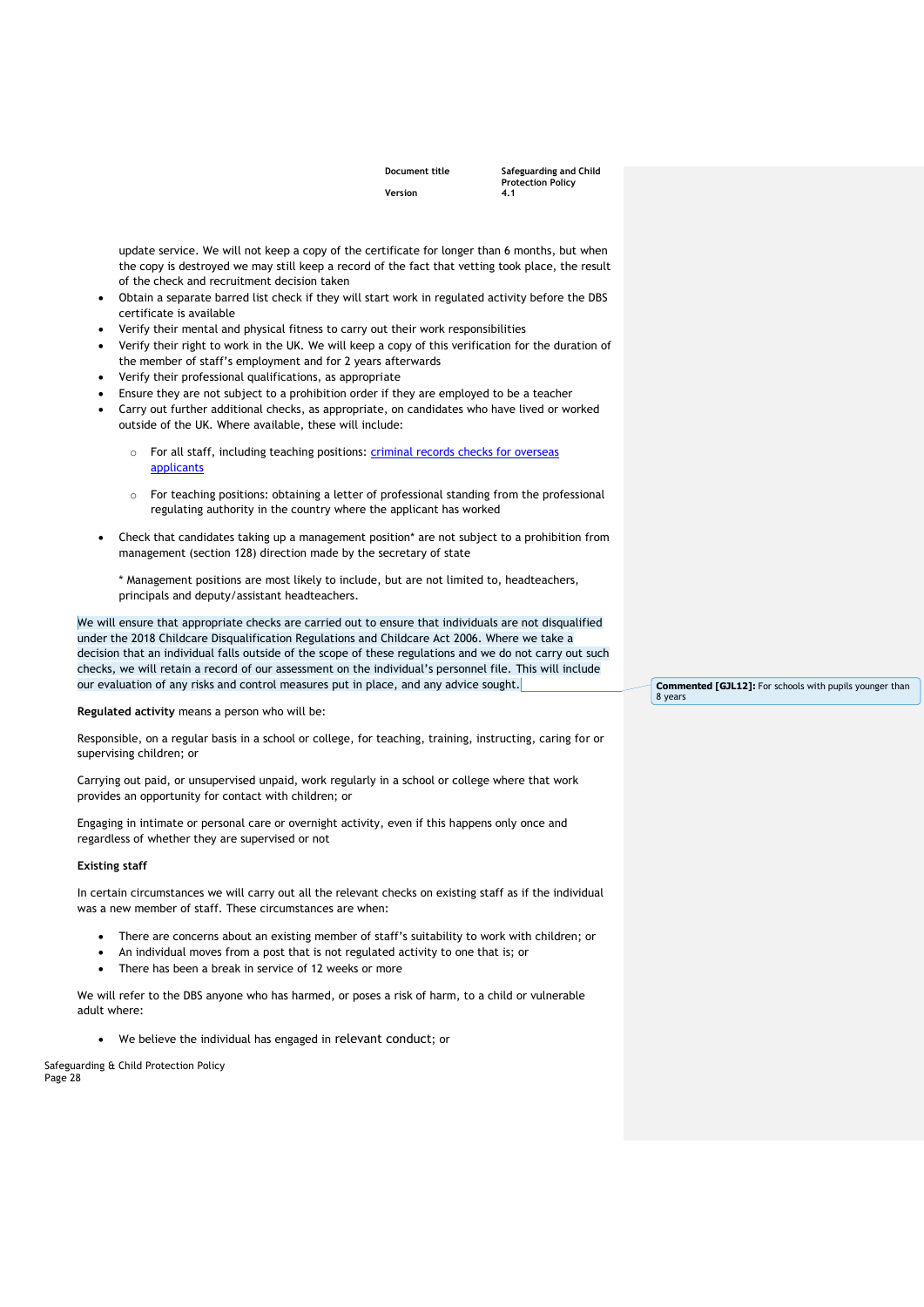update service. We will not keep a copy of the certificate for longer than 6 months, but when the copy is destroyed we may still keep a record of the fact that vetting took place, the result of the check and recruitment decision taken

- Obtain a separate barred list check if they will start work in regulated activity before the DBS certificate is available
- Verify their mental and physical fitness to carry out their work responsibilities
- Verify their right to work in the UK. We will keep a copy of this verification for the duration of the member of staff's employment and for 2 years afterwards
- Verify their professional qualifications, as appropriate
- Ensure they are not subject to a prohibition order if they are employed to be a teacher
- Carry out further additional checks, as appropriate, on candidates who have lived or worked outside of the UK. Where available, these will include:
    - For all staff, including teaching positions: criminal records checks for overseas applicants
    - For teaching positions: obtaining a letter of professional standing from the professional regulating authority in the country where the applicant has worked
- Check that candidates taking up a management position* are not subject to a prohibition from management (section 128) direction made by the secretary of state

  \* Management positions are most likely to include, but are not limited to, headteachers, principals and deputy/assistant headteachers.

We will ensure that appropriate checks are carried out to ensure that individuals are not disqualified under the 2018 Childcare Disqualification Regulations and Childcare Act 2006. Where we take a decision that an individual falls outside of the scope of these regulations and we do not carry out such checks, we will retain a record of our assessment on the individual's personnel file. This will include our evaluation of any risks and control measures put in place, and any advice sought.

**Commented [GJL12]:** For schools with pupils younger than 8 years

**Regulated activity** means a person who will be:

Responsible, on a regular basis in a school or college, for teaching, training, instructing, caring for or supervising children; or

Carrying out paid, or unsupervised unpaid, work regularly in a school or college where that work provides an opportunity for contact with children; or

Engaging in intimate or personal care or overnight activity, even if this happens only once and regardless of whether they are supervised or not

**Existing staff**

In certain circumstances we will carry out all the relevant checks on existing staff as if the individual was a new member of staff. These circumstances are when:

- There are concerns about an existing member of staff's suitability to work with children; or
- An individual moves from a post that is not regulated activity to one that is; or
- There has been a break in service of 12 weeks or more

We will refer to the DBS anyone who has harmed, or poses a risk of harm, to a child or vulnerable adult where:

- We believe the individual has engaged in relevant conduct; or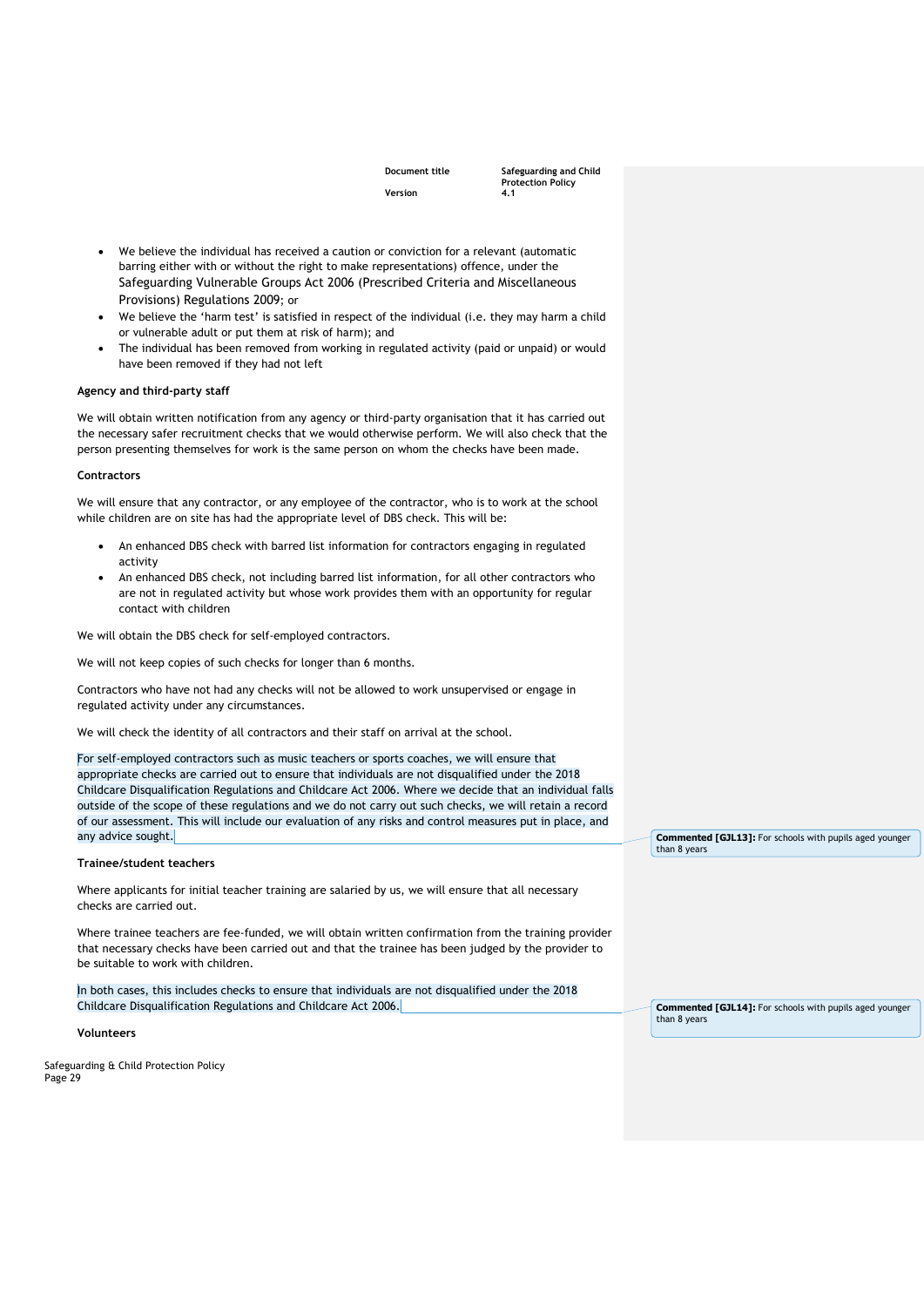- We believe the individual has received a caution or conviction for a relevant (automatic barring either with or without the right to make representations) offence, under the Safeguarding Vulnerable Groups Act 2006 (Prescribed Criteria and Miscellaneous Provisions) Regulations 2009; or
- We believe the 'harm test' is satisfied in respect of the individual (i.e. they may harm a child or vulnerable adult or put them at risk of harm); and
- The individual has been removed from working in regulated activity (paid or unpaid) or would have been removed if they had not left

**Agency and third-party staff**

We will obtain written notification from any agency or third-party organisation that it has carried out the necessary safer recruitment checks that we would otherwise perform. We will also check that the person presenting themselves for work is the same person on whom the checks have been made.

**Contractors**

We will ensure that any contractor, or any employee of the contractor, who is to work at the school while children are on site has had the appropriate level of DBS check. This will be:

- An enhanced DBS check with barred list information for contractors engaging in regulated activity
- An enhanced DBS check, not including barred list information, for all other contractors who are not in regulated activity but whose work provides them with an opportunity for regular contact with children

We will obtain the DBS check for self-employed contractors.

We will not keep copies of such checks for longer than 6 months.

Contractors who have not had any checks will not be allowed to work unsupervised or engage in regulated activity under any circumstances.

We will check the identity of all contractors and their staff on arrival at the school.

For self-employed contractors such as music teachers or sports coaches, we will ensure that appropriate checks are carried out to ensure that individuals are not disqualified under the 2018 Childcare Disqualification Regulations and Childcare Act 2006. Where we decide that an individual falls outside of the scope of these regulations and we do not carry out such checks, we will retain a record of our assessment. This will include our evaluation of any risks and control measures put in place, and any advice sought.

**Commented [GJL13]:** For schools with pupils aged younger than 8 years

**Trainee/student teachers**

Where applicants for initial teacher training are salaried by us, we will ensure that all necessary checks are carried out.

Where trainee teachers are fee-funded, we will obtain written confirmation from the training provider that necessary checks have been carried out and that the trainee has been judged by the provider to be suitable to work with children.

In both cases, this includes checks to ensure that individuals are not disqualified under the 2018 Childcare Disqualification Regulations and Childcare Act 2006.

**Commented [GJL14]:** For schools with pupils aged younger than 8 years

**Volunteers**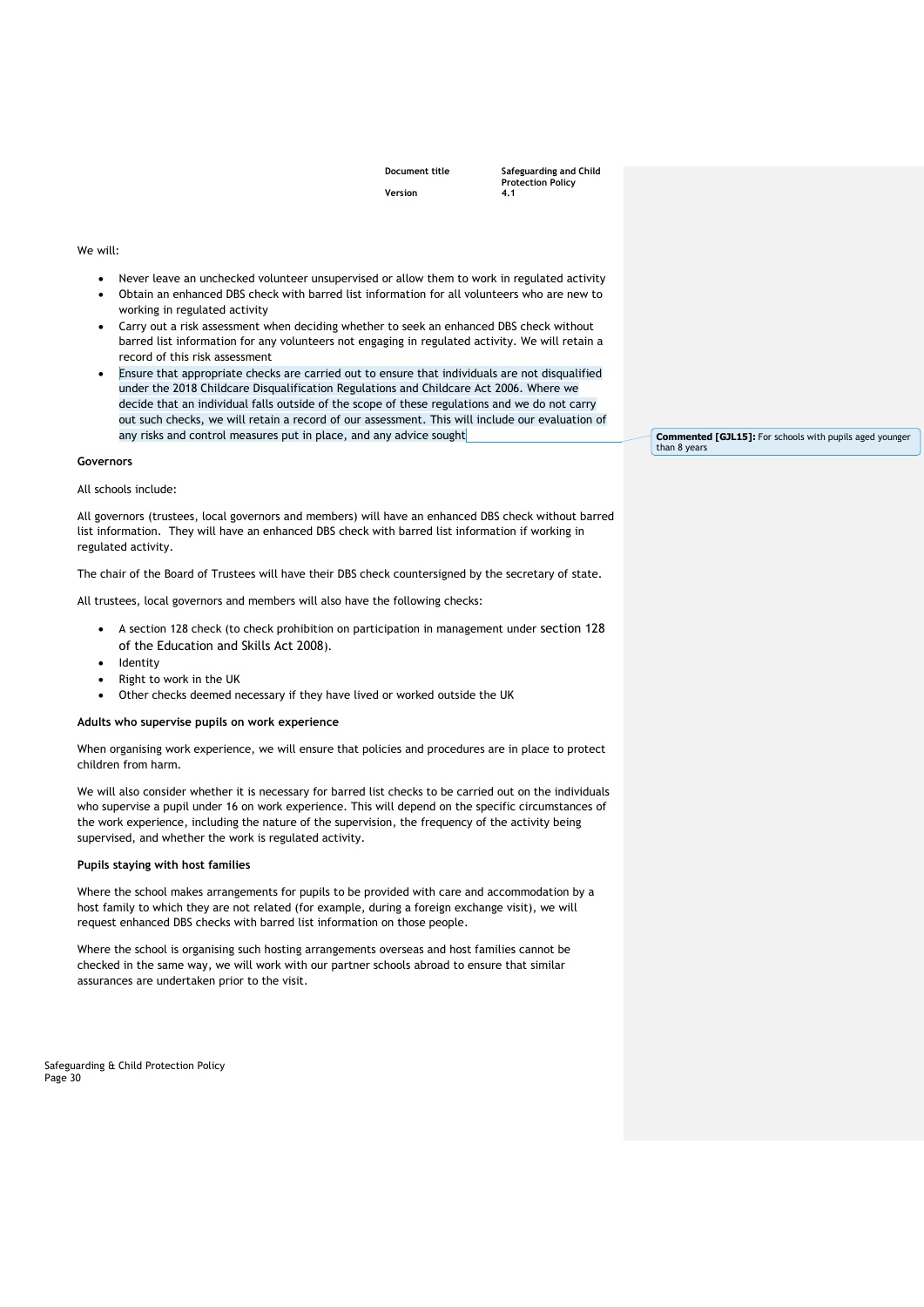We will:

- Never leave an unchecked volunteer unsupervised or allow them to work in regulated activity
- Obtain an enhanced DBS check with barred list information for all volunteers who are new to working in regulated activity
- Carry out a risk assessment when deciding whether to seek an enhanced DBS check without barred list information for any volunteers not engaging in regulated activity. We will retain a record of this risk assessment
- Ensure that appropriate checks are carried out to ensure that individuals are not disqualified under the 2018 Childcare Disqualification Regulations and Childcare Act 2006. Where we decide that an individual falls outside of the scope of these regulations and we do not carry out such checks, we will retain a record of our assessment. This will include our evaluation of any risks and control measures put in place, and any advice sought

**Commented [GJL15]:** For schools with pupils aged younger than 8 years

**Governors**

All schools include:

All governors (trustees, local governors and members) will have an enhanced DBS check without barred list information. They will have an enhanced DBS check with barred list information if working in regulated activity.

The chair of the Board of Trustees will have their DBS check countersigned by the secretary of state.

All trustees, local governors and members will also have the following checks:

- A section 128 check (to check prohibition on participation in management under section 128 of the Education and Skills Act 2008).
- Identity
- Right to work in the UK
- Other checks deemed necessary if they have lived or worked outside the UK

**Adults who supervise pupils on work experience**

When organising work experience, we will ensure that policies and procedures are in place to protect children from harm.

We will also consider whether it is necessary for barred list checks to be carried out on the individuals who supervise a pupil under 16 on work experience. This will depend on the specific circumstances of the work experience, including the nature of the supervision, the frequency of the activity being supervised, and whether the work is regulated activity.

**Pupils staying with host families**

Where the school makes arrangements for pupils to be provided with care and accommodation by a host family to which they are not related (for example, during a foreign exchange visit), we will request enhanced DBS checks with barred list information on those people.

Where the school is organising such hosting arrangements overseas and host families cannot be checked in the same way, we will work with our partner schools abroad to ensure that similar assurances are undertaken prior to the visit.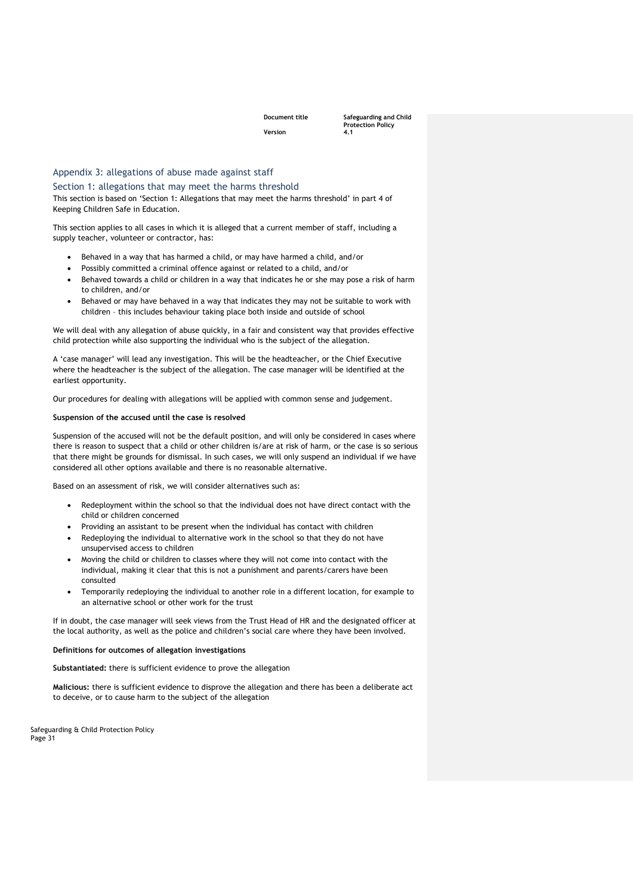## Appendix 3: allegations of abuse made against staff

### Section 1: allegations that may meet the harms threshold

This section is based on 'Section 1: Allegations that may meet the harms threshold' in part 4 of Keeping Children Safe in Education.

This section applies to all cases in which it is alleged that a current member of staff, including a supply teacher, volunteer or contractor, has:

- Behaved in a way that has harmed a child, or may have harmed a child, and/or
- Possibly committed a criminal offence against or related to a child, and/or
- Behaved towards a child or children in a way that indicates he or she may pose a risk of harm to children, and/or
- Behaved or may have behaved in a way that indicates they may not be suitable to work with children – this includes behaviour taking place both inside and outside of school

We will deal with any allegation of abuse quickly, in a fair and consistent way that provides effective child protection while also supporting the individual who is the subject of the allegation.

A 'case manager' will lead any investigation. This will be the headteacher, or the Chief Executive where the headteacher is the subject of the allegation. The case manager will be identified at the earliest opportunity.

Our procedures for dealing with allegations will be applied with common sense and judgement.

**Suspension of the accused until the case is resolved**

Suspension of the accused will not be the default position, and will only be considered in cases where there is reason to suspect that a child or other children is/are at risk of harm, or the case is so serious that there might be grounds for dismissal. In such cases, we will only suspend an individual if we have considered all other options available and there is no reasonable alternative.

Based on an assessment of risk, we will consider alternatives such as:

- Redeployment within the school so that the individual does not have direct contact with the child or children concerned
- Providing an assistant to be present when the individual has contact with children
- Redeploying the individual to alternative work in the school so that they do not have unsupervised access to children
- Moving the child or children to classes where they will not come into contact with the individual, making it clear that this is not a punishment and parents/carers have been consulted
- Temporarily redeploying the individual to another role in a different location, for example to an alternative school or other work for the trust

If in doubt, the case manager will seek views from the Trust Head of HR and the designated officer at the local authority, as well as the police and children's social care where they have been involved.

**Definitions for outcomes of allegation investigations**

**Substantiated:** there is sufficient evidence to prove the allegation

**Malicious:** there is sufficient evidence to disprove the allegation and there has been a deliberate act to deceive, or to cause harm to the subject of the allegation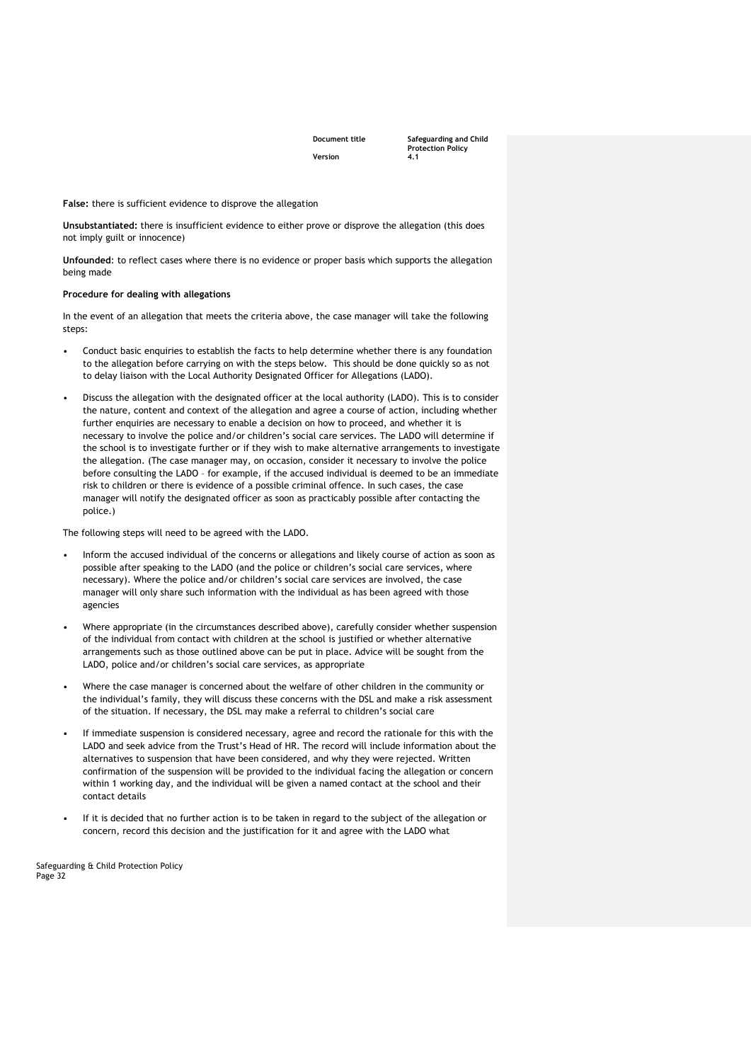**False:** there is sufficient evidence to disprove the allegation

**Unsubstantiated:** there is insufficient evidence to either prove or disprove the allegation (this does not imply guilt or innocence)

**Unfounded**: to reflect cases where there is no evidence or proper basis which supports the allegation being made

**Procedure for dealing with allegations**

In the event of an allegation that meets the criteria above, the case manager will take the following steps:

- Conduct basic enquiries to establish the facts to help determine whether there is any foundation to the allegation before carrying on with the steps below. This should be done quickly so as not to delay liaison with the Local Authority Designated Officer for Allegations (LADO).
- Discuss the allegation with the designated officer at the local authority (LADO). This is to consider the nature, content and context of the allegation and agree a course of action, including whether further enquiries are necessary to enable a decision on how to proceed, and whether it is necessary to involve the police and/or children's social care services. The LADO will determine if the school is to investigate further or if they wish to make alternative arrangements to investigate the allegation. (The case manager may, on occasion, consider it necessary to involve the police before consulting the LADO – for example, if the accused individual is deemed to be an immediate risk to children or there is evidence of a possible criminal offence. In such cases, the case manager will notify the designated officer as soon as practicably possible after contacting the police.)

The following steps will need to be agreed with the LADO.

- Inform the accused individual of the concerns or allegations and likely course of action as soon as possible after speaking to the LADO (and the police or children's social care services, where necessary). Where the police and/or children's social care services are involved, the case manager will only share such information with the individual as has been agreed with those agencies
- Where appropriate (in the circumstances described above), carefully consider whether suspension of the individual from contact with children at the school is justified or whether alternative arrangements such as those outlined above can be put in place. Advice will be sought from the LADO, police and/or children's social care services, as appropriate
- Where the case manager is concerned about the welfare of other children in the community or the individual's family, they will discuss these concerns with the DSL and make a risk assessment of the situation. If necessary, the DSL may make a referral to children's social care
- If immediate suspension is considered necessary, agree and record the rationale for this with the LADO and seek advice from the Trust's Head of HR. The record will include information about the alternatives to suspension that have been considered, and why they were rejected. Written confirmation of the suspension will be provided to the individual facing the allegation or concern within 1 working day, and the individual will be given a named contact at the school and their contact details
- If it is decided that no further action is to be taken in regard to the subject of the allegation or concern, record this decision and the justification for it and agree with the LADO what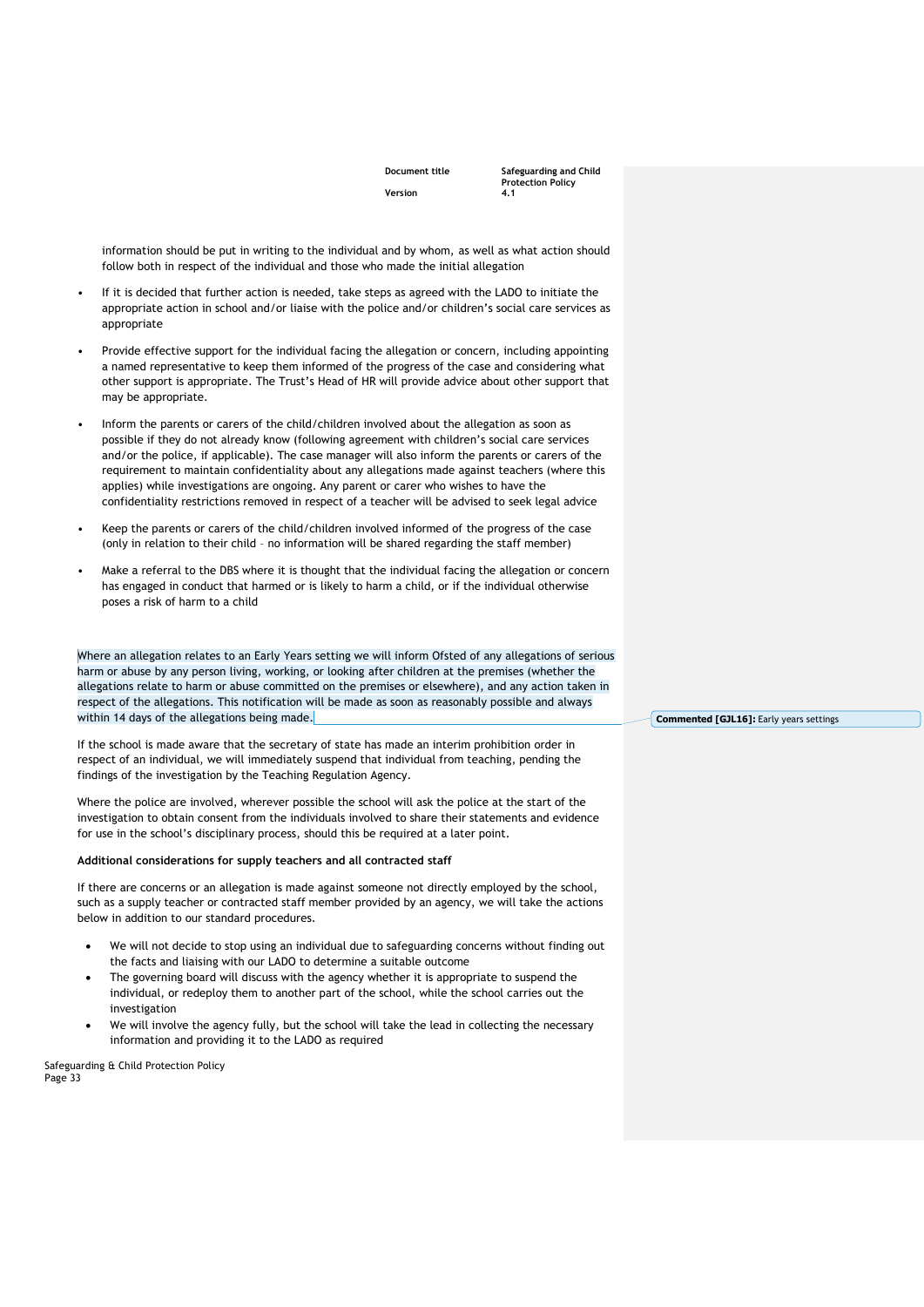information should be put in writing to the individual and by whom, as well as what action should follow both in respect of the individual and those who made the initial allegation

- If it is decided that further action is needed, take steps as agreed with the LADO to initiate the appropriate action in school and/or liaise with the police and/or children's social care services as appropriate
- Provide effective support for the individual facing the allegation or concern, including appointing a named representative to keep them informed of the progress of the case and considering what other support is appropriate. The Trust's Head of HR will provide advice about other support that may be appropriate.
- Inform the parents or carers of the child/children involved about the allegation as soon as possible if they do not already know (following agreement with children's social care services and/or the police, if applicable). The case manager will also inform the parents or carers of the requirement to maintain confidentiality about any allegations made against teachers (where this applies) while investigations are ongoing. Any parent or carer who wishes to have the confidentiality restrictions removed in respect of a teacher will be advised to seek legal advice
- Keep the parents or carers of the child/children involved informed of the progress of the case (only in relation to their child – no information will be shared regarding the staff member)
- Make a referral to the DBS where it is thought that the individual facing the allegation or concern has engaged in conduct that harmed or is likely to harm a child, or if the individual otherwise poses a risk of harm to a child

Where an allegation relates to an Early Years setting we will inform Ofsted of any allegations of serious harm or abuse by any person living, working, or looking after children at the premises (whether the allegations relate to harm or abuse committed on the premises or elsewhere), and any action taken in respect of the allegations. This notification will be made as soon as reasonably possible and always within 14 days of the allegations being made.

**Commented [GJL16]:** Early years settings

If the school is made aware that the secretary of state has made an interim prohibition order in respect of an individual, we will immediately suspend that individual from teaching, pending the findings of the investigation by the Teaching Regulation Agency.

Where the police are involved, wherever possible the school will ask the police at the start of the investigation to obtain consent from the individuals involved to share their statements and evidence for use in the school's disciplinary process, should this be required at a later point.

**Additional considerations for supply teachers and all contracted staff**

If there are concerns or an allegation is made against someone not directly employed by the school, such as a supply teacher or contracted staff member provided by an agency, we will take the actions below in addition to our standard procedures.

- We will not decide to stop using an individual due to safeguarding concerns without finding out the facts and liaising with our LADO to determine a suitable outcome
- The governing board will discuss with the agency whether it is appropriate to suspend the individual, or redeploy them to another part of the school, while the school carries out the investigation
- We will involve the agency fully, but the school will take the lead in collecting the necessary information and providing it to the LADO as required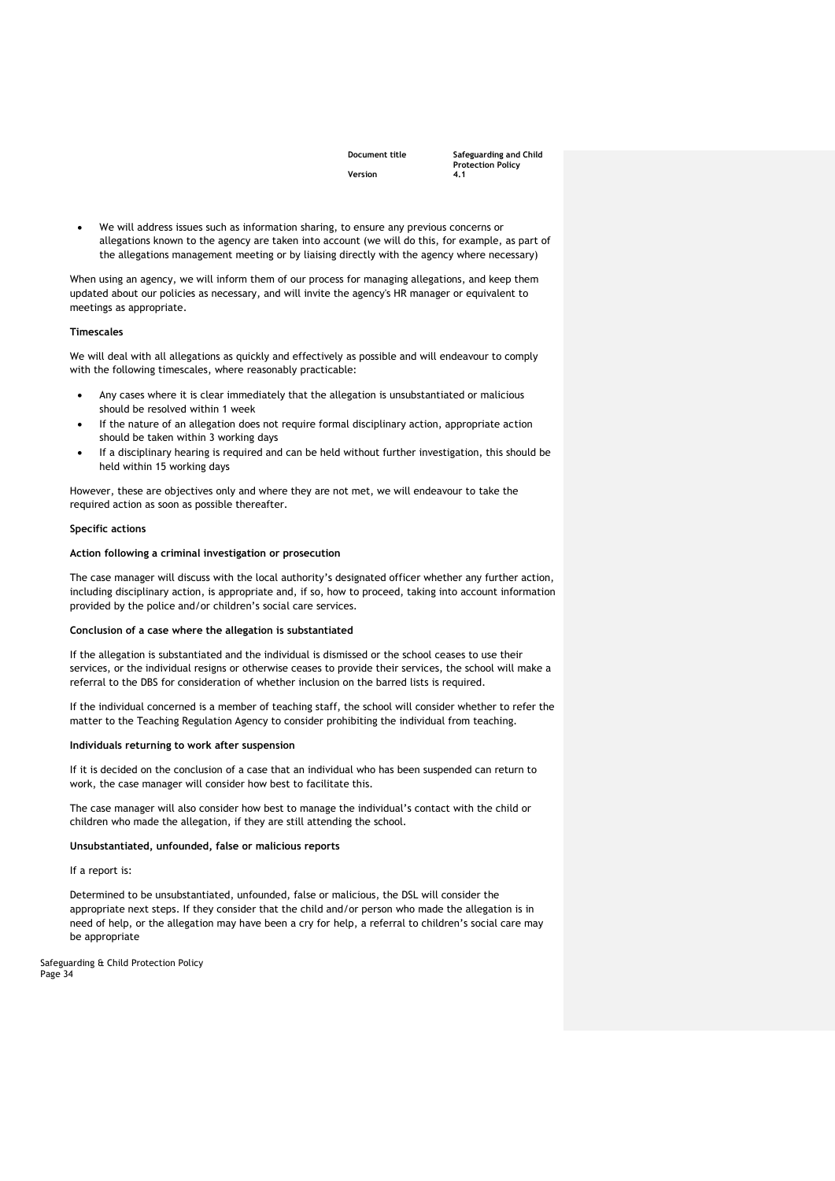- We will address issues such as information sharing, to ensure any previous concerns or allegations known to the agency are taken into account (we will do this, for example, as part of the allegations management meeting or by liaising directly with the agency where necessary)

When using an agency, we will inform them of our process for managing allegations, and keep them updated about our policies as necessary, and will invite the agency's HR manager or equivalent to meetings as appropriate.

**Timescales**

We will deal with all allegations as quickly and effectively as possible and will endeavour to comply with the following timescales, where reasonably practicable:

- Any cases where it is clear immediately that the allegation is unsubstantiated or malicious should be resolved within 1 week
- If the nature of an allegation does not require formal disciplinary action, appropriate action should be taken within 3 working days
- If a disciplinary hearing is required and can be held without further investigation, this should be held within 15 working days

However, these are objectives only and where they are not met, we will endeavour to take the required action as soon as possible thereafter.

**Specific actions**

**Action following a criminal investigation or prosecution**

The case manager will discuss with the local authority's designated officer whether any further action, including disciplinary action, is appropriate and, if so, how to proceed, taking into account information provided by the police and/or children's social care services.

**Conclusion of a case where the allegation is substantiated**

If the allegation is substantiated and the individual is dismissed or the school ceases to use their services, or the individual resigns or otherwise ceases to provide their services, the school will make a referral to the DBS for consideration of whether inclusion on the barred lists is required.

If the individual concerned is a member of teaching staff, the school will consider whether to refer the matter to the Teaching Regulation Agency to consider prohibiting the individual from teaching.

**Individuals returning to work after suspension**

If it is decided on the conclusion of a case that an individual who has been suspended can return to work, the case manager will consider how best to facilitate this.

The case manager will also consider how best to manage the individual's contact with the child or children who made the allegation, if they are still attending the school.

**Unsubstantiated, unfounded, false or malicious reports**

If a report is:

Determined to be unsubstantiated, unfounded, false or malicious, the DSL will consider the appropriate next steps. If they consider that the child and/or person who made the allegation is in need of help, or the allegation may have been a cry for help, a referral to children's social care may be appropriate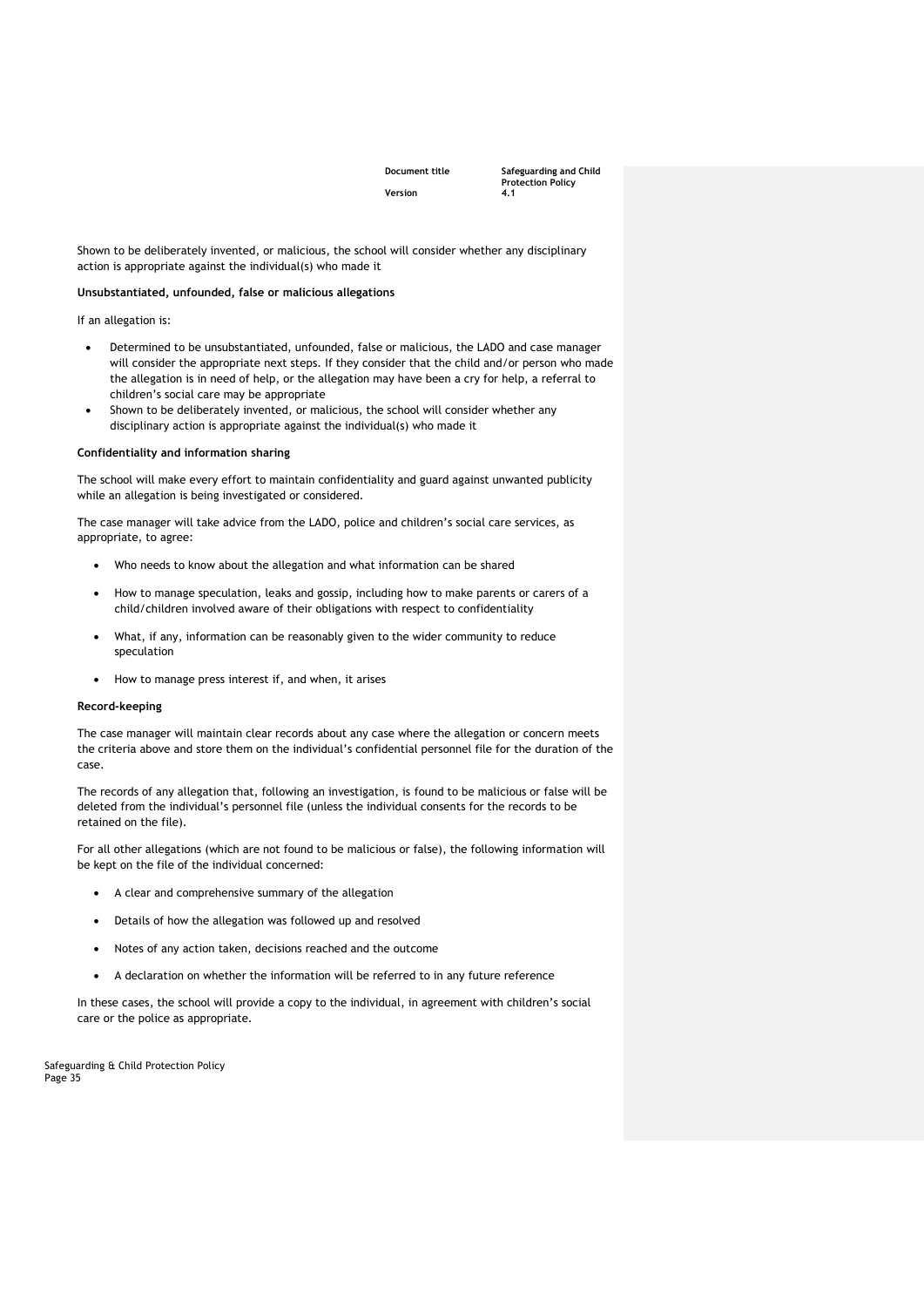Shown to be deliberately invented, or malicious, the school will consider whether any disciplinary action is appropriate against the individual(s) who made it

**Unsubstantiated, unfounded, false or malicious allegations**

If an allegation is:

- Determined to be unsubstantiated, unfounded, false or malicious, the LADO and case manager will consider the appropriate next steps. If they consider that the child and/or person who made the allegation is in need of help, or the allegation may have been a cry for help, a referral to children's social care may be appropriate
- Shown to be deliberately invented, or malicious, the school will consider whether any disciplinary action is appropriate against the individual(s) who made it

**Confidentiality and information sharing**

The school will make every effort to maintain confidentiality and guard against unwanted publicity while an allegation is being investigated or considered.

The case manager will take advice from the LADO, police and children's social care services, as appropriate, to agree:

- Who needs to know about the allegation and what information can be shared
- How to manage speculation, leaks and gossip, including how to make parents or carers of a child/children involved aware of their obligations with respect to confidentiality
- What, if any, information can be reasonably given to the wider community to reduce speculation
- How to manage press interest if, and when, it arises

**Record-keeping**

The case manager will maintain clear records about any case where the allegation or concern meets the criteria above and store them on the individual's confidential personnel file for the duration of the case.

The records of any allegation that, following an investigation, is found to be malicious or false will be deleted from the individual's personnel file (unless the individual consents for the records to be retained on the file).

For all other allegations (which are not found to be malicious or false), the following information will be kept on the file of the individual concerned:

- A clear and comprehensive summary of the allegation
- Details of how the allegation was followed up and resolved
- Notes of any action taken, decisions reached and the outcome
- A declaration on whether the information will be referred to in any future reference

In these cases, the school will provide a copy to the individual, in agreement with children's social care or the police as appropriate.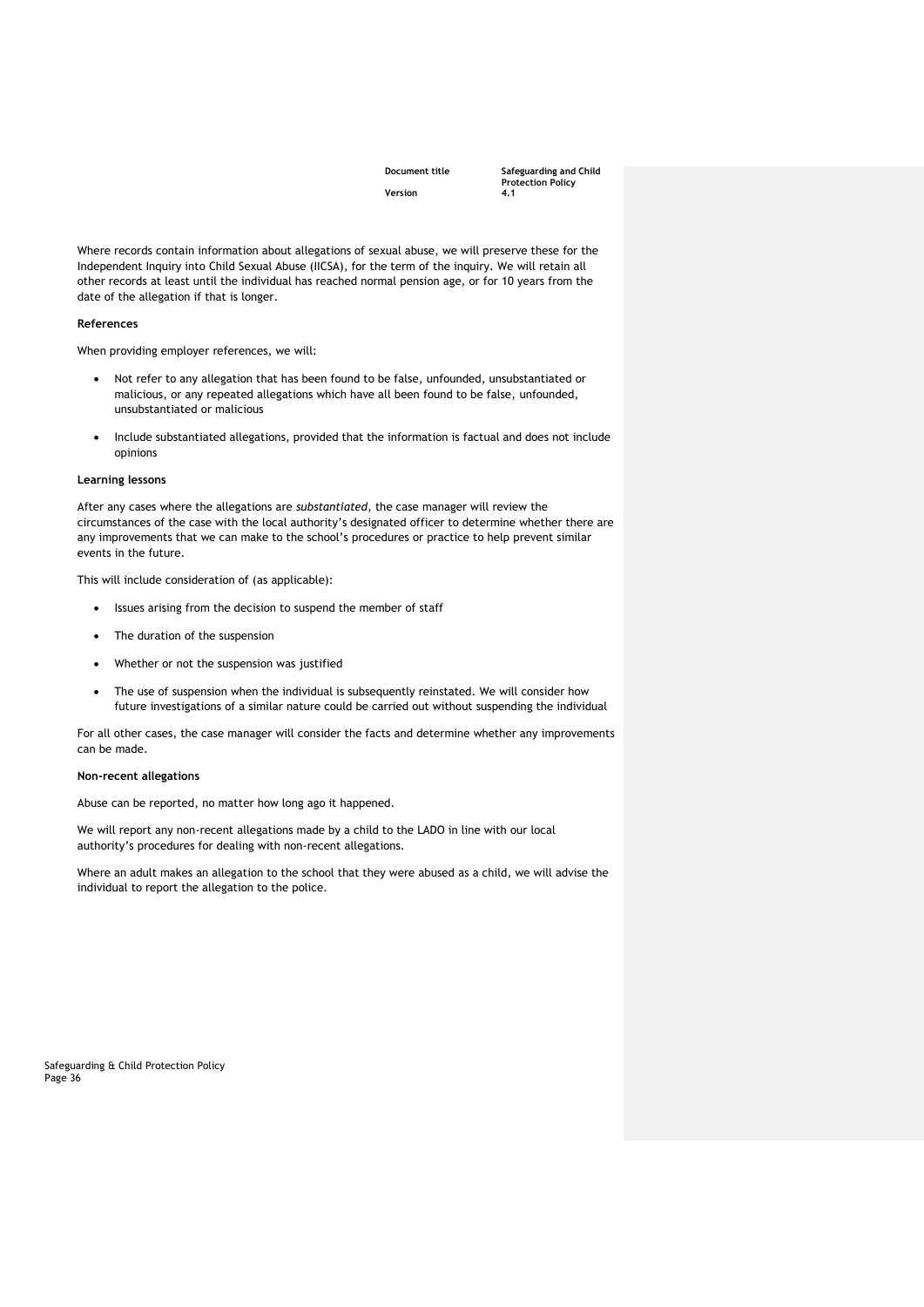Where records contain information about allegations of sexual abuse, we will preserve these for the Independent Inquiry into Child Sexual Abuse (IICSA), for the term of the inquiry. We will retain all other records at least until the individual has reached normal pension age, or for 10 years from the date of the allegation if that is longer.

**References**

When providing employer references, we will:

- Not refer to any allegation that has been found to be false, unfounded, unsubstantiated or malicious, or any repeated allegations which have all been found to be false, unfounded, unsubstantiated or malicious
- Include substantiated allegations, provided that the information is factual and does not include opinions

**Learning lessons**

After any cases where the allegations are *substantiated*, the case manager will review the circumstances of the case with the local authority's designated officer to determine whether there are any improvements that we can make to the school's procedures or practice to help prevent similar events in the future.

This will include consideration of (as applicable):

- Issues arising from the decision to suspend the member of staff
- The duration of the suspension
- Whether or not the suspension was justified
- The use of suspension when the individual is subsequently reinstated. We will consider how future investigations of a similar nature could be carried out without suspending the individual

For all other cases, the case manager will consider the facts and determine whether any improvements can be made.

**Non-recent allegations**

Abuse can be reported, no matter how long ago it happened.

We will report any non-recent allegations made by a child to the LADO in line with our local authority's procedures for dealing with non-recent allegations.

Where an adult makes an allegation to the school that they were abused as a child, we will advise the individual to report the allegation to the police.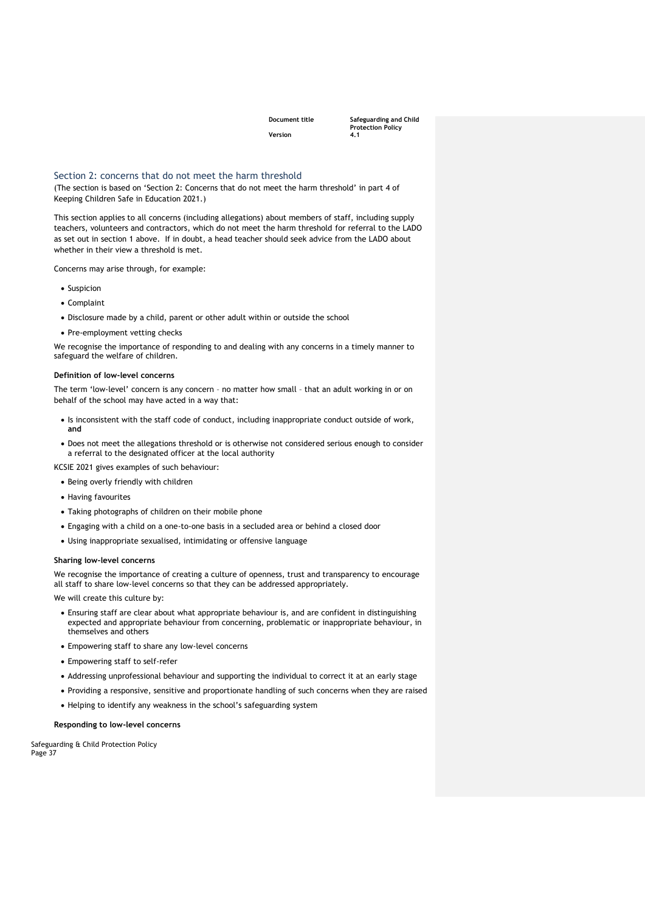## Section 2: concerns that do not meet the harm threshold

(The section is based on 'Section 2: Concerns that do not meet the harm threshold' in part 4 of Keeping Children Safe in Education 2021.)

This section applies to all concerns (including allegations) about members of staff, including supply teachers, volunteers and contractors, which do not meet the harm threshold for referral to the LADO as set out in section 1 above. If in doubt, a head teacher should seek advice from the LADO about whether in their view a threshold is met.

Concerns may arise through, for example:

- Suspicion
- Complaint
- Disclosure made by a child, parent or other adult within or outside the school
- Pre-employment vetting checks

We recognise the importance of responding to and dealing with any concerns in a timely manner to safeguard the welfare of children.

### Definition of low-level concerns

The term 'low-level' concern is any concern – no matter how small – that an adult working in or on behalf of the school may have acted in a way that:

- Is inconsistent with the staff code of conduct, including inappropriate conduct outside of work, **and**
- Does not meet the allegations threshold or is otherwise not considered serious enough to consider a referral to the designated officer at the local authority

KCSIE 2021 gives examples of such behaviour:

- Being overly friendly with children
- Having favourites
- Taking photographs of children on their mobile phone
- Engaging with a child on a one-to-one basis in a secluded area or behind a closed door
- Using inappropriate sexualised, intimidating or offensive language

### Sharing low-level concerns

We recognise the importance of creating a culture of openness, trust and transparency to encourage all staff to share low-level concerns so that they can be addressed appropriately.

We will create this culture by:

- Ensuring staff are clear about what appropriate behaviour is, and are confident in distinguishing expected and appropriate behaviour from concerning, problematic or inappropriate behaviour, in themselves and others
- Empowering staff to share any low-level concerns
- Empowering staff to self-refer
- Addressing unprofessional behaviour and supporting the individual to correct it at an early stage
- Providing a responsive, sensitive and proportionate handling of such concerns when they are raised
- Helping to identify any weakness in the school's safeguarding system

### Responding to low-level concerns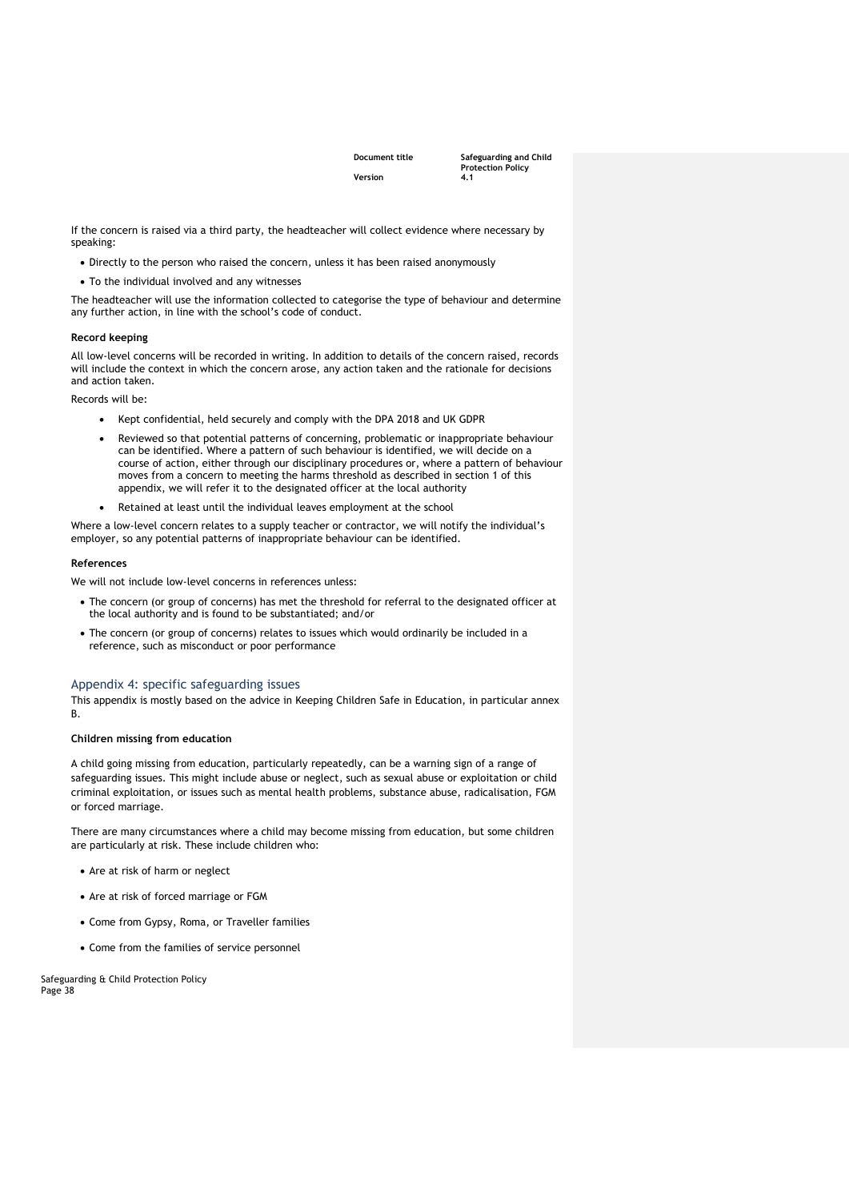If the concern is raised via a third party, the headteacher will collect evidence where necessary by speaking:

- Directly to the person who raised the concern, unless it has been raised anonymously
- To the individual involved and any witnesses

The headteacher will use the information collected to categorise the type of behaviour and determine any further action, in line with the school's code of conduct.

**Record keeping**

All low-level concerns will be recorded in writing. In addition to details of the concern raised, records will include the context in which the concern arose, any action taken and the rationale for decisions and action taken.

Records will be:

- Kept confidential, held securely and comply with the DPA 2018 and UK GDPR
- Reviewed so that potential patterns of concerning, problematic or inappropriate behaviour can be identified. Where a pattern of such behaviour is identified, we will decide on a course of action, either through our disciplinary procedures or, where a pattern of behaviour moves from a concern to meeting the harms threshold as described in section 1 of this appendix, we will refer it to the designated officer at the local authority
- Retained at least until the individual leaves employment at the school

Where a low-level concern relates to a supply teacher or contractor, we will notify the individual's employer, so any potential patterns of inappropriate behaviour can be identified.

**References**

We will not include low-level concerns in references unless:

- The concern (or group of concerns) has met the threshold for referral to the designated officer at the local authority and is found to be substantiated; and/or
- The concern (or group of concerns) relates to issues which would ordinarily be included in a reference, such as misconduct or poor performance

## Appendix 4: specific safeguarding issues

This appendix is mostly based on the advice in Keeping Children Safe in Education, in particular annex B.

**Children missing from education**

A child going missing from education, particularly repeatedly, can be a warning sign of a range of safeguarding issues. This might include abuse or neglect, such as sexual abuse or exploitation or child criminal exploitation, or issues such as mental health problems, substance abuse, radicalisation, FGM or forced marriage.

There are many circumstances where a child may become missing from education, but some children are particularly at risk. These include children who:

- Are at risk of harm or neglect
- Are at risk of forced marriage or FGM
- Come from Gypsy, Roma, or Traveller families
- Come from the families of service personnel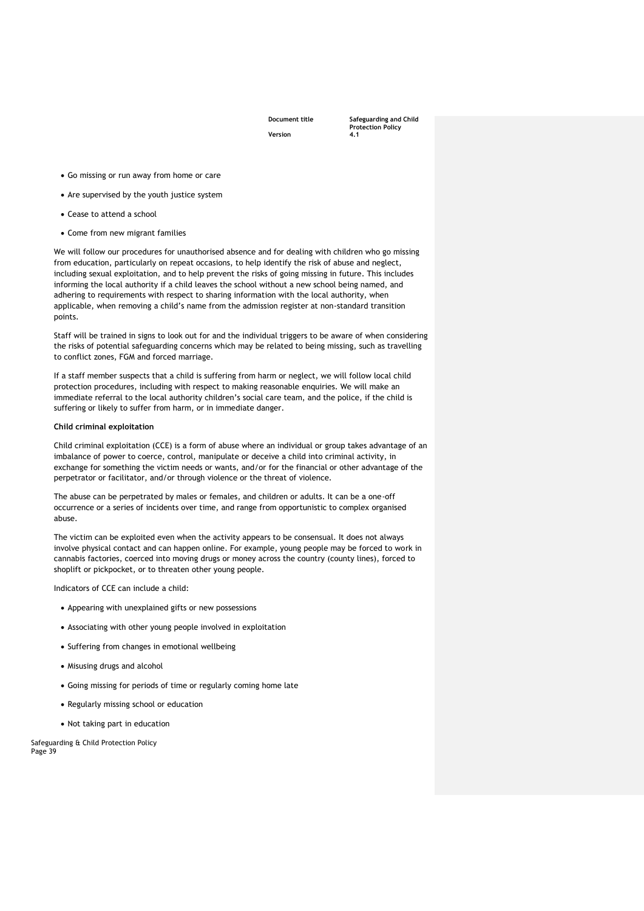- Go missing or run away from home or care
- Are supervised by the youth justice system
- Cease to attend a school
- Come from new migrant families

We will follow our procedures for unauthorised absence and for dealing with children who go missing from education, particularly on repeat occasions, to help identify the risk of abuse and neglect, including sexual exploitation, and to help prevent the risks of going missing in future. This includes informing the local authority if a child leaves the school without a new school being named, and adhering to requirements with respect to sharing information with the local authority, when applicable, when removing a child's name from the admission register at non-standard transition points.

Staff will be trained in signs to look out for and the individual triggers to be aware of when considering the risks of potential safeguarding concerns which may be related to being missing, such as travelling to conflict zones, FGM and forced marriage.

If a staff member suspects that a child is suffering from harm or neglect, we will follow local child protection procedures, including with respect to making reasonable enquiries. We will make an immediate referral to the local authority children's social care team, and the police, if the child is suffering or likely to suffer from harm, or in immediate danger.

**Child criminal exploitation**

Child criminal exploitation (CCE) is a form of abuse where an individual or group takes advantage of an imbalance of power to coerce, control, manipulate or deceive a child into criminal activity, in exchange for something the victim needs or wants, and/or for the financial or other advantage of the perpetrator or facilitator, and/or through violence or the threat of violence.

The abuse can be perpetrated by males or females, and children or adults. It can be a one-off occurrence or a series of incidents over time, and range from opportunistic to complex organised abuse.

The victim can be exploited even when the activity appears to be consensual. It does not always involve physical contact and can happen online. For example, young people may be forced to work in cannabis factories, coerced into moving drugs or money across the country (county lines), forced to shoplift or pickpocket, or to threaten other young people.

Indicators of CCE can include a child:

- Appearing with unexplained gifts or new possessions
- Associating with other young people involved in exploitation
- Suffering from changes in emotional wellbeing
- Misusing drugs and alcohol
- Going missing for periods of time or regularly coming home late
- Regularly missing school or education
- Not taking part in education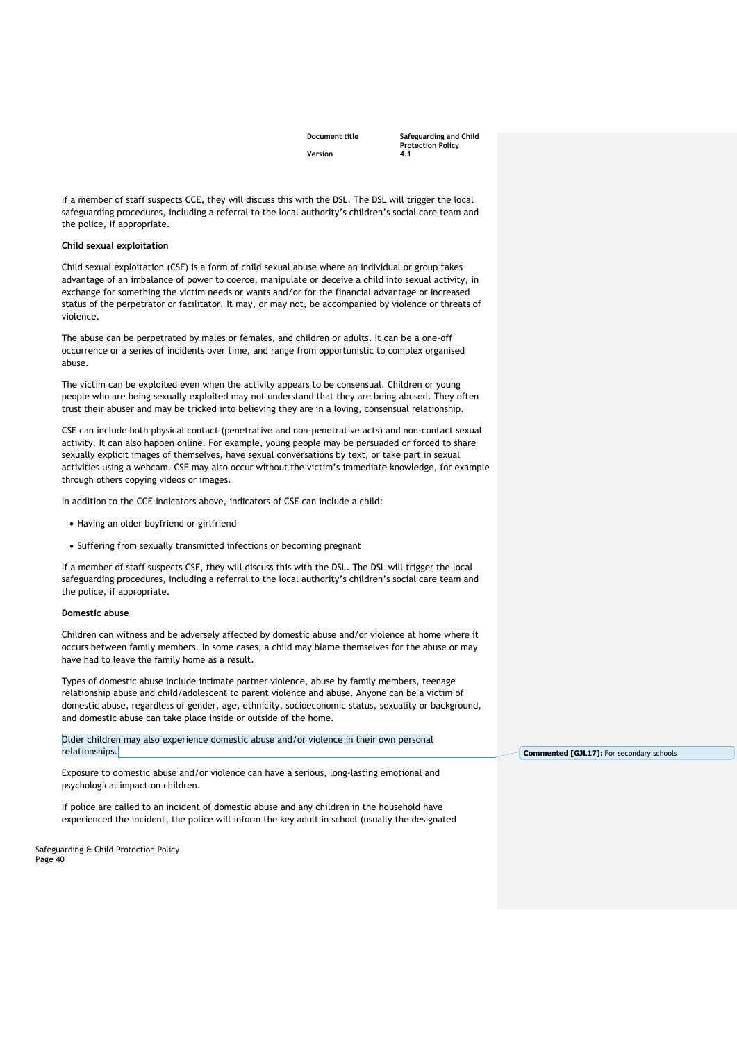If a member of staff suspects CCE, they will discuss this with the DSL. The DSL will trigger the local safeguarding procedures, including a referral to the local authority's children's social care team and the police, if appropriate.

**Child sexual exploitation**

Child sexual exploitation (CSE) is a form of child sexual abuse where an individual or group takes advantage of an imbalance of power to coerce, manipulate or deceive a child into sexual activity, in exchange for something the victim needs or wants and/or for the financial advantage or increased status of the perpetrator or facilitator. It may, or may not, be accompanied by violence or threats of violence.

The abuse can be perpetrated by males or females, and children or adults. It can be a one-off occurrence or a series of incidents over time, and range from opportunistic to complex organised abuse.

The victim can be exploited even when the activity appears to be consensual. Children or young people who are being sexually exploited may not understand that they are being abused. They often trust their abuser and may be tricked into believing they are in a loving, consensual relationship.

CSE can include both physical contact (penetrative and non-penetrative acts) and non-contact sexual activity. It can also happen online. For example, young people may be persuaded or forced to share sexually explicit images of themselves, have sexual conversations by text, or take part in sexual activities using a webcam. CSE may also occur without the victim's immediate knowledge, for example through others copying videos or images.

In addition to the CCE indicators above, indicators of CSE can include a child:

- Having an older boyfriend or girlfriend
- Suffering from sexually transmitted infections or becoming pregnant

If a member of staff suspects CSE, they will discuss this with the DSL. The DSL will trigger the local safeguarding procedures, including a referral to the local authority's children's social care team and the police, if appropriate.

**Domestic abuse**

Children can witness and be adversely affected by domestic abuse and/or violence at home where it occurs between family members. In some cases, a child may blame themselves for the abuse or may have had to leave the family home as a result.

Types of domestic abuse include intimate partner violence, abuse by family members, teenage relationship abuse and child/adolescent to parent violence and abuse. Anyone can be a victim of domestic abuse, regardless of gender, age, ethnicity, socioeconomic status, sexuality or background, and domestic abuse can take place inside or outside of the home.

Older children may also experience domestic abuse and/or violence in their own personal relationships.

**Commented [GJL17]:** For secondary schools

Exposure to domestic abuse and/or violence can have a serious, long-lasting emotional and psychological impact on children.

If police are called to an incident of domestic abuse and any children in the household have experienced the incident, the police will inform the key adult in school (usually the designated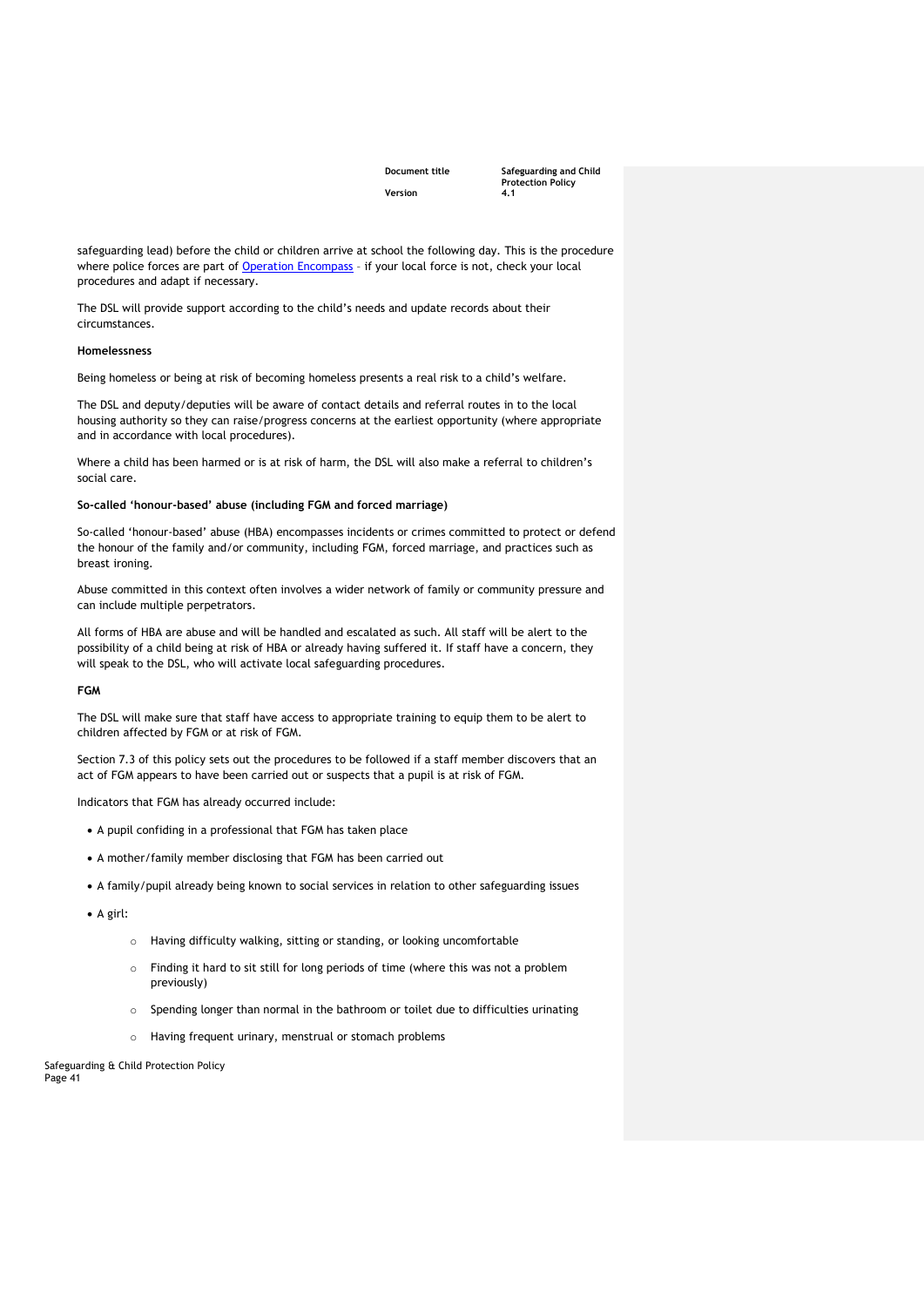safeguarding lead) before the child or children arrive at school the following day. This is the procedure where police forces are part of [Operation Encompass](#) – if your local force is not, check your local procedures and adapt if necessary.

The DSL will provide support according to the child's needs and update records about their circumstances.

**Homelessness**

Being homeless or being at risk of becoming homeless presents a real risk to a child's welfare.

The DSL and deputy/deputies will be aware of contact details and referral routes in to the local housing authority so they can raise/progress concerns at the earliest opportunity (where appropriate and in accordance with local procedures).

Where a child has been harmed or is at risk of harm, the DSL will also make a referral to children's social care.

**So-called 'honour-based' abuse (including FGM and forced marriage)**

So-called 'honour-based' abuse (HBA) encompasses incidents or crimes committed to protect or defend the honour of the family and/or community, including FGM, forced marriage, and practices such as breast ironing.

Abuse committed in this context often involves a wider network of family or community pressure and can include multiple perpetrators.

All forms of HBA are abuse and will be handled and escalated as such. All staff will be alert to the possibility of a child being at risk of HBA or already having suffered it. If staff have a concern, they will speak to the DSL, who will activate local safeguarding procedures.

**FGM**

The DSL will make sure that staff have access to appropriate training to equip them to be alert to children affected by FGM or at risk of FGM.

Section 7.3 of this policy sets out the procedures to be followed if a staff member discovers that an act of FGM appears to have been carried out or suspects that a pupil is at risk of FGM.

Indicators that FGM has already occurred include:

- A pupil confiding in a professional that FGM has taken place
- A mother/family member disclosing that FGM has been carried out
- A family/pupil already being known to social services in relation to other safeguarding issues
- A girl:
  - Having difficulty walking, sitting or standing, or looking uncomfortable
  - Finding it hard to sit still for long periods of time (where this was not a problem previously)
  - Spending longer than normal in the bathroom or toilet due to difficulties urinating
  - Having frequent urinary, menstrual or stomach problems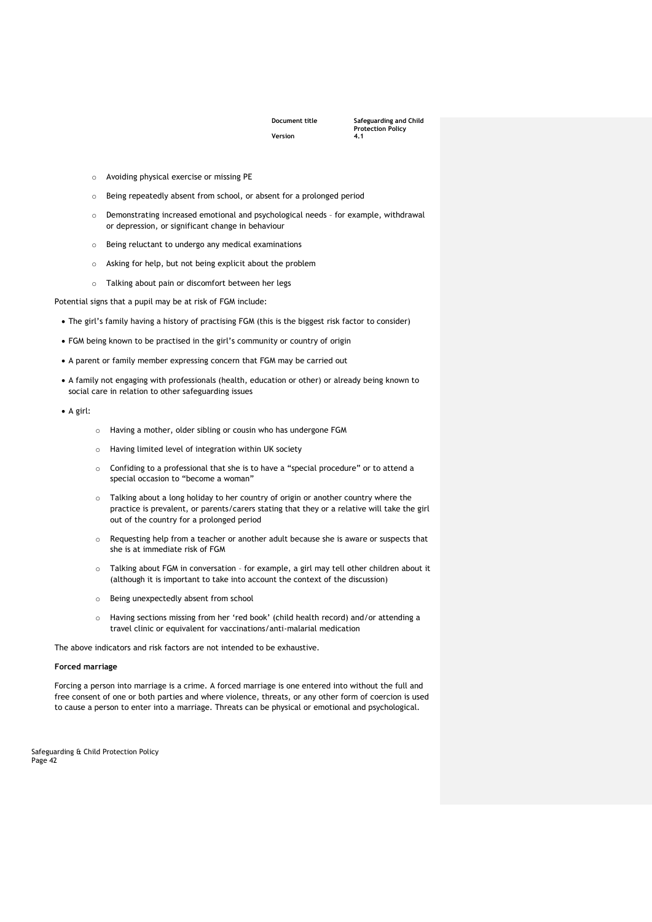- Avoiding physical exercise or missing PE
  - Being repeatedly absent from school, or absent for a prolonged period
  - Demonstrating increased emotional and psychological needs – for example, withdrawal or depression, or significant change in behaviour
  - Being reluctant to undergo any medical examinations
  - Asking for help, but not being explicit about the problem
  - Talking about pain or discomfort between her legs

Potential signs that a pupil may be at risk of FGM include:

- The girl's family having a history of practising FGM (this is the biggest risk factor to consider)
- FGM being known to be practised in the girl's community or country of origin
- A parent or family member expressing concern that FGM may be carried out
- A family not engaging with professionals (health, education or other) or already being known to social care in relation to other safeguarding issues
- A girl:
  - Having a mother, older sibling or cousin who has undergone FGM
  - Having limited level of integration within UK society
  - Confiding to a professional that she is to have a "special procedure" or to attend a special occasion to "become a woman"
  - Talking about a long holiday to her country of origin or another country where the practice is prevalent, or parents/carers stating that they or a relative will take the girl out of the country for a prolonged period
  - Requesting help from a teacher or another adult because she is aware or suspects that she is at immediate risk of FGM
  - Talking about FGM in conversation – for example, a girl may tell other children about it (although it is important to take into account the context of the discussion)
  - Being unexpectedly absent from school
  - Having sections missing from her 'red book' (child health record) and/or attending a travel clinic or equivalent for vaccinations/anti-malarial medication

The above indicators and risk factors are not intended to be exhaustive.

**Forced marriage**

Forcing a person into marriage is a crime. A forced marriage is one entered into without the full and free consent of one or both parties and where violence, threats, or any other form of coercion is used to cause a person to enter into a marriage. Threats can be physical or emotional and psychological.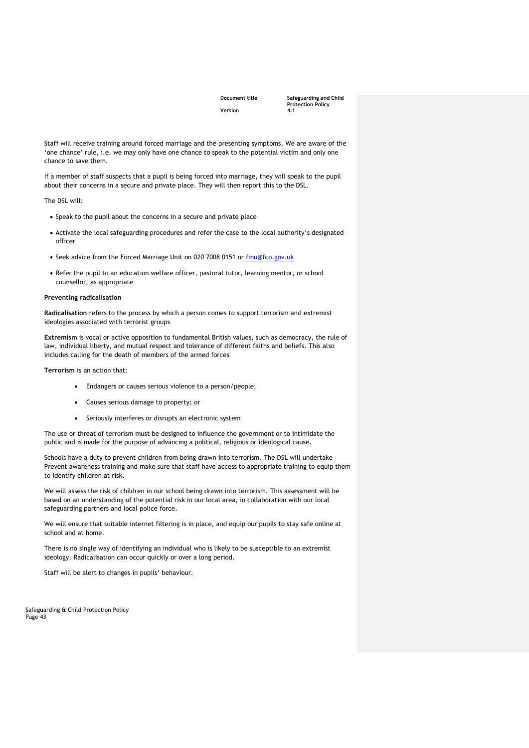Staff will receive training around forced marriage and the presenting symptoms. We are aware of the 'one chance' rule, i.e. we may only have one chance to speak to the potential victim and only one chance to save them.

If a member of staff suspects that a pupil is being forced into marriage, they will speak to the pupil about their concerns in a secure and private place. They will then report this to the DSL.

The DSL will:

- Speak to the pupil about the concerns in a secure and private place
- Activate the local safeguarding procedures and refer the case to the local authority's designated officer
- Seek advice from the Forced Marriage Unit on 020 7008 0151 or fmu@fco.gov.uk
- Refer the pupil to an education welfare officer, pastoral tutor, learning mentor, or school counsellor, as appropriate

**Preventing radicalisation**

**Radicalisation** refers to the process by which a person comes to support terrorism and extremist ideologies associated with terrorist groups

**Extremism** is vocal or active opposition to fundamental British values, such as democracy, the rule of law, individual liberty, and mutual respect and tolerance of different faiths and beliefs. This also includes calling for the death of members of the armed forces

**Terrorism** is an action that:

- Endangers or causes serious violence to a person/people;
- Causes serious damage to property; or
- Seriously interferes or disrupts an electronic system

The use or threat of terrorism must be designed to influence the government or to intimidate the public and is made for the purpose of advancing a political, religious or ideological cause.

Schools have a duty to prevent children from being drawn into terrorism. The DSL will undertake Prevent awareness training and make sure that staff have access to appropriate training to equip them to identify children at risk.

We will assess the risk of children in our school being drawn into terrorism. This assessment will be based on an understanding of the potential risk in our local area, in collaboration with our local safeguarding partners and local police force.

We will ensure that suitable internet filtering is in place, and equip our pupils to stay safe online at school and at home.

There is no single way of identifying an individual who is likely to be susceptible to an extremist ideology. Radicalisation can occur quickly or over a long period.

Staff will be alert to changes in pupils' behaviour.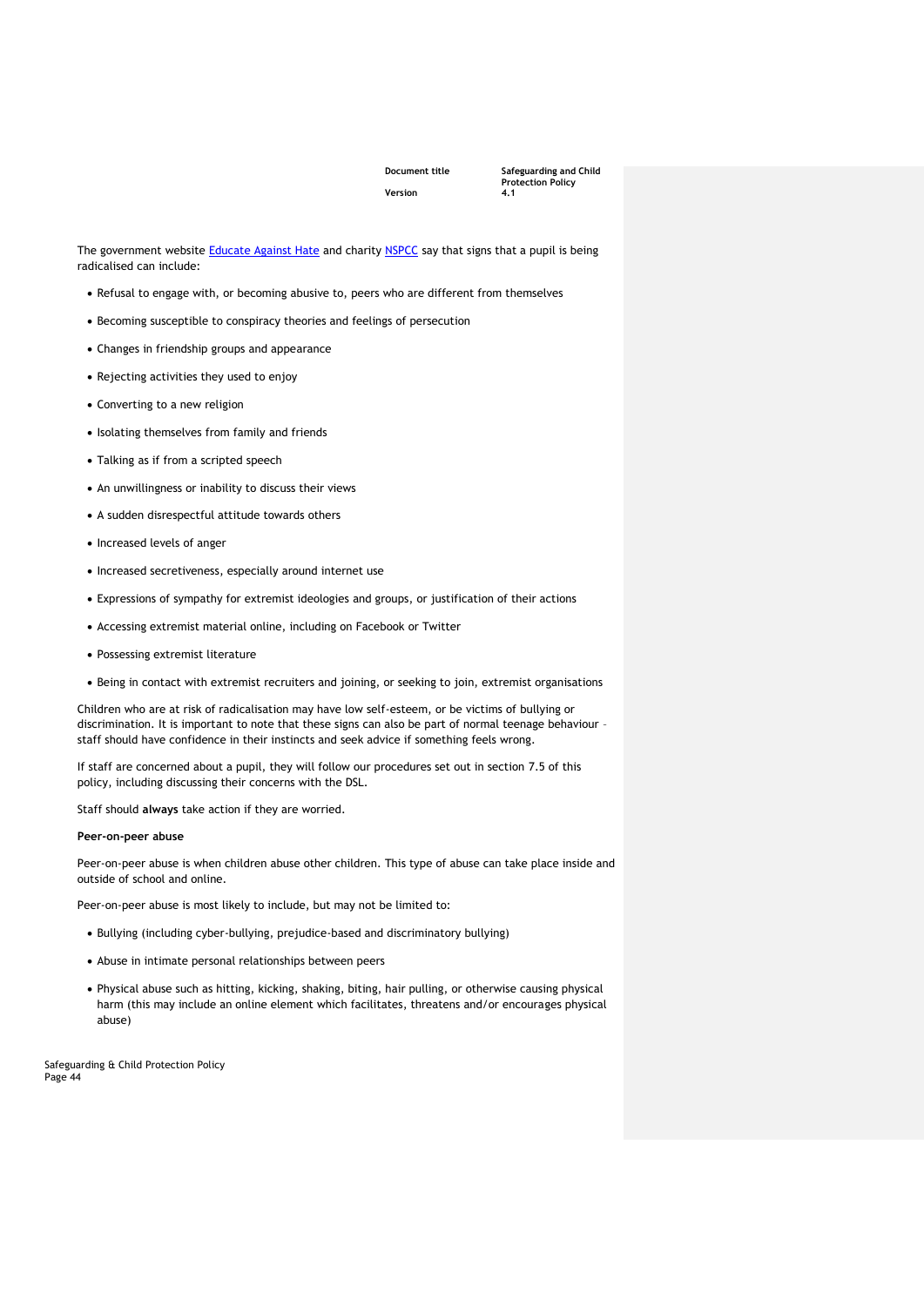The government website [Educate Against Hate] and charity [NSPCC] say that signs that a pupil is being radicalised can include:

- Refusal to engage with, or becoming abusive to, peers who are different from themselves
- Becoming susceptible to conspiracy theories and feelings of persecution
- Changes in friendship groups and appearance
- Rejecting activities they used to enjoy
- Converting to a new religion
- Isolating themselves from family and friends
- Talking as if from a scripted speech
- An unwillingness or inability to discuss their views
- A sudden disrespectful attitude towards others
- Increased levels of anger
- Increased secretiveness, especially around internet use
- Expressions of sympathy for extremist ideologies and groups, or justification of their actions
- Accessing extremist material online, including on Facebook or Twitter
- Possessing extremist literature
- Being in contact with extremist recruiters and joining, or seeking to join, extremist organisations

Children who are at risk of radicalisation may have low self-esteem, or be victims of bullying or discrimination. It is important to note that these signs can also be part of normal teenage behaviour - staff should have confidence in their instincts and seek advice if something feels wrong.

If staff are concerned about a pupil, they will follow our procedures set out in section 7.5 of this policy, including discussing their concerns with the DSL.

Staff should **always** take action if they are worried.

**Peer-on-peer abuse**

Peer-on-peer abuse is when children abuse other children. This type of abuse can take place inside and outside of school and online.

Peer-on-peer abuse is most likely to include, but may not be limited to:

- Bullying (including cyber-bullying, prejudice-based and discriminatory bullying)
- Abuse in intimate personal relationships between peers
- Physical abuse such as hitting, kicking, shaking, biting, hair pulling, or otherwise causing physical harm (this may include an online element which facilitates, threatens and/or encourages physical abuse)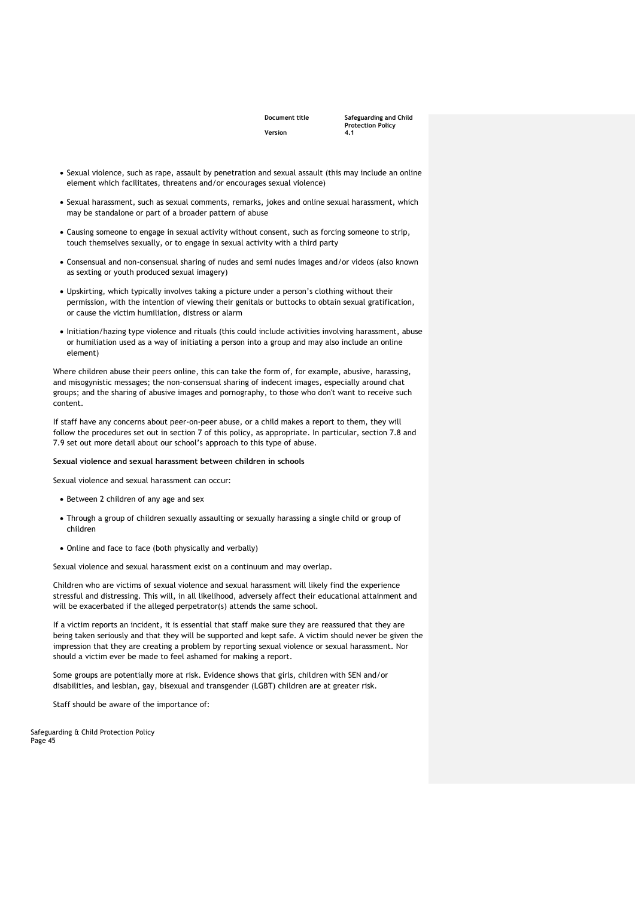- Sexual violence, such as rape, assault by penetration and sexual assault (this may include an online element which facilitates, threatens and/or encourages sexual violence)
- Sexual harassment, such as sexual comments, remarks, jokes and online sexual harassment, which may be standalone or part of a broader pattern of abuse
- Causing someone to engage in sexual activity without consent, such as forcing someone to strip, touch themselves sexually, or to engage in sexual activity with a third party
- Consensual and non-consensual sharing of nudes and semi nudes images and/or videos (also known as sexting or youth produced sexual imagery)
- Upskirting, which typically involves taking a picture under a person's clothing without their permission, with the intention of viewing their genitals or buttocks to obtain sexual gratification, or cause the victim humiliation, distress or alarm
- Initiation/hazing type violence and rituals (this could include activities involving harassment, abuse or humiliation used as a way of initiating a person into a group and may also include an online element)

Where children abuse their peers online, this can take the form of, for example, abusive, harassing, and misogynistic messages; the non-consensual sharing of indecent images, especially around chat groups; and the sharing of abusive images and pornography, to those who don't want to receive such content.

If staff have any concerns about peer-on-peer abuse, or a child makes a report to them, they will follow the procedures set out in section 7 of this policy, as appropriate. In particular, section 7.8 and 7.9 set out more detail about our school's approach to this type of abuse.

**Sexual violence and sexual harassment between children in schools**

Sexual violence and sexual harassment can occur:

- Between 2 children of any age and sex
- Through a group of children sexually assaulting or sexually harassing a single child or group of children
- Online and face to face (both physically and verbally)

Sexual violence and sexual harassment exist on a continuum and may overlap.

Children who are victims of sexual violence and sexual harassment will likely find the experience stressful and distressing. This will, in all likelihood, adversely affect their educational attainment and will be exacerbated if the alleged perpetrator(s) attends the same school.

If a victim reports an incident, it is essential that staff make sure they are reassured that they are being taken seriously and that they will be supported and kept safe. A victim should never be given the impression that they are creating a problem by reporting sexual violence or sexual harassment. Nor should a victim ever be made to feel ashamed for making a report.

Some groups are potentially more at risk. Evidence shows that girls, children with SEN and/or disabilities, and lesbian, gay, bisexual and transgender (LGBT) children are at greater risk.

Staff should be aware of the importance of: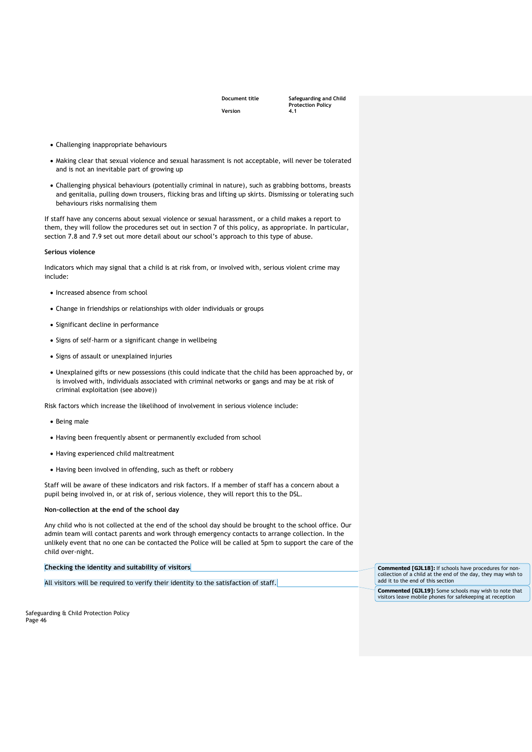- Challenging inappropriate behaviours
- Making clear that sexual violence and sexual harassment is not acceptable, will never be tolerated and is not an inevitable part of growing up
- Challenging physical behaviours (potentially criminal in nature), such as grabbing bottoms, breasts and genitalia, pulling down trousers, flicking bras and lifting up skirts. Dismissing or tolerating such behaviours risks normalising them

If staff have any concerns about sexual violence or sexual harassment, or a child makes a report to them, they will follow the procedures set out in section 7 of this policy, as appropriate. In particular, section 7.8 and 7.9 set out more detail about our school's approach to this type of abuse.

**Serious violence**

Indicators which may signal that a child is at risk from, or involved with, serious violent crime may include:

- Increased absence from school
- Change in friendships or relationships with older individuals or groups
- Significant decline in performance
- Signs of self-harm or a significant change in wellbeing
- Signs of assault or unexplained injuries
- Unexplained gifts or new possessions (this could indicate that the child has been approached by, or is involved with, individuals associated with criminal networks or gangs and may be at risk of criminal exploitation (see above))

Risk factors which increase the likelihood of involvement in serious violence include:

- Being male
- Having been frequently absent or permanently excluded from school
- Having experienced child maltreatment
- Having been involved in offending, such as theft or robbery

Staff will be aware of these indicators and risk factors. If a member of staff has a concern about a pupil being involved in, or at risk of, serious violence, they will report this to the DSL.

**Non-collection at the end of the school day**

Any child who is not collected at the end of the school day should be brought to the school office. Our admin team will contact parents and work through emergency contacts to arrange collection. In the unlikely event that no one can be contacted the Police will be called at 5pm to support the care of the child over-night.

**Checking the identity and suitability of visitors**

All visitors will be required to verify their identity to the satisfaction of staff.

**Commented [GJL18]:** If schools have procedures for non-collection of a child at the end of the day, they may wish to add it to the end of this section

**Commented [GJL19]:** Some schools may wish to note that visitors leave mobile phones for safekeeping at reception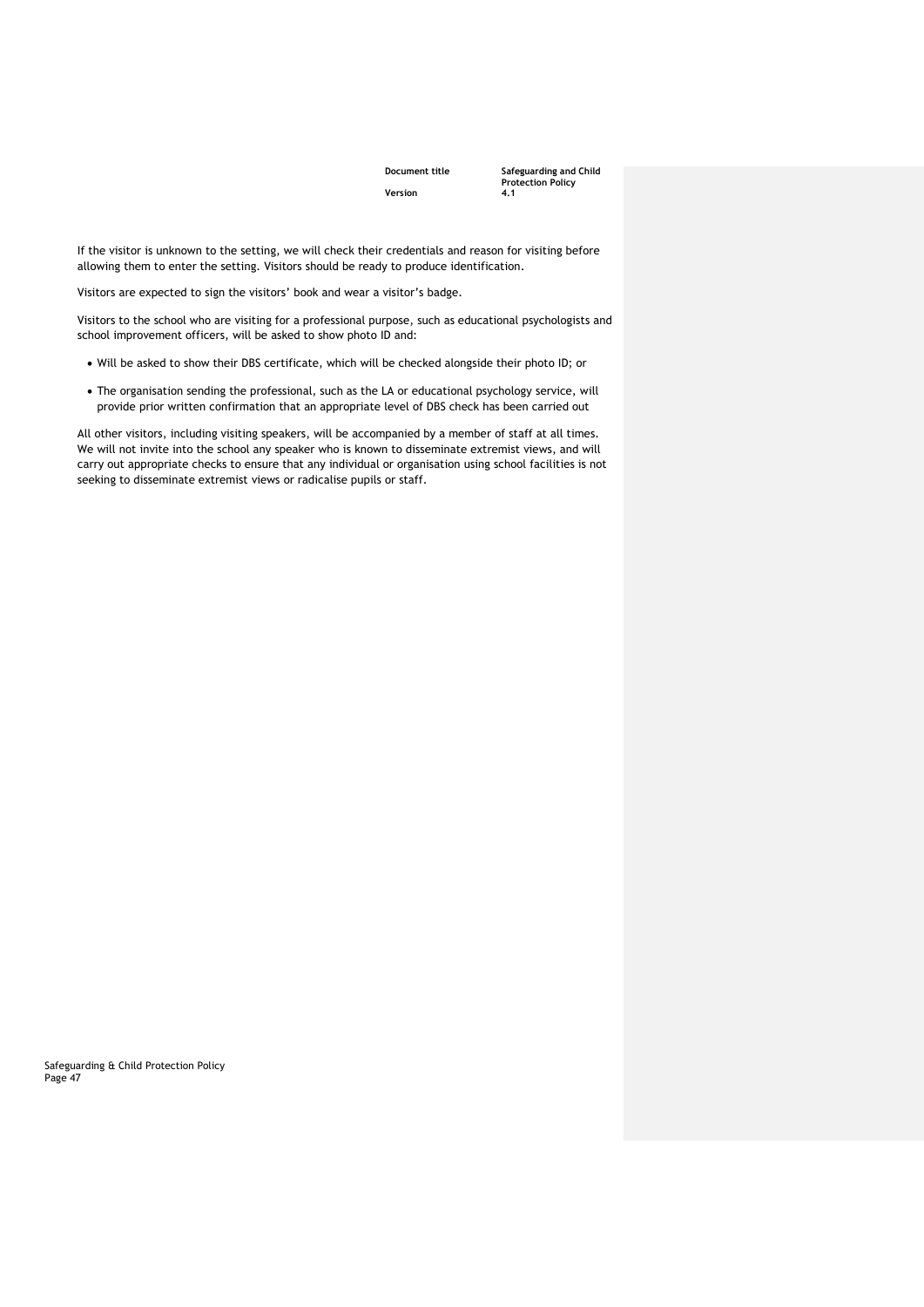If the visitor is unknown to the setting, we will check their credentials and reason for visiting before allowing them to enter the setting. Visitors should be ready to produce identification.

Visitors are expected to sign the visitors' book and wear a visitor's badge.

Visitors to the school who are visiting for a professional purpose, such as educational psychologists and school improvement officers, will be asked to show photo ID and:

- Will be asked to show their DBS certificate, which will be checked alongside their photo ID; or
- The organisation sending the professional, such as the LA or educational psychology service, will provide prior written confirmation that an appropriate level of DBS check has been carried out

All other visitors, including visiting speakers, will be accompanied by a member of staff at all times. We will not invite into the school any speaker who is known to disseminate extremist views, and will carry out appropriate checks to ensure that any individual or organisation using school facilities is not seeking to disseminate extremist views or radicalise pupils or staff.